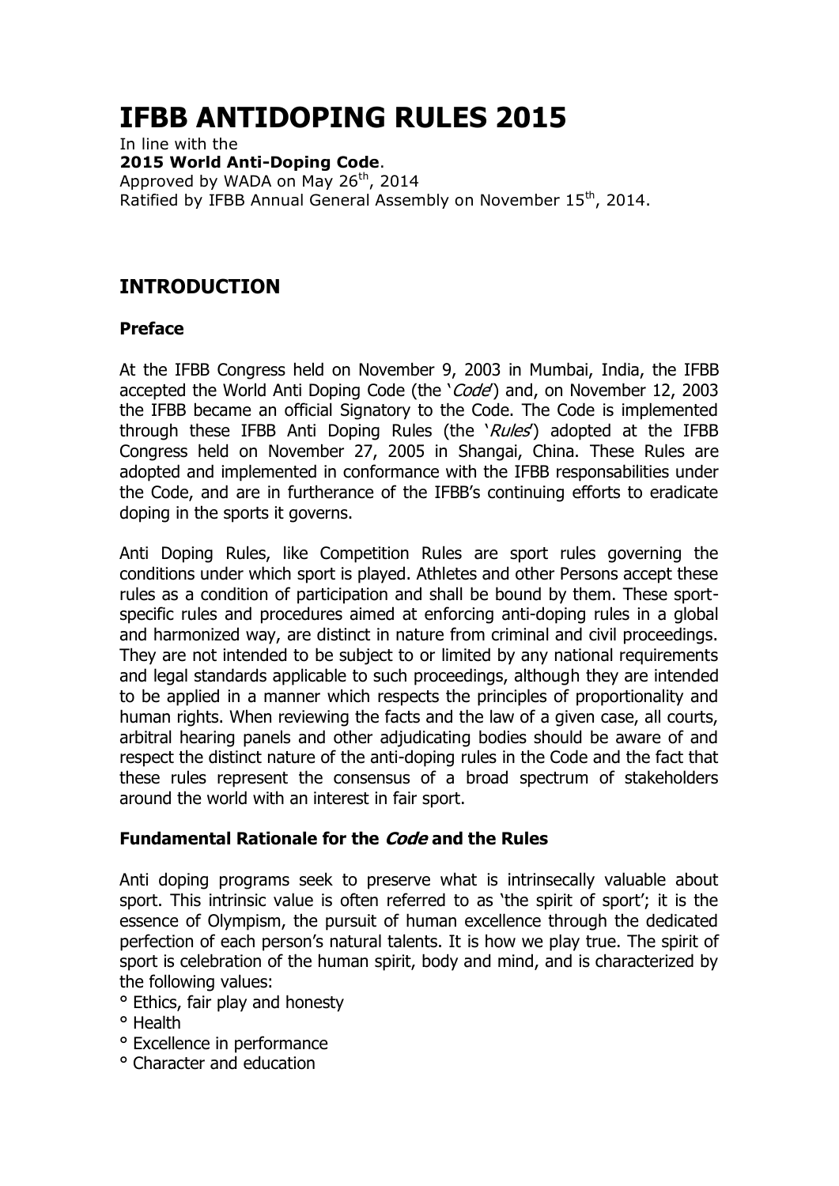# IFBB ANTIDOPING RULES 2015

In line with the
**2015 World Anti-Doping Code**.
Approved by WADA on May 26th, 2014
Ratified by IFBB Annual General Assembly on November 15th, 2014.

## INTRODUCTION

### Preface

At the IFBB Congress held on November 9, 2003 in Mumbai, India, the IFBB accepted the World Anti Doping Code (the '*Code*') and, on November 12, 2003 the IFBB became an official Signatory to the Code. The Code is implemented through these IFBB Anti Doping Rules (the '*Rules*') adopted at the IFBB Congress held on November 27, 2005 in Shangai, China. These Rules are adopted and implemented in conformance with the IFBB responsabilities under the Code, and are in furtherance of the IFBB's continuing efforts to eradicate doping in the sports it governs.

Anti Doping Rules, like Competition Rules are sport rules governing the conditions under which sport is played. Athletes and other Persons accept these rules as a condition of participation and shall be bound by them. These sport-specific rules and procedures aimed at enforcing anti-doping rules in a global and harmonized way, are distinct in nature from criminal and civil proceedings. They are not intended to be subject to or limited by any national requirements and legal standards applicable to such proceedings, although they are intended to be applied in a manner which respects the principles of proportionality and human rights. When reviewing the facts and the law of a given case, all courts, arbitral hearing panels and other adjudicating bodies should be aware of and respect the distinct nature of the anti-doping rules in the Code and the fact that these rules represent the consensus of a broad spectrum of stakeholders around the world with an interest in fair sport.

### Fundamental Rationale for the *Code* and the Rules

Anti doping programs seek to preserve what is intrinsecally valuable about sport. This intrinsic value is often referred to as 'the spirit of sport'; it is the essence of Olympism, the pursuit of human excellence through the dedicated perfection of each person's natural talents. It is how we play true. The spirit of sport is celebration of the human spirit, body and mind, and is characterized by the following values:

° Ethics, fair play and honesty
° Health
° Excellence in performance
° Character and education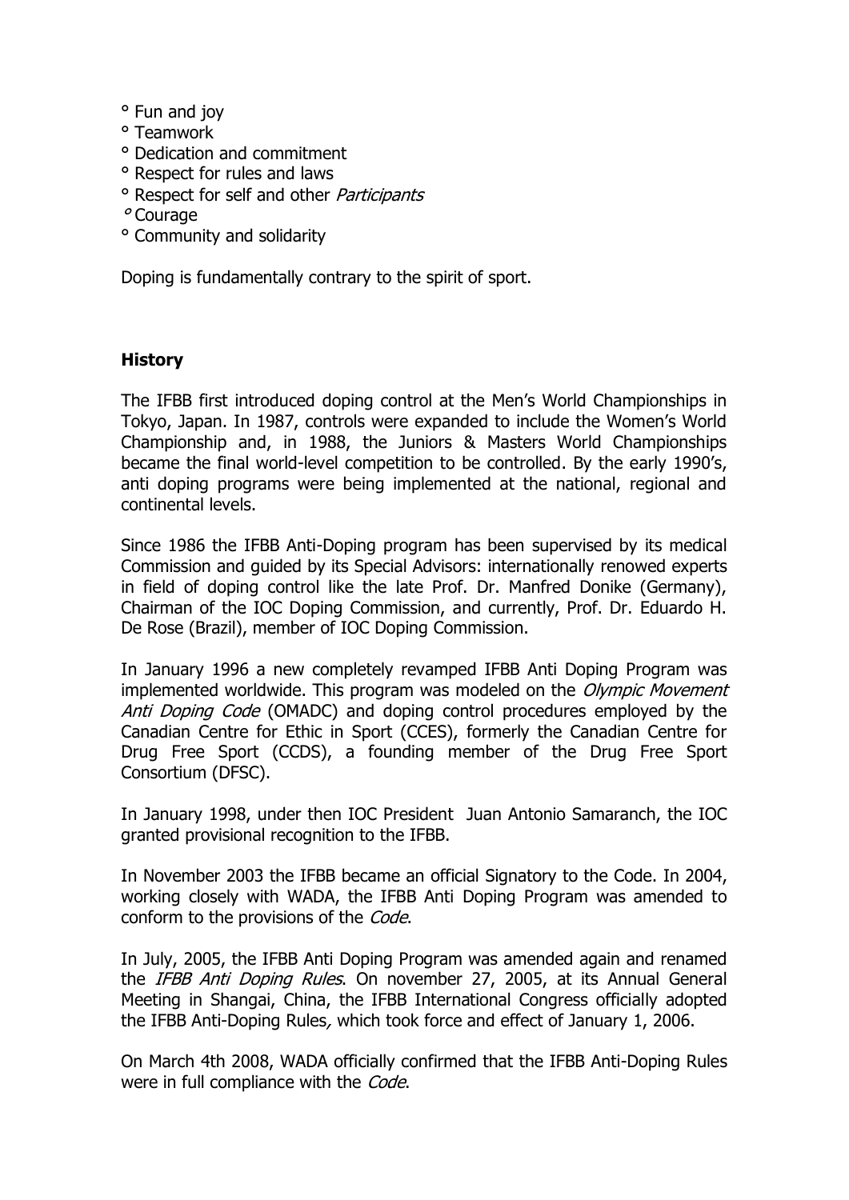° Fun and joy
° Teamwork
° Dedication and commitment
° Respect for rules and laws
° Respect for self and other *Participants*
° Courage
° Community and solidarity

Doping is fundamentally contrary to the spirit of sport.

## History

The IFBB first introduced doping control at the Men's World Championships in Tokyo, Japan. In 1987, controls were expanded to include the Women's World Championship and, in 1988, the Juniors & Masters World Championships became the final world-level competition to be controlled. By the early 1990's, anti doping programs were being implemented at the national, regional and continental levels.

Since 1986 the IFBB Anti-Doping program has been supervised by its medical Commission and guided by its Special Advisors: internationally renowed experts in field of doping control like the late Prof. Dr. Manfred Donike (Germany), Chairman of the IOC Doping Commission, and currently, Prof. Dr. Eduardo H. De Rose (Brazil), member of IOC Doping Commission.

In January 1996 a new completely revamped IFBB Anti Doping Program was implemented worldwide. This program was modeled on the *Olympic Movement Anti Doping Code* (OMADC) and doping control procedures employed by the Canadian Centre for Ethic in Sport (CCES), formerly the Canadian Centre for Drug Free Sport (CCDS), a founding member of the Drug Free Sport Consortium (DFSC).

In January 1998, under then IOC President Juan Antonio Samaranch, the IOC granted provisional recognition to the IFBB.

In November 2003 the IFBB became an official Signatory to the Code. In 2004, working closely with WADA, the IFBB Anti Doping Program was amended to conform to the provisions of the *Code*.

In July, 2005, the IFBB Anti Doping Program was amended again and renamed the *IFBB Anti Doping Rules*. On november 27, 2005, at its Annual General Meeting in Shangai, China, the IFBB International Congress officially adopted the IFBB Anti-Doping Rules, which took force and effect of January 1, 2006.

On March 4th 2008, WADA officially confirmed that the IFBB Anti-Doping Rules were in full compliance with the *Code*.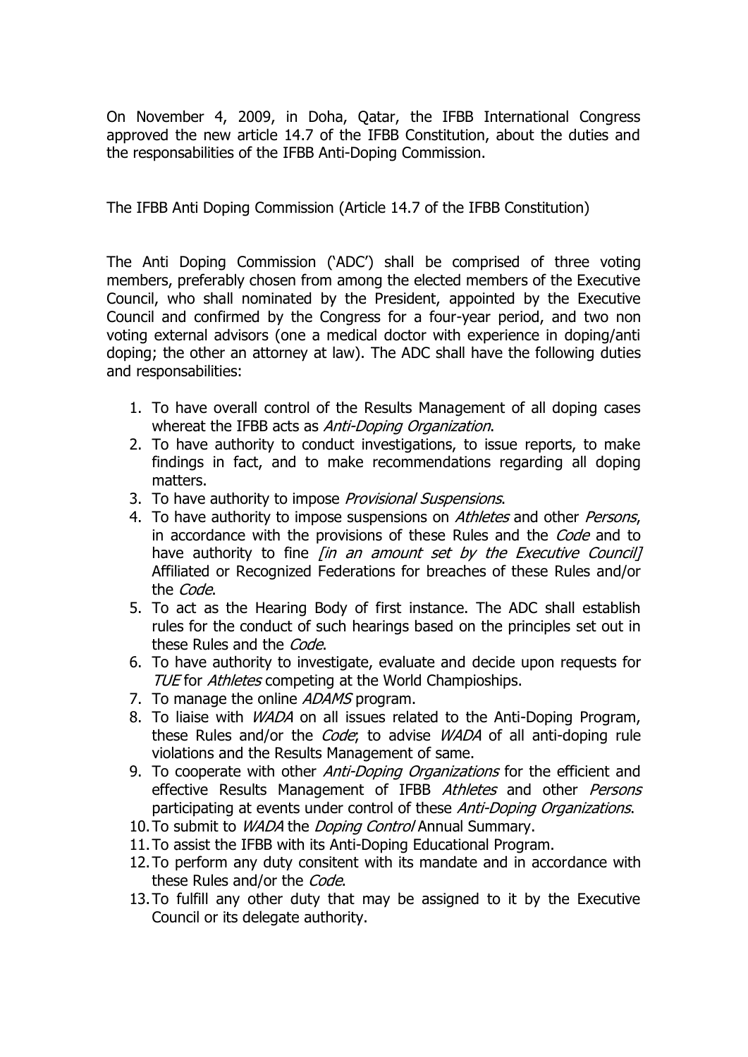On November 4, 2009, in Doha, Qatar, the IFBB International Congress approved the new article 14.7 of the IFBB Constitution, about the duties and the responsabilities of the IFBB Anti-Doping Commission.

The IFBB Anti Doping Commission (Article 14.7 of the IFBB Constitution)

The Anti Doping Commission ('ADC') shall be comprised of three voting members, preferably chosen from among the elected members of the Executive Council, who shall nominated by the President, appointed by the Executive Council and confirmed by the Congress for a four-year period, and two non voting external advisors (one a medical doctor with experience in doping/anti doping; the other an attorney at law). The ADC shall have the following duties and responsabilities:

1. To have overall control of the Results Management of all doping cases whereat the IFBB acts as *Anti-Doping Organization*.
2. To have authority to conduct investigations, to issue reports, to make findings in fact, and to make recommendations regarding all doping matters.
3. To have authority to impose *Provisional Suspensions*.
4. To have authority to impose suspensions on *Athletes* and other *Persons*, in accordance with the provisions of these Rules and the *Code* and to have authority to fine *[in an amount set by the Executive Council]* Affiliated or Recognized Federations for breaches of these Rules and/or the *Code*.
5. To act as the Hearing Body of first instance. The ADC shall establish rules for the conduct of such hearings based on the principles set out in these Rules and the *Code*.
6. To have authority to investigate, evaluate and decide upon requests for *TUE* for *Athletes* competing at the World Champioships.
7. To manage the online *ADAMS* program.
8. To liaise with *WADA* on all issues related to the Anti-Doping Program, these Rules and/or the *Code*; to advise *WADA* of all anti-doping rule violations and the Results Management of same.
9. To cooperate with other *Anti-Doping Organizations* for the efficient and effective Results Management of IFBB *Athletes* and other *Persons* participating at events under control of these *Anti-Doping Organizations*.
10. To submit to *WADA* the *Doping Control* Annual Summary.
11. To assist the IFBB with its Anti-Doping Educational Program.
12. To perform any duty consitent with its mandate and in accordance with these Rules and/or the *Code*.
13. To fulfill any other duty that may be assigned to it by the Executive Council or its delegate authority.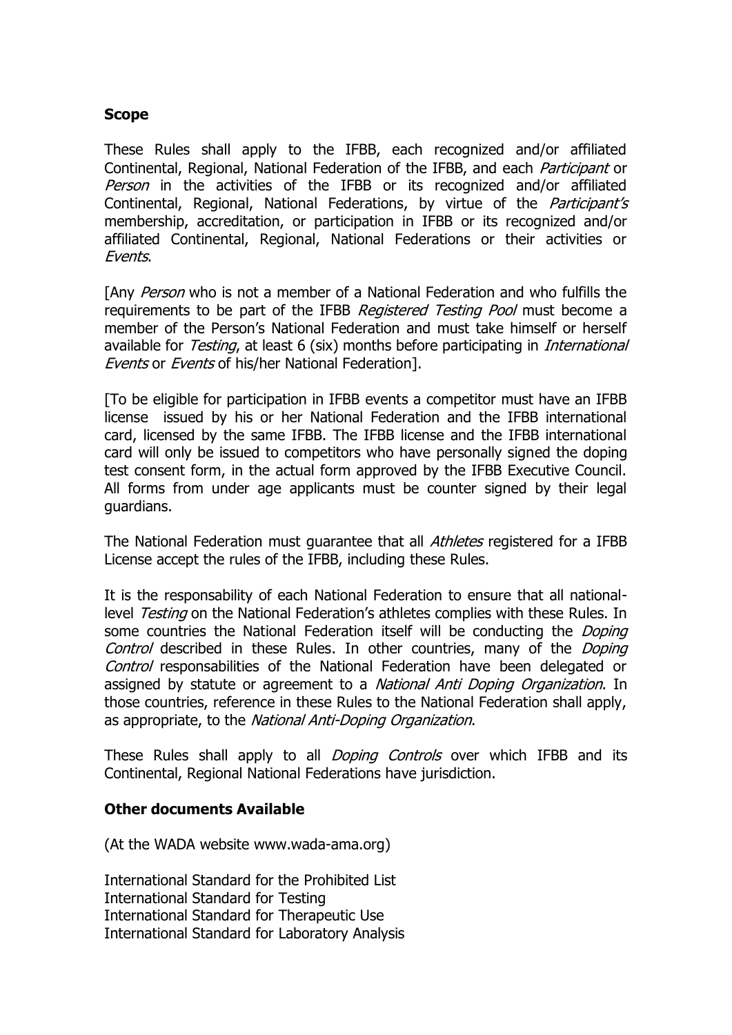**Scope**

These Rules shall apply to the IFBB, each recognized and/or affiliated Continental, Regional, National Federation of the IFBB, and each *Participant* or *Person* in the activities of the IFBB or its recognized and/or affiliated Continental, Regional, National Federations, by virtue of the *Participant's* membership, accreditation, or participation in IFBB or its recognized and/or affiliated Continental, Regional, National Federations or their activities or *Events*.

[Any *Person* who is not a member of a National Federation and who fulfills the requirements to be part of the IFBB *Registered Testing Pool* must become a member of the Person's National Federation and must take himself or herself available for *Testing*, at least 6 (six) months before participating in *International Events* or *Events* of his/her National Federation].

[To be eligible for participation in IFBB events a competitor must have an IFBB license issued by his or her National Federation and the IFBB international card, licensed by the same IFBB. The IFBB license and the IFBB international card will only be issued to competitors who have personally signed the doping test consent form, in the actual form approved by the IFBB Executive Council. All forms from under age applicants must be counter signed by their legal guardians.

The National Federation must guarantee that all *Athletes* registered for a IFBB License accept the rules of the IFBB, including these Rules.

It is the responsability of each National Federation to ensure that all national-level *Testing* on the National Federation's athletes complies with these Rules. In some countries the National Federation itself will be conducting the *Doping Control* described in these Rules. In other countries, many of the *Doping Control* responsabilities of the National Federation have been delegated or assigned by statute or agreement to a *National Anti Doping Organization*. In those countries, reference in these Rules to the National Federation shall apply, as appropriate, to the *National Anti-Doping Organization*.

These Rules shall apply to all *Doping Controls* over which IFBB and its Continental, Regional National Federations have jurisdiction.

**Other documents Available**

(At the WADA website www.wada-ama.org)

International Standard for the Prohibited List
International Standard for Testing
International Standard for Therapeutic Use
International Standard for Laboratory Analysis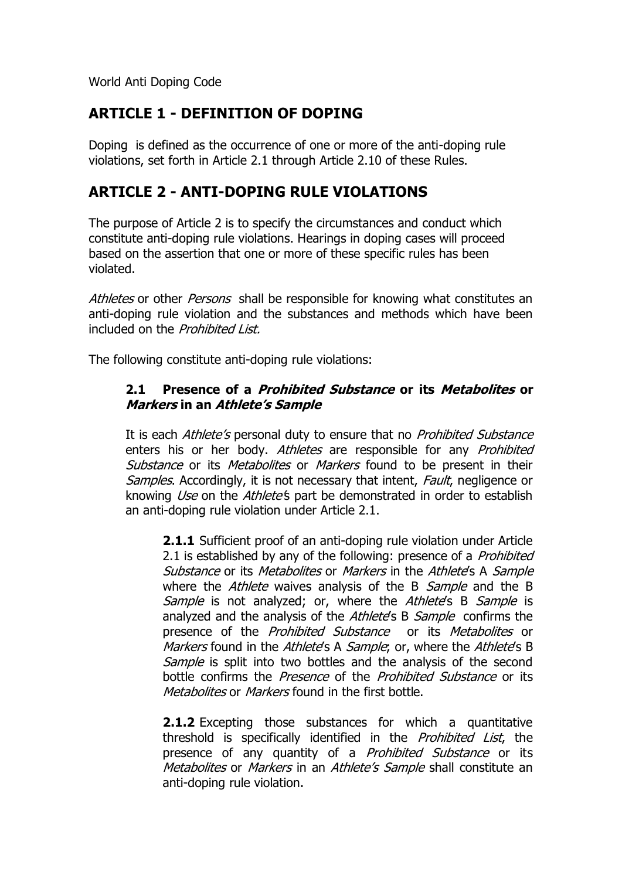World Anti Doping Code

## ARTICLE 1 - DEFINITION OF DOPING

Doping is defined as the occurrence of one or more of the anti-doping rule violations, set forth in Article 2.1 through Article 2.10 of these Rules.

## ARTICLE 2 - ANTI-DOPING RULE VIOLATIONS

The purpose of Article 2 is to specify the circumstances and conduct which constitute anti-doping rule violations. Hearings in doping cases will proceed based on the assertion that one or more of these specific rules has been violated.

*Athletes* or other *Persons* shall be responsible for knowing what constitutes an anti-doping rule violation and the substances and methods which have been included on the *Prohibited List.*

The following constitute anti-doping rule violations:

### 2.1 Presence of a *Prohibited Substance* or its *Metabolites* or *Markers* in an *Athlete's Sample*

It is each *Athlete's* personal duty to ensure that no *Prohibited Substance* enters his or her body. *Athletes* are responsible for any *Prohibited Substance* or its *Metabolites* or *Markers* found to be present in their *Samples*. Accordingly, it is not necessary that intent, *Fault*, negligence or knowing *Use* on the *Athlete's* part be demonstrated in order to establish an anti-doping rule violation under Article 2.1.

**2.1.1** Sufficient proof of an anti-doping rule violation under Article 2.1 is established by any of the following: presence of a *Prohibited Substance* or its *Metabolites* or *Markers* in the *Athlete*'s A *Sample* where the *Athlete* waives analysis of the B *Sample* and the B *Sample* is not analyzed; or, where the *Athlete*'s B *Sample* is analyzed and the analysis of the *Athlete*'s B *Sample* confirms the presence of the *Prohibited Substance* or its *Metabolites* or *Markers* found in the *Athlete*'s A *Sample*; or, where the *Athlete*'s B *Sample* is split into two bottles and the analysis of the second bottle confirms the *Presence* of the *Prohibited Substance* or its *Metabolites* or *Markers* found in the first bottle.

**2.1.2** Excepting those substances for which a quantitative threshold is specifically identified in the *Prohibited List*, the presence of any quantity of a *Prohibited Substance* or its *Metabolites* or *Markers* in an *Athlete's Sample* shall constitute an anti-doping rule violation.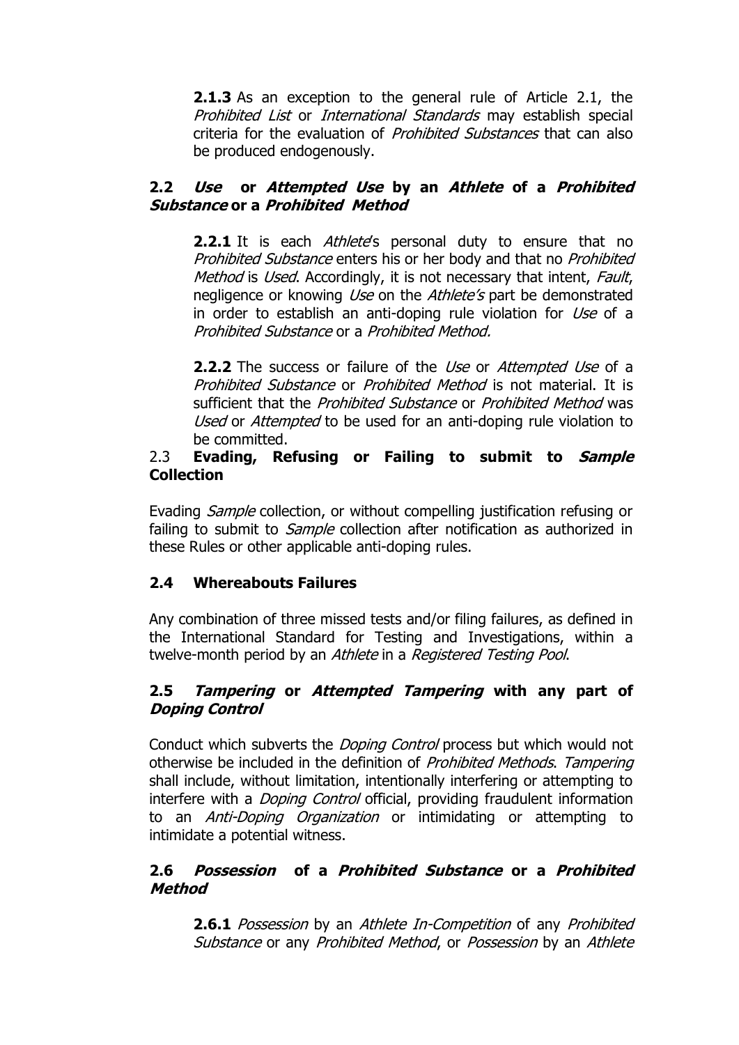**2.1.3** As an exception to the general rule of Article 2.1, the *Prohibited List* or *International Standards* may establish special criteria for the evaluation of *Prohibited Substances* that can also be produced endogenously.

### 2.2 *Use* or *Attempted Use* by an *Athlete* of a *Prohibited Substance* or a *Prohibited Method*

**2.2.1** It is each *Athlete*'s personal duty to ensure that no *Prohibited Substance* enters his or her body and that no *Prohibited Method* is *Used*. Accordingly, it is not necessary that intent, *Fault*, negligence or knowing *Use* on the *Athlete's* part be demonstrated in order to establish an anti-doping rule violation for *Use* of a *Prohibited Substance* or a *Prohibited Method.*

**2.2.2** The success or failure of the *Use* or *Attempted Use* of a *Prohibited Substance* or *Prohibited Method* is not material. It is sufficient that the *Prohibited Substance* or *Prohibited Method* was *Used* or *Attempted* to be used for an anti-doping rule violation to be committed.

### 2.3 Evading, Refusing or Failing to submit to *Sample* Collection

Evading *Sample* collection, or without compelling justification refusing or failing to submit to *Sample* collection after notification as authorized in these Rules or other applicable anti-doping rules.

### 2.4 Whereabouts Failures

Any combination of three missed tests and/or filing failures, as defined in the International Standard for Testing and Investigations, within a twelve-month period by an *Athlete* in a *Registered Testing Pool*.

### 2.5 *Tampering* or *Attempted Tampering* with any part of *Doping Control*

Conduct which subverts the *Doping Control* process but which would not otherwise be included in the definition of *Prohibited Methods*. *Tampering* shall include, without limitation, intentionally interfering or attempting to interfere with a *Doping Control* official, providing fraudulent information to an *Anti-Doping Organization* or intimidating or attempting to intimidate a potential witness.

### 2.6 *Possession* of a *Prohibited Substance* or a *Prohibited Method*

**2.6.1** *Possession* by an *Athlete In-Competition* of any *Prohibited Substance* or any *Prohibited Method*, or *Possession* by an *Athlete*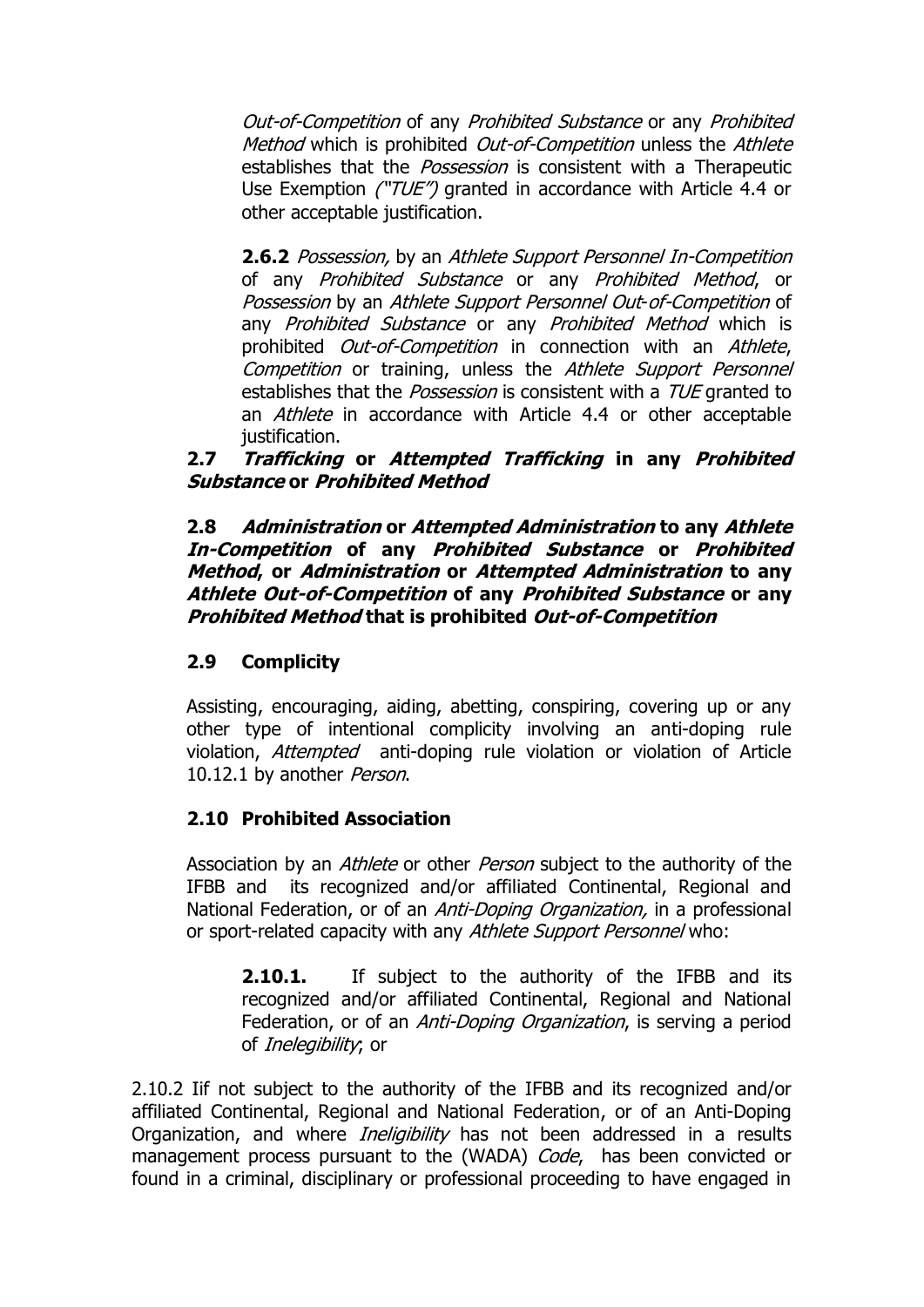*Out-of-Competition* of any *Prohibited Substance* or any *Prohibited Method* which is prohibited *Out-of-Competition* unless the *Athlete* establishes that the *Possession* is consistent with a Therapeutic Use Exemption *("TUE")* granted in accordance with Article 4.4 or other acceptable justification.

**2.6.2** *Possession,* by an *Athlete Support Personnel In-Competition* of any *Prohibited Substance* or any *Prohibited Method*, or *Possession* by an *Athlete Support Personnel Out-of-Competition* of any *Prohibited Substance* or any *Prohibited Method* which is prohibited *Out-of-Competition* in connection with an *Athlete*, *Competition* or training, unless the *Athlete Support Personnel* establishes that the *Possession* is consistent with a *TUE* granted to an *Athlete* in accordance with Article 4.4 or other acceptable justification.

**2.7 *Trafficking* or *Attempted Trafficking* in any *Prohibited Substance* or *Prohibited Method***

**2.8 *Administration* or *Attempted Administration* to any *Athlete In-Competition* of any *Prohibited Substance* or *Prohibited Method*, or *Administration* or *Attempted Administration* to any *Athlete Out-of-Competition* of any *Prohibited Substance* or any *Prohibited Method* that is prohibited *Out-of-Competition***

**2.9 Complicity**

Assisting, encouraging, aiding, abetting, conspiring, covering up or any other type of intentional complicity involving an anti-doping rule violation, *Attempted* anti-doping rule violation or violation of Article 10.12.1 by another *Person*.

**2.10 Prohibited Association**

Association by an *Athlete* or other *Person* subject to the authority of the IFBB and its recognized and/or affiliated Continental, Regional and National Federation, or of an *Anti-Doping Organization,* in a professional or sport-related capacity with any *Athlete Support Personnel* who:

**2.10.1.** If subject to the authority of the IFBB and its recognized and/or affiliated Continental, Regional and National Federation, or of an *Anti-Doping Organization*, is serving a period of *Ineligibility*; or

2.10.2 Iif not subject to the authority of the IFBB and its recognized and/or affiliated Continental, Regional and National Federation, or of an Anti-Doping Organization, and where *Ineligibility* has not been addressed in a results management process pursuant to the (WADA) *Code*, has been convicted or found in a criminal, disciplinary or professional proceeding to have engaged in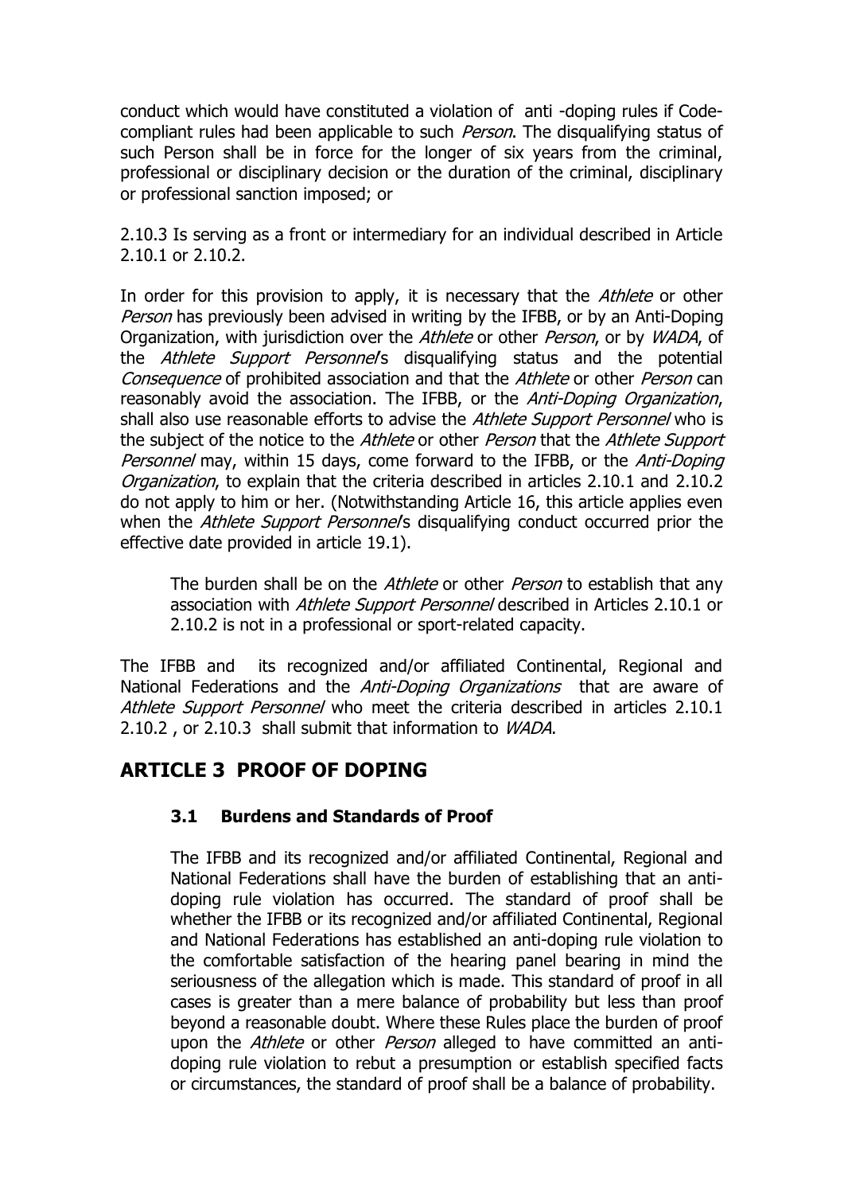conduct which would have constituted a violation of anti -doping rules if Code-compliant rules had been applicable to such *Person*. The disqualifying status of such Person shall be in force for the longer of six years from the criminal, professional or disciplinary decision or the duration of the criminal, disciplinary or professional sanction imposed; or

2.10.3 Is serving as a front or intermediary for an individual described in Article 2.10.1 or 2.10.2.

In order for this provision to apply, it is necessary that the *Athlete* or other *Person* has previously been advised in writing by the IFBB, or by an Anti-Doping Organization, with jurisdiction over the *Athlete* or other *Person*, or by *WADA*, of the *Athlete Support Personnel*'s disqualifying status and the potential *Consequence* of prohibited association and that the *Athlete* or other *Person* can reasonably avoid the association. The IFBB, or the *Anti-Doping Organization*, shall also use reasonable efforts to advise the *Athlete Support Personnel* who is the subject of the notice to the *Athlete* or other *Person* that the *Athlete Support Personnel* may, within 15 days, come forward to the IFBB, or the *Anti-Doping Organization*, to explain that the criteria described in articles 2.10.1 and 2.10.2 do not apply to him or her. (Notwithstanding Article 16, this article applies even when the *Athlete Support Personnel*'s disqualifying conduct occurred prior the effective date provided in article 19.1).

The burden shall be on the *Athlete* or other *Person* to establish that any association with *Athlete Support Personnel* described in Articles 2.10.1 or 2.10.2 is not in a professional or sport-related capacity.

The IFBB and its recognized and/or affiliated Continental, Regional and National Federations and the *Anti-Doping Organizations* that are aware of *Athlete Support Personnel* who meet the criteria described in articles 2.10.1 2.10.2 , or 2.10.3 shall submit that information to *WADA*.

## ARTICLE 3 PROOF OF DOPING

### 3.1 Burdens and Standards of Proof

The IFBB and its recognized and/or affiliated Continental, Regional and National Federations shall have the burden of establishing that an anti-doping rule violation has occurred. The standard of proof shall be whether the IFBB or its recognized and/or affiliated Continental, Regional and National Federations has established an anti-doping rule violation to the comfortable satisfaction of the hearing panel bearing in mind the seriousness of the allegation which is made. This standard of proof in all cases is greater than a mere balance of probability but less than proof beyond a reasonable doubt. Where these Rules place the burden of proof upon the *Athlete* or other *Person* alleged to have committed an anti-doping rule violation to rebut a presumption or establish specified facts or circumstances, the standard of proof shall be a balance of probability.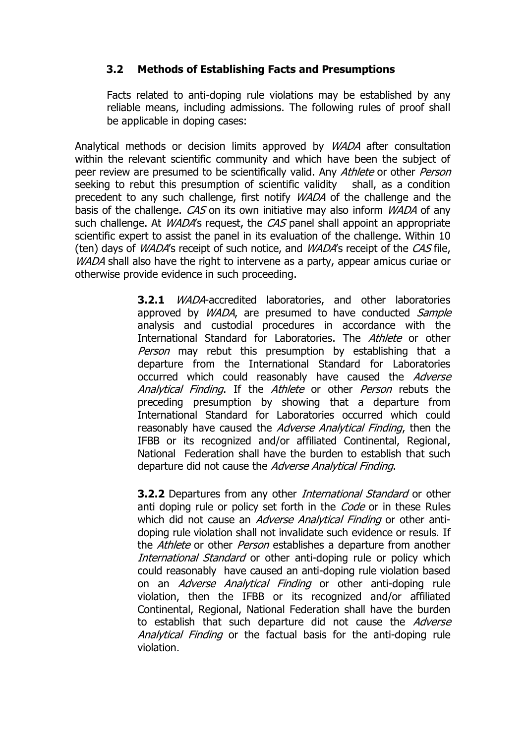### 3.2 Methods of Establishing Facts and Presumptions

Facts related to anti-doping rule violations may be established by any reliable means, including admissions. The following rules of proof shall be applicable in doping cases:

Analytical methods or decision limits approved by *WADA* after consultation within the relevant scientific community and which have been the subject of peer review are presumed to be scientifically valid. Any *Athlete* or other *Person* seeking to rebut this presumption of scientific validity shall, as a condition precedent to any such challenge, first notify *WADA* of the challenge and the basis of the challenge. *CAS* on its own initiative may also inform *WADA* of any such challenge. At *WADA*'s request, the *CAS* panel shall appoint an appropriate scientific expert to assist the panel in its evaluation of the challenge. Within 10 (ten) days of *WADA*'s receipt of such notice, and *WADA*'s receipt of the *CAS* file, *WADA* shall also have the right to intervene as a party, appear amicus curiae or otherwise provide evidence in such proceeding.

**3.2.1** *WADA*-accredited laboratories, and other laboratories approved by *WADA*, are presumed to have conducted *Sample* analysis and custodial procedures in accordance with the International Standard for Laboratories. The *Athlete* or other *Person* may rebut this presumption by establishing that a departure from the International Standard for Laboratories occurred which could reasonably have caused the *Adverse Analytical Finding*. If the *Athlete* or other *Person* rebuts the preceding presumption by showing that a departure from International Standard for Laboratories occurred which could reasonably have caused the *Adverse Analytical Finding*, then the IFBB or its recognized and/or affiliated Continental, Regional, National Federation shall have the burden to establish that such departure did not cause the *Adverse Analytical Finding*.

**3.2.2** Departures from any other *International Standard* or other anti doping rule or policy set forth in the *Code* or in these Rules which did not cause an *Adverse Analytical Finding* or other anti-doping rule violation shall not invalidate such evidence or resuls. If the *Athlete* or other *Person* establishes a departure from another *International Standard* or other anti-doping rule or policy which could reasonably have caused an anti-doping rule violation based on an *Adverse Analytical Finding* or other anti-doping rule violation, then the IFBB or its recognized and/or affiliated Continental, Regional, National Federation shall have the burden to establish that such departure did not cause the *Adverse Analytical Finding* or the factual basis for the anti-doping rule violation.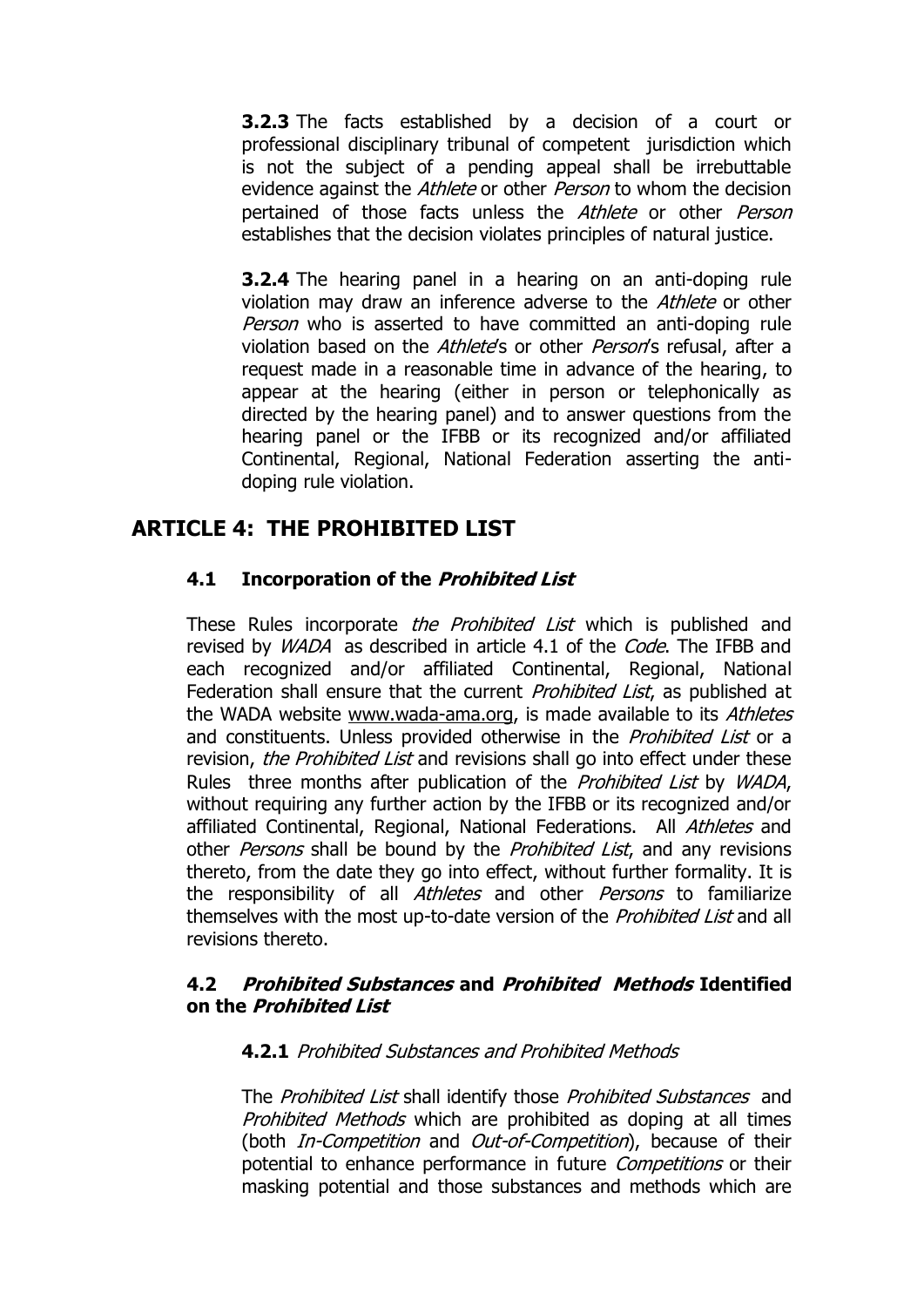**3.2.3** The facts established by a decision of a court or professional disciplinary tribunal of competent jurisdiction which is not the subject of a pending appeal shall be irrebuttable evidence against the *Athlete* or other *Person* to whom the decision pertained of those facts unless the *Athlete* or other *Person* establishes that the decision violates principles of natural justice.

**3.2.4** The hearing panel in a hearing on an anti-doping rule violation may draw an inference adverse to the *Athlete* or other *Person* who is asserted to have committed an anti-doping rule violation based on the *Athlete*'s or other *Person*'s refusal, after a request made in a reasonable time in advance of the hearing, to appear at the hearing (either in person or telephonically as directed by the hearing panel) and to answer questions from the hearing panel or the IFBB or its recognized and/or affiliated Continental, Regional, National Federation asserting the anti-doping rule violation.

## ARTICLE 4: THE PROHIBITED LIST

### 4.1 Incorporation of the *Prohibited List*

These Rules incorporate *the Prohibited List* which is published and revised by *WADA* as described in article 4.1 of the *Code*. The IFBB and each recognized and/or affiliated Continental, Regional, National Federation shall ensure that the current *Prohibited List*, as published at the WADA website www.wada-ama.org, is made available to its *Athletes* and constituents. Unless provided otherwise in the *Prohibited List* or a revision, *the Prohibited List* and revisions shall go into effect under these Rules three months after publication of the *Prohibited List* by *WADA*, without requiring any further action by the IFBB or its recognized and/or affiliated Continental, Regional, National Federations. All *Athletes* and other *Persons* shall be bound by the *Prohibited List*, and any revisions thereto, from the date they go into effect, without further formality. It is the responsibility of all *Athletes* and other *Persons* to familiarize themselves with the most up-to-date version of the *Prohibited List* and all revisions thereto.

### 4.2 *Prohibited Substances* and *Prohibited Methods* Identified on the *Prohibited List*

**4.2.1** *Prohibited Substances and Prohibited Methods*

The *Prohibited List* shall identify those *Prohibited Substances* and *Prohibited Methods* which are prohibited as doping at all times (both *In-Competition* and *Out-of-Competition*), because of their potential to enhance performance in future *Competitions* or their masking potential and those substances and methods which are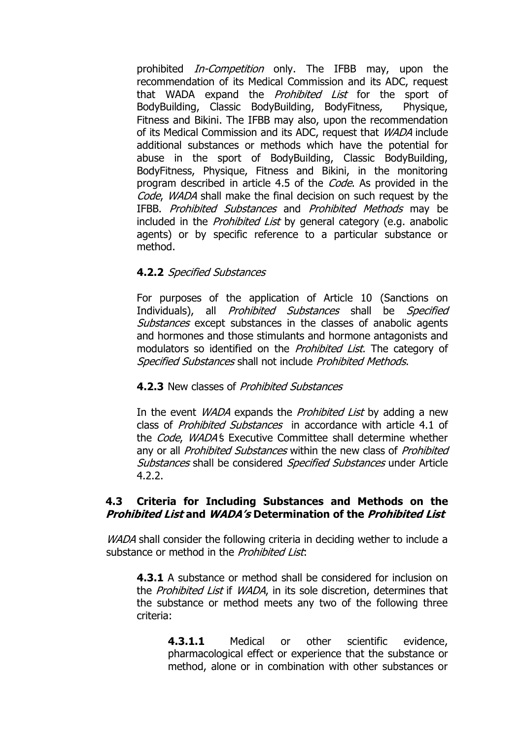prohibited *In-Competition* only. The IFBB may, upon the recommendation of its Medical Commission and its ADC, request that WADA expand the *Prohibited List* for the sport of BodyBuilding, Classic BodyBuilding, BodyFitness, Physique, Fitness and Bikini. The IFBB may also, upon the recommendation of its Medical Commission and its ADC, request that *WADA* include additional substances or methods which have the potential for abuse in the sport of BodyBuilding, Classic BodyBuilding, BodyFitness, Physique, Fitness and Bikini, in the monitoring program described in article 4.5 of the *Code*. As provided in the *Code*, *WADA* shall make the final decision on such request by the IFBB. *Prohibited Substances* and *Prohibited Methods* may be included in the *Prohibited List* by general category (e.g. anabolic agents) or by specific reference to a particular substance or method.

**4.2.2** *Specified Substances*

For purposes of the application of Article 10 (Sanctions on Individuals), all *Prohibited Substances* shall be *Specified Substances* except substances in the classes of anabolic agents and hormones and those stimulants and hormone antagonists and modulators so identified on the *Prohibited List*. The category of *Specified Substances* shall not include *Prohibited Methods*.

**4.2.3** New classes of *Prohibited Substances*

In the event *WADA* expands the *Prohibited List* by adding a new class of *Prohibited Substances* in accordance with article 4.1 of the *Code*, *WADA*'s Executive Committee shall determine whether any or all *Prohibited Substances* within the new class of *Prohibited Substances* shall be considered *Specified Substances* under Article 4.2.2.

### 4.3 Criteria for Including Substances and Methods on the *Prohibited List* and *WADA's* Determination of the *Prohibited List*

*WADA* shall consider the following criteria in deciding wether to include a substance or method in the *Prohibited List*:

**4.3.1** A substance or method shall be considered for inclusion on the *Prohibited List* if *WADA*, in its sole discretion, determines that the substance or method meets any two of the following three criteria:

**4.3.1.1** Medical or other scientific evidence, pharmacological effect or experience that the substance or method, alone or in combination with other substances or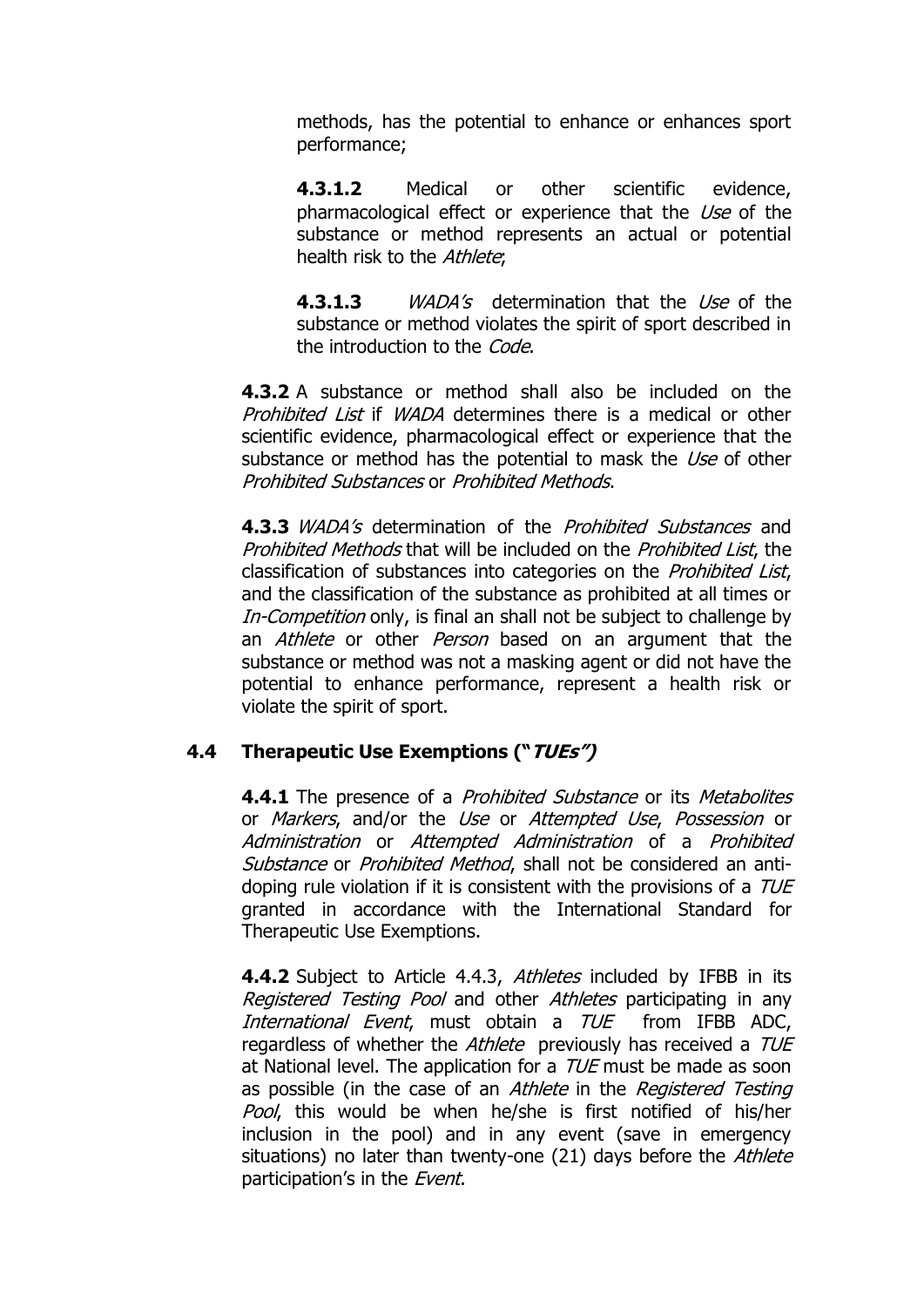methods, has the potential to enhance or enhances sport performance;

**4.3.1.2** Medical or other scientific evidence, pharmacological effect or experience that the *Use* of the substance or method represents an actual or potential health risk to the *Athlete*;

**4.3.1.3** *WADA's* determination that the *Use* of the substance or method violates the spirit of sport described in the introduction to the *Code*.

**4.3.2** A substance or method shall also be included on the *Prohibited List* if *WADA* determines there is a medical or other scientific evidence, pharmacological effect or experience that the substance or method has the potential to mask the *Use* of other *Prohibited Substances* or *Prohibited Methods*.

**4.3.3** *WADA's* determination of the *Prohibited Substances* and *Prohibited Methods* that will be included on the *Prohibited List*, the classification of substances into categories on the *Prohibited List*, and the classification of the substance as prohibited at all times or *In-Competition* only, is final an shall not be subject to challenge by an *Athlete* or other *Person* based on an argument that the substance or method was not a masking agent or did not have the potential to enhance performance, represent a health risk or violate the spirit of sport.

## 4.4 Therapeutic Use Exemptions ("*TUEs*")

**4.4.1** The presence of a *Prohibited Substance* or its *Metabolites* or *Markers*, and/or the *Use* or *Attempted Use*, *Possession* or *Administration* or *Attempted Administration* of a *Prohibited Substance* or *Prohibited Method*, shall not be considered an anti-doping rule violation if it is consistent with the provisions of a *TUE* granted in accordance with the International Standard for Therapeutic Use Exemptions.

**4.4.2** Subject to Article 4.4.3, *Athletes* included by IFBB in its *Registered Testing Pool* and other *Athletes* participating in any *International Event*, must obtain a *TUE* from IFBB ADC, regardless of whether the *Athlete* previously has received a *TUE* at National level. The application for a *TUE* must be made as soon as possible (in the case of an *Athlete* in the *Registered Testing Pool*, this would be when he/she is first notified of his/her inclusion in the pool) and in any event (save in emergency situations) no later than twenty-one (21) days before the *Athlete* participation's in the *Event*.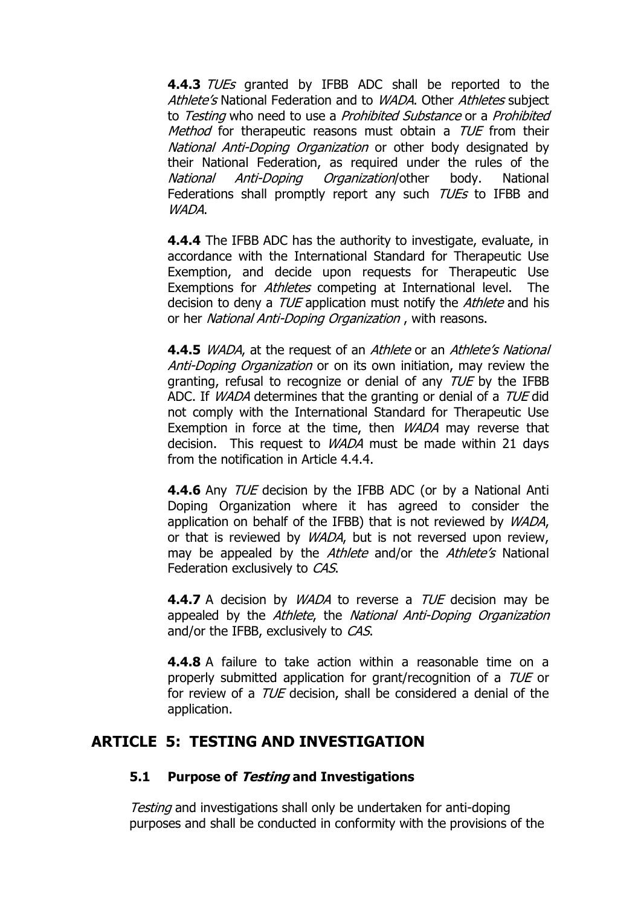**4.4.3** *TUEs* granted by IFBB ADC shall be reported to the *Athlete's* National Federation and to *WADA*. Other *Athletes* subject to *Testing* who need to use a *Prohibited Substance* or a *Prohibited Method* for therapeutic reasons must obtain a *TUE* from their *National Anti-Doping Organization* or other body designated by their National Federation, as required under the rules of the *National Anti-Doping Organization*/other body. National Federations shall promptly report any such *TUEs* to IFBB and *WADA*.

**4.4.4** The IFBB ADC has the authority to investigate, evaluate, in accordance with the International Standard for Therapeutic Use Exemption, and decide upon requests for Therapeutic Use Exemptions for *Athletes* competing at International level. The decision to deny a *TUE* application must notify the *Athlete* and his or her *National Anti-Doping Organization* , with reasons.

**4.4.5** *WADA*, at the request of an *Athlete* or an *Athlete's National Anti-Doping Organization* or on its own initiation, may review the granting, refusal to recognize or denial of any *TUE* by the IFBB ADC. If *WADA* determines that the granting or denial of a *TUE* did not comply with the International Standard for Therapeutic Use Exemption in force at the time, then *WADA* may reverse that decision. This request to *WADA* must be made within 21 days from the notification in Article 4.4.4.

**4.4.6** Any *TUE* decision by the IFBB ADC (or by a National Anti Doping Organization where it has agreed to consider the application on behalf of the IFBB) that is not reviewed by *WADA*, or that is reviewed by *WADA*, but is not reversed upon review, may be appealed by the *Athlete* and/or the *Athlete's* National Federation exclusively to *CAS*.

**4.4.7** A decision by *WADA* to reverse a *TUE* decision may be appealed by the *Athlete*, the *National Anti-Doping Organization* and/or the IFBB, exclusively to *CAS*.

**4.4.8** A failure to take action within a reasonable time on a properly submitted application for grant/recognition of a *TUE* or for review of a *TUE* decision, shall be considered a denial of the application.

## ARTICLE 5: TESTING AND INVESTIGATION

### 5.1 Purpose of *Testing* and Investigations

*Testing* and investigations shall only be undertaken for anti-doping purposes and shall be conducted in conformity with the provisions of the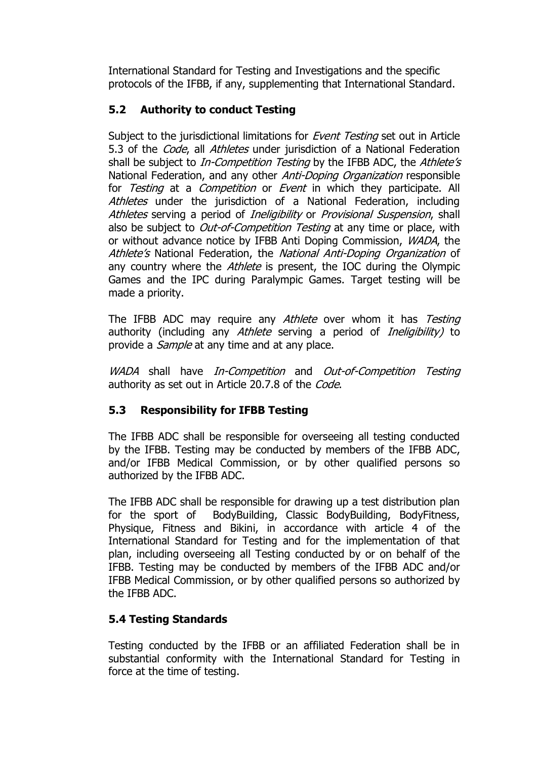International Standard for Testing and Investigations and the specific protocols of the IFBB, if any, supplementing that International Standard.

### 5.2 Authority to conduct Testing

Subject to the jurisdictional limitations for *Event Testing* set out in Article 5.3 of the *Code*, all *Athletes* under jurisdiction of a National Federation shall be subject to *In-Competition Testing* by the IFBB ADC, the *Athlete's* National Federation, and any other *Anti-Doping Organization* responsible for *Testing* at a *Competition* or *Event* in which they participate. All *Athletes* under the jurisdiction of a National Federation, including *Athletes* serving a period of *Ineligibility* or *Provisional Suspension*, shall also be subject to *Out-of-Competition Testing* at any time or place, with or without advance notice by IFBB Anti Doping Commission, *WADA*, the *Athlete's* National Federation, the *National Anti-Doping Organization* of any country where the *Athlete* is present, the IOC during the Olympic Games and the IPC during Paralympic Games. Target testing will be made a priority.

The IFBB ADC may require any *Athlete* over whom it has *Testing* authority (including any *Athlete* serving a period of *Ineligibility)* to provide a *Sample* at any time and at any place.

*WADA* shall have *In-Competition* and *Out-of-Competition Testing* authority as set out in Article 20.7.8 of the *Code*.

### 5.3 Responsibility for IFBB Testing

The IFBB ADC shall be responsible for overseeing all testing conducted by the IFBB. Testing may be conducted by members of the IFBB ADC, and/or IFBB Medical Commission, or by other qualified persons so authorized by the IFBB ADC.

The IFBB ADC shall be responsible for drawing up a test distribution plan for the sport of BodyBuilding, Classic BodyBuilding, BodyFitness, Physique, Fitness and Bikini, in accordance with article 4 of the International Standard for Testing and for the implementation of that plan, including overseeing all Testing conducted by or on behalf of the IFBB. Testing may be conducted by members of the IFBB ADC and/or IFBB Medical Commission, or by other qualified persons so authorized by the IFBB ADC.

### 5.4 Testing Standards

Testing conducted by the IFBB or an affiliated Federation shall be in substantial conformity with the International Standard for Testing in force at the time of testing.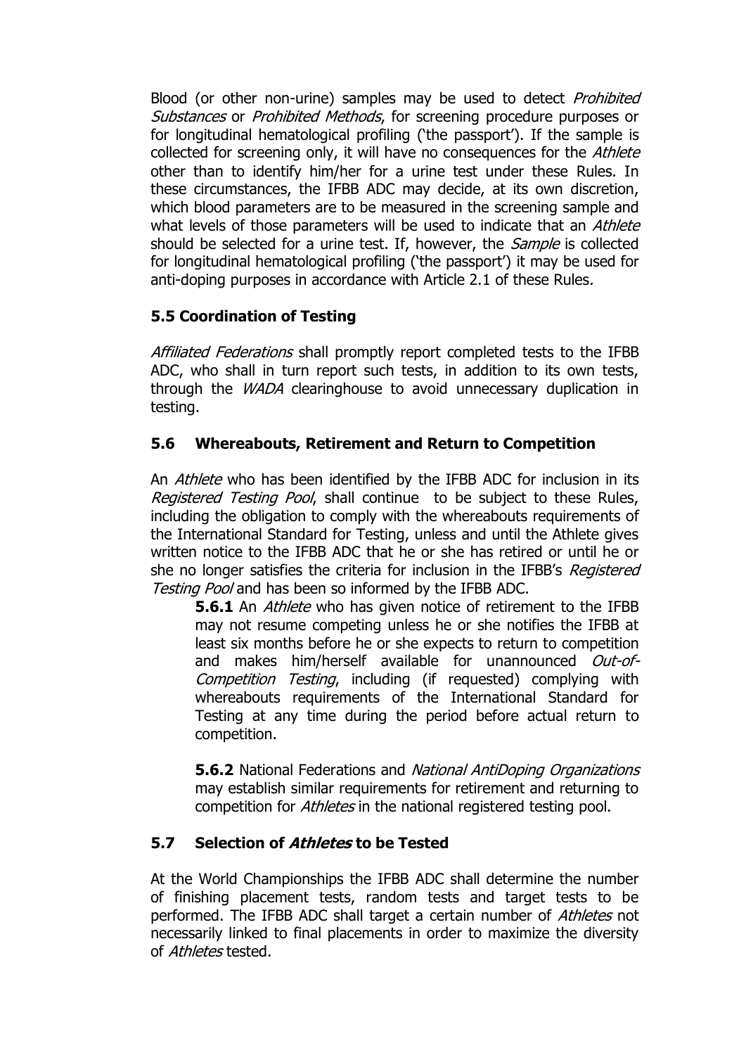Blood (or other non-urine) samples may be used to detect *Prohibited Substances* or *Prohibited Methods*, for screening procedure purposes or for longitudinal hematological profiling ('the passport'). If the sample is collected for screening only, it will have no consequences for the *Athlete* other than to identify him/her for a urine test under these Rules. In these circumstances, the IFBB ADC may decide, at its own discretion, which blood parameters are to be measured in the screening sample and what levels of those parameters will be used to indicate that an *Athlete* should be selected for a urine test. If, however, the *Sample* is collected for longitudinal hematological profiling ('the passport') it may be used for anti-doping purposes in accordance with Article 2.1 of these Rules.

### 5.5 Coordination of Testing

*Affiliated Federations* shall promptly report completed tests to the IFBB ADC, who shall in turn report such tests, in addition to its own tests, through the *WADA* clearinghouse to avoid unnecessary duplication in testing.

### 5.6 Whereabouts, Retirement and Return to Competition

An *Athlete* who has been identified by the IFBB ADC for inclusion in its *Registered Testing Pool*, shall continue to be subject to these Rules, including the obligation to comply with the whereabouts requirements of the International Standard for Testing, unless and until the Athlete gives written notice to the IFBB ADC that he or she has retired or until he or she no longer satisfies the criteria for inclusion in the IFBB's *Registered Testing Pool* and has been so informed by the IFBB ADC.

**5.6.1** An *Athlete* who has given notice of retirement to the IFBB may not resume competing unless he or she notifies the IFBB at least six months before he or she expects to return to competition and makes him/herself available for unannounced *Out-of-Competition Testing*, including (if requested) complying with whereabouts requirements of the International Standard for Testing at any time during the period before actual return to competition.

**5.6.2** National Federations and *National AntiDoping Organizations* may establish similar requirements for retirement and returning to competition for *Athletes* in the national registered testing pool.

### 5.7 Selection of *Athletes* to be Tested

At the World Championships the IFBB ADC shall determine the number of finishing placement tests, random tests and target tests to be performed. The IFBB ADC shall target a certain number of *Athletes* not necessarily linked to final placements in order to maximize the diversity of *Athletes* tested.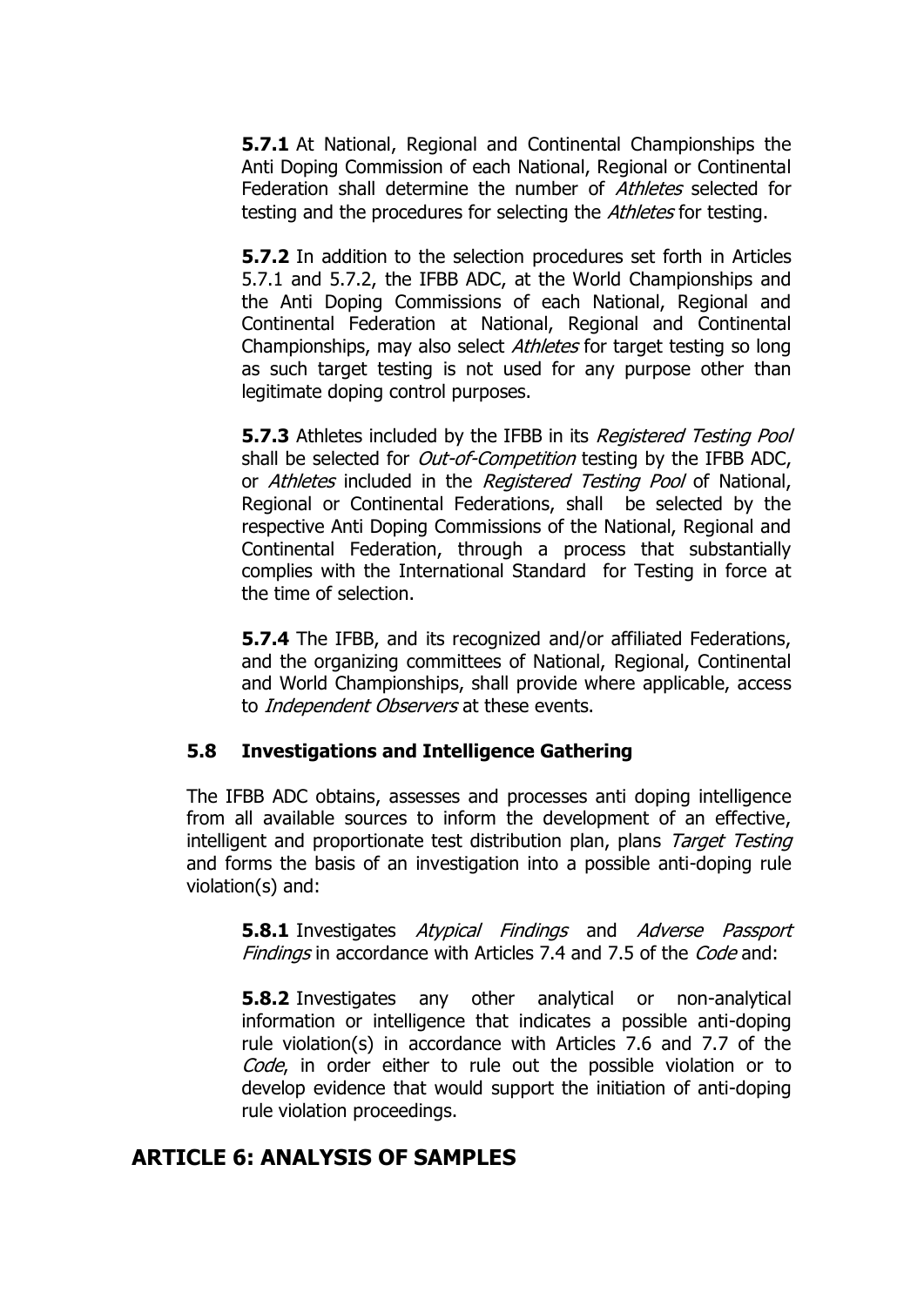**5.7.1** At National, Regional and Continental Championships the Anti Doping Commission of each National, Regional or Continental Federation shall determine the number of *Athletes* selected for testing and the procedures for selecting the *Athletes* for testing.

**5.7.2** In addition to the selection procedures set forth in Articles 5.7.1 and 5.7.2, the IFBB ADC, at the World Championships and the Anti Doping Commissions of each National, Regional and Continental Federation at National, Regional and Continental Championships, may also select *Athletes* for target testing so long as such target testing is not used for any purpose other than legitimate doping control purposes.

**5.7.3** Athletes included by the IFBB in its *Registered Testing Pool* shall be selected for *Out-of-Competition* testing by the IFBB ADC, or *Athletes* included in the *Registered Testing Pool* of National, Regional or Continental Federations, shall be selected by the respective Anti Doping Commissions of the National, Regional and Continental Federation, through a process that substantially complies with the International Standard for Testing in force at the time of selection.

**5.7.4** The IFBB, and its recognized and/or affiliated Federations, and the organizing committees of National, Regional, Continental and World Championships, shall provide where applicable, access to *Independent Observers* at these events.

### 5.8 Investigations and Intelligence Gathering

The IFBB ADC obtains, assesses and processes anti doping intelligence from all available sources to inform the development of an effective, intelligent and proportionate test distribution plan, plans *Target Testing* and forms the basis of an investigation into a possible anti-doping rule violation(s) and:

**5.8.1** Investigates *Atypical Findings* and *Adverse Passport Findings* in accordance with Articles 7.4 and 7.5 of the *Code* and:

**5.8.2** Investigates any other analytical or non-analytical information or intelligence that indicates a possible anti-doping rule violation(s) in accordance with Articles 7.6 and 7.7 of the *Code*, in order either to rule out the possible violation or to develop evidence that would support the initiation of anti-doping rule violation proceedings.

## ARTICLE 6: ANALYSIS OF SAMPLES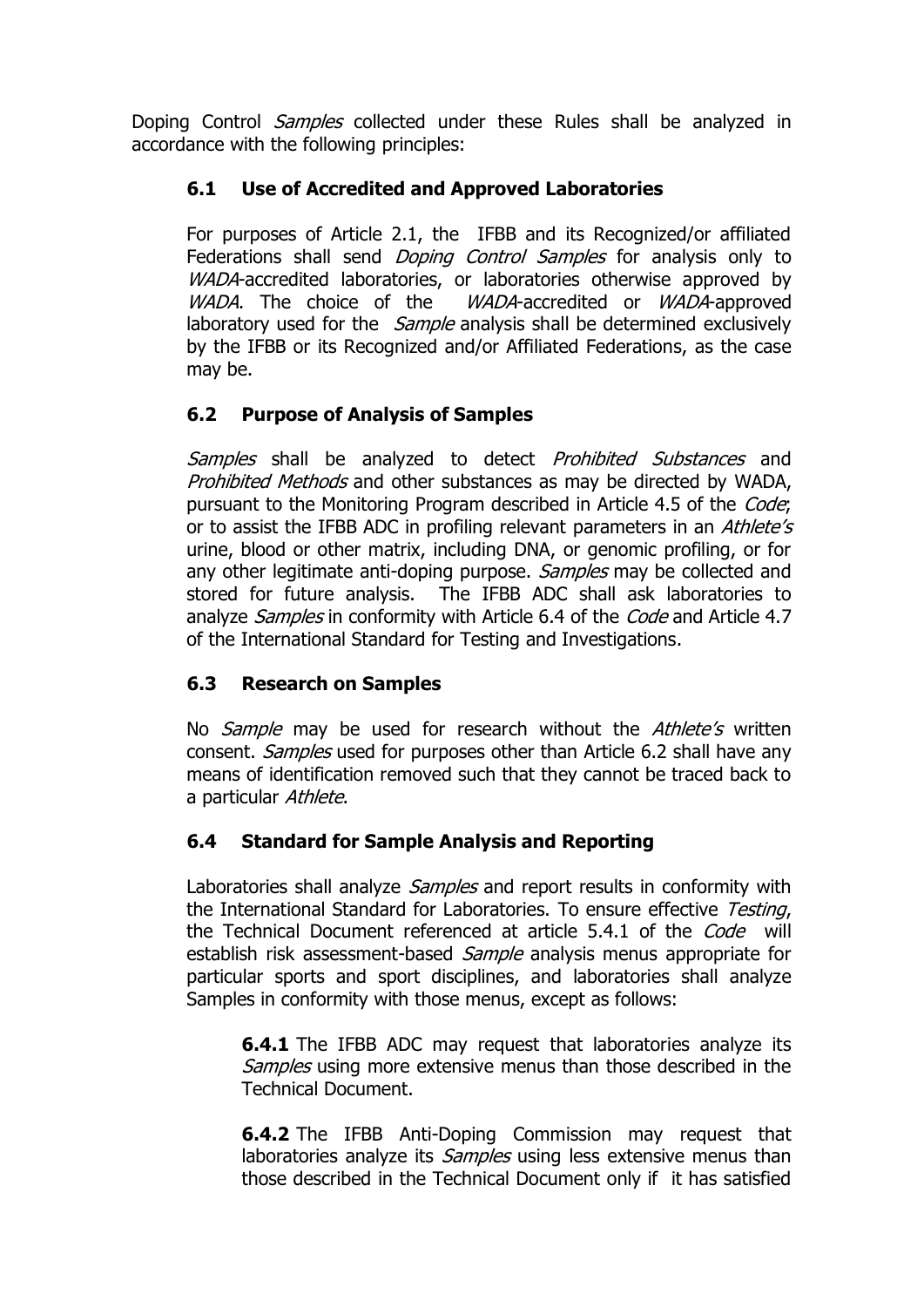Doping Control *Samples* collected under these Rules shall be analyzed in accordance with the following principles:

### 6.1 Use of Accredited and Approved Laboratories

For purposes of Article 2.1, the IFBB and its Recognized/or affiliated Federations shall send *Doping Control Samples* for analysis only to *WADA*-accredited laboratories, or laboratories otherwise approved by *WADA*. The choice of the *WADA*-accredited or *WADA*-approved laboratory used for the *Sample* analysis shall be determined exclusively by the IFBB or its Recognized and/or Affiliated Federations, as the case may be.

### 6.2 Purpose of Analysis of Samples

*Samples* shall be analyzed to detect *Prohibited Substances* and *Prohibited Methods* and other substances as may be directed by WADA, pursuant to the Monitoring Program described in Article 4.5 of the *Code*; or to assist the IFBB ADC in profiling relevant parameters in an *Athlete's* urine, blood or other matrix, including DNA, or genomic profiling, or for any other legitimate anti-doping purpose. *Samples* may be collected and stored for future analysis. The IFBB ADC shall ask laboratories to analyze *Samples* in conformity with Article 6.4 of the *Code* and Article 4.7 of the International Standard for Testing and Investigations.

### 6.3 Research on Samples

No *Sample* may be used for research without the *Athlete's* written consent. *Samples* used for purposes other than Article 6.2 shall have any means of identification removed such that they cannot be traced back to a particular *Athlete*.

### 6.4 Standard for Sample Analysis and Reporting

Laboratories shall analyze *Samples* and report results in conformity with the International Standard for Laboratories. To ensure effective *Testing*, the Technical Document referenced at article 5.4.1 of the *Code* will establish risk assessment-based *Sample* analysis menus appropriate for particular sports and sport disciplines, and laboratories shall analyze Samples in conformity with those menus, except as follows:

**6.4.1** The IFBB ADC may request that laboratories analyze its *Samples* using more extensive menus than those described in the Technical Document.

**6.4.2** The IFBB Anti-Doping Commission may request that laboratories analyze its *Samples* using less extensive menus than those described in the Technical Document only if it has satisfied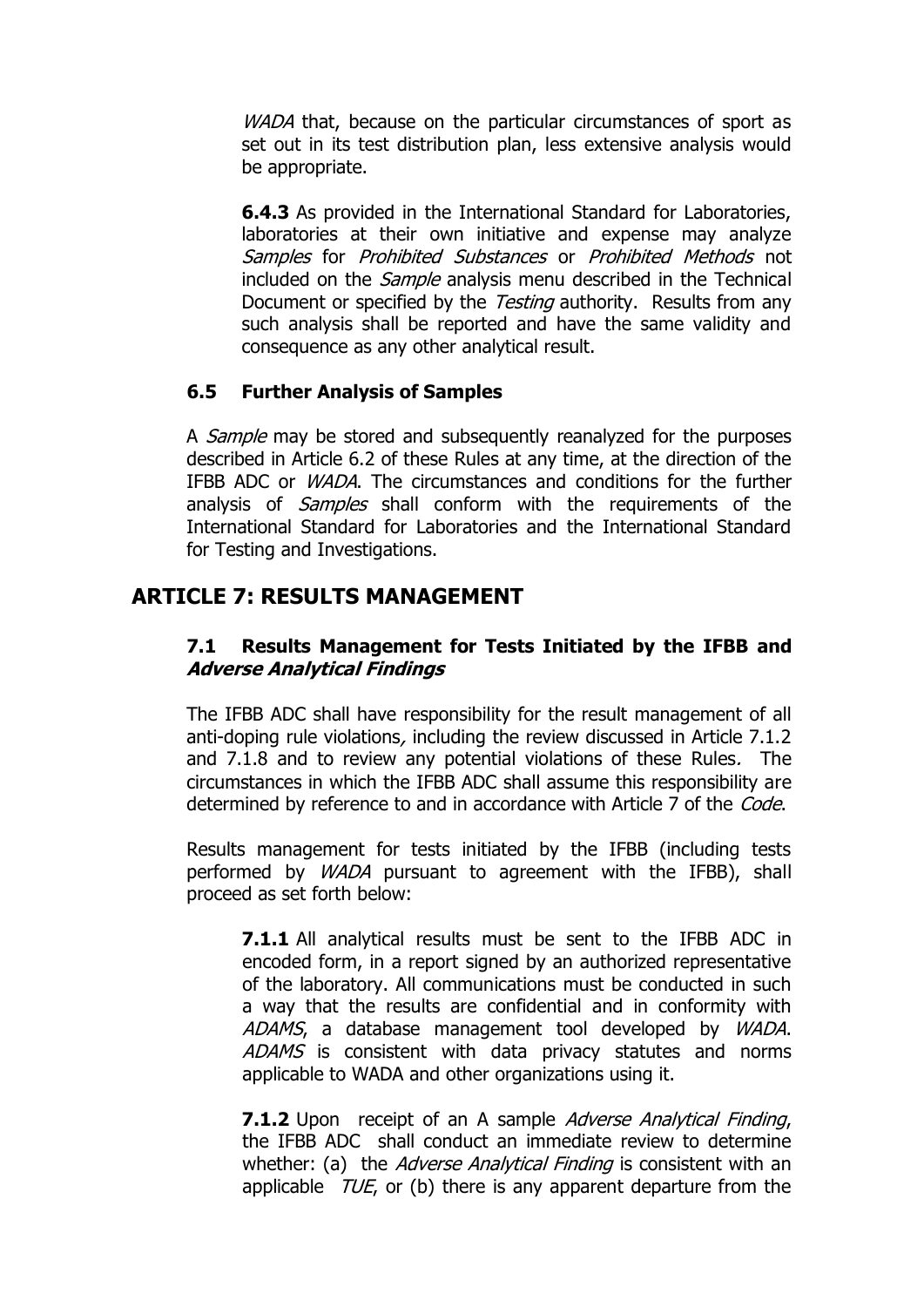*WADA* that, because on the particular circumstances of sport as set out in its test distribution plan, less extensive analysis would be appropriate.

**6.4.3** As provided in the International Standard for Laboratories, laboratories at their own initiative and expense may analyze *Samples* for *Prohibited Substances* or *Prohibited Methods* not included on the *Sample* analysis menu described in the Technical Document or specified by the *Testing* authority. Results from any such analysis shall be reported and have the same validity and consequence as any other analytical result.

### 6.5 Further Analysis of Samples

A *Sample* may be stored and subsequently reanalyzed for the purposes described in Article 6.2 of these Rules at any time, at the direction of the IFBB ADC or *WADA*. The circumstances and conditions for the further analysis of *Samples* shall conform with the requirements of the International Standard for Laboratories and the International Standard for Testing and Investigations.

## ARTICLE 7: RESULTS MANAGEMENT

### 7.1 Results Management for Tests Initiated by the IFBB and *Adverse Analytical Findings*

The IFBB ADC shall have responsibility for the result management of all anti-doping rule violations*,* including the review discussed in Article 7.1.2 and 7.1.8 and to review any potential violations of these Rules*.* The circumstances in which the IFBB ADC shall assume this responsibility are determined by reference to and in accordance with Article 7 of the *Code*.

Results management for tests initiated by the IFBB (including tests performed by *WADA* pursuant to agreement with the IFBB), shall proceed as set forth below:

**7.1.1** All analytical results must be sent to the IFBB ADC in encoded form, in a report signed by an authorized representative of the laboratory. All communications must be conducted in such a way that the results are confidential and in conformity with *ADAMS*, a database management tool developed by *WADA*. *ADAMS* is consistent with data privacy statutes and norms applicable to WADA and other organizations using it.

**7.1.2** Upon receipt of an A sample *Adverse Analytical Finding*, the IFBB ADC shall conduct an immediate review to determine whether: (a) the *Adverse Analytical Finding* is consistent with an applicable *TUE*, or (b) there is any apparent departure from the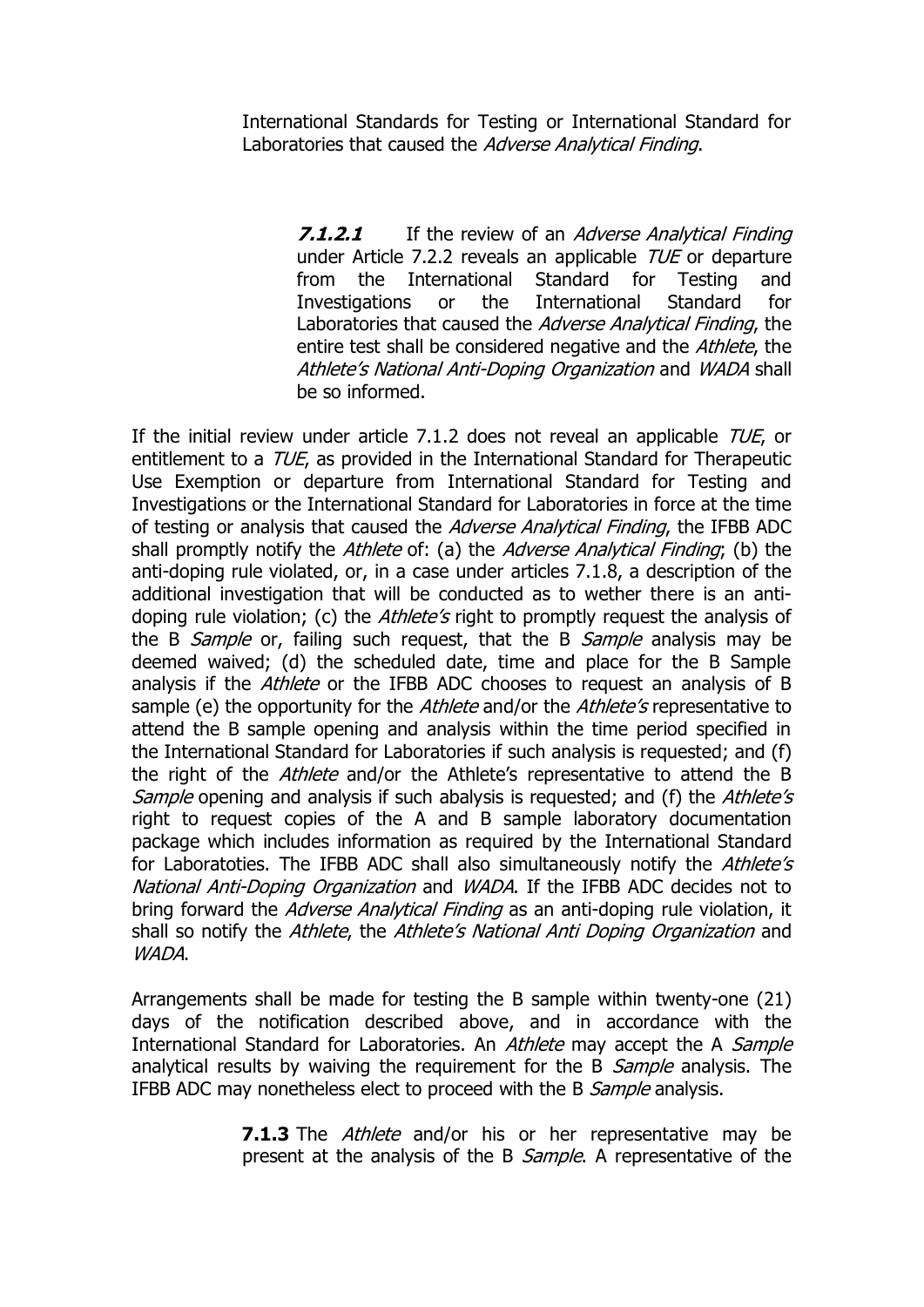International Standards for Testing or International Standard for Laboratories that caused the *Adverse Analytical Finding*.

> ***7.1.2.1*** If the review of an *Adverse Analytical Finding* under Article 7.2.2 reveals an applicable *TUE* or departure from the International Standard for Testing and Investigations or the International Standard for Laboratories that caused the *Adverse Analytical Finding*, the entire test shall be considered negative and the *Athlete*, the *Athlete's National Anti-Doping Organization* and *WADA* shall be so informed.

If the initial review under article 7.1.2 does not reveal an applicable *TUE*, or entitlement to a *TUE*, as provided in the International Standard for Therapeutic Use Exemption or departure from International Standard for Testing and Investigations or the International Standard for Laboratories in force at the time of testing or analysis that caused the *Adverse Analytical Finding*, the IFBB ADC shall promptly notify the *Athlete* of: (a) the *Adverse Analytical Finding*; (b) the anti-doping rule violated, or, in a case under articles 7.1.8, a description of the additional investigation that will be conducted as to wether there is an anti-doping rule violation; (c) the *Athlete's* right to promptly request the analysis of the B *Sample* or, failing such request, that the B *Sample* analysis may be deemed waived; (d) the scheduled date, time and place for the B Sample analysis if the *Athlete* or the IFBB ADC chooses to request an analysis of B sample (e) the opportunity for the *Athlete* and/or the *Athlete's* representative to attend the B sample opening and analysis within the time period specified in the International Standard for Laboratories if such analysis is requested; and (f) the right of the *Athlete* and/or the Athlete's representative to attend the B *Sample* opening and analysis if such abalysis is requested; and (f) the *Athlete's* right to request copies of the A and B sample laboratory documentation package which includes information as required by the International Standard for Laboratoties. The IFBB ADC shall also simultaneously notify the *Athlete's National Anti-Doping Organization* and *WADA*. If the IFBB ADC decides not to bring forward the *Adverse Analytical Finding* as an anti-doping rule violation, it shall so notify the *Athlete*, the *Athlete's National Anti Doping Organization* and *WADA*.

Arrangements shall be made for testing the B sample within twenty-one (21) days of the notification described above, and in accordance with the International Standard for Laboratories. An *Athlete* may accept the A *Sample* analytical results by waiving the requirement for the B *Sample* analysis. The IFBB ADC may nonetheless elect to proceed with the B *Sample* analysis.

> **7.1.3** The *Athlete* and/or his or her representative may be present at the analysis of the B *Sample*. A representative of the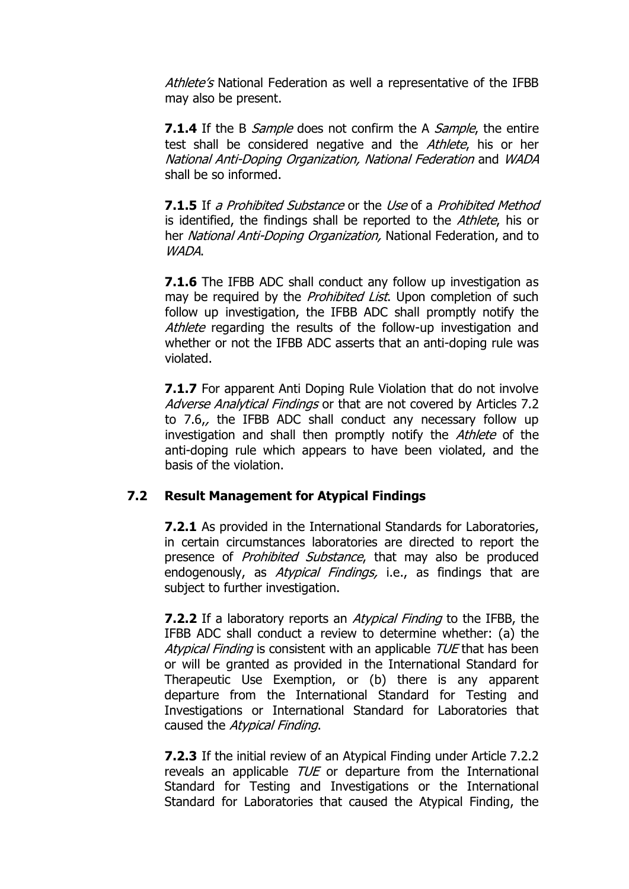*Athlete's* National Federation as well a representative of the IFBB may also be present.

**7.1.4** If the B *Sample* does not confirm the A *Sample*, the entire test shall be considered negative and the *Athlete*, his or her *National Anti-Doping Organization, National Federation* and *WADA* shall be so informed.

**7.1.5** If *a Prohibited Substance* or the *Use* of a *Prohibited Method* is identified, the findings shall be reported to the *Athlete*, his or her *National Anti-Doping Organization,* National Federation, and to *WADA*.

**7.1.6** The IFBB ADC shall conduct any follow up investigation as may be required by the *Prohibited List*. Upon completion of such follow up investigation, the IFBB ADC shall promptly notify the *Athlete* regarding the results of the follow-up investigation and whether or not the IFBB ADC asserts that an anti-doping rule was violated.

**7.1.7** For apparent Anti Doping Rule Violation that do not involve *Adverse Analytical Findings* or that are not covered by Articles 7.2 to 7.6,, the IFBB ADC shall conduct any necessary follow up investigation and shall then promptly notify the *Athlete* of the anti-doping rule which appears to have been violated, and the basis of the violation.

### 7.2 Result Management for Atypical Findings

**7.2.1** As provided in the International Standards for Laboratories, in certain circumstances laboratories are directed to report the presence of *Prohibited Substance*, that may also be produced endogenously, as *Atypical Findings,* i.e., as findings that are subject to further investigation.

**7.2.2** If a laboratory reports an *Atypical Finding* to the IFBB, the IFBB ADC shall conduct a review to determine whether: (a) the *Atypical Finding* is consistent with an applicable *TUE* that has been or will be granted as provided in the International Standard for Therapeutic Use Exemption, or (b) there is any apparent departure from the International Standard for Testing and Investigations or International Standard for Laboratories that caused the *Atypical Finding*.

**7.2.3** If the initial review of an Atypical Finding under Article 7.2.2 reveals an applicable *TUE* or departure from the International Standard for Testing and Investigations or the International Standard for Laboratories that caused the Atypical Finding, the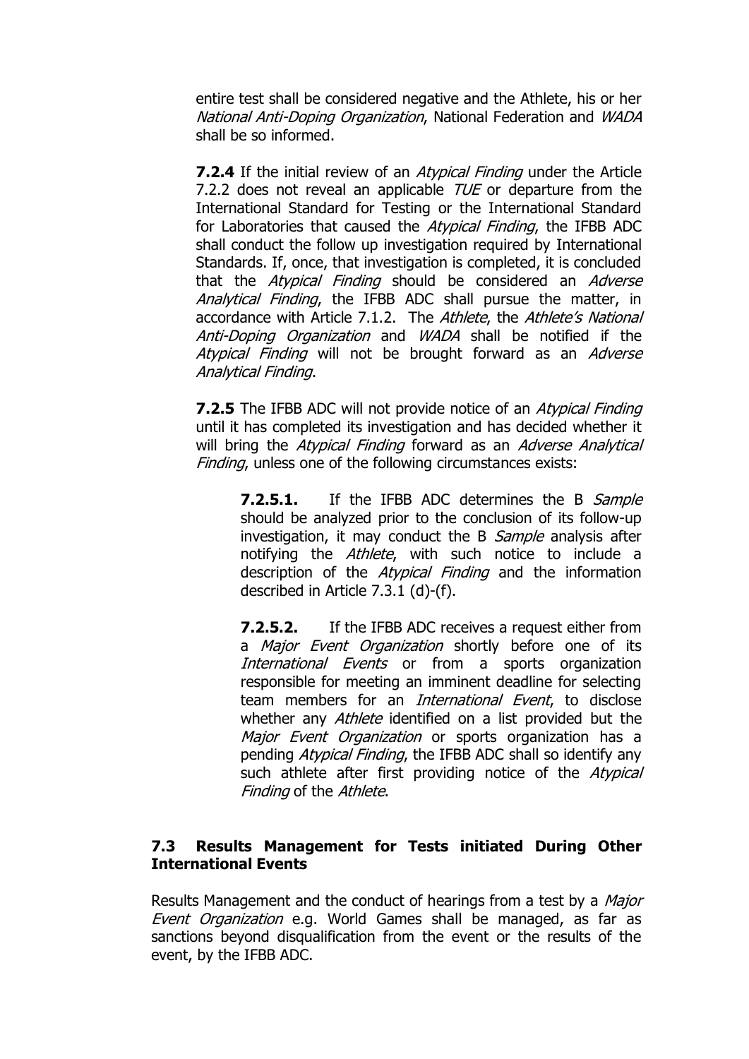entire test shall be considered negative and the Athlete, his or her *National Anti-Doping Organization*, National Federation and *WADA* shall be so informed.

**7.2.4** If the initial review of an *Atypical Finding* under the Article 7.2.2 does not reveal an applicable *TUE* or departure from the International Standard for Testing or the International Standard for Laboratories that caused the *Atypical Finding*, the IFBB ADC shall conduct the follow up investigation required by International Standards. If, once, that investigation is completed, it is concluded that the *Atypical Finding* should be considered an *Adverse Analytical Finding*, the IFBB ADC shall pursue the matter, in accordance with Article 7.1.2. The *Athlete*, the *Athlete's National Anti-Doping Organization* and *WADA* shall be notified if the *Atypical Finding* will not be brought forward as an *Adverse Analytical Finding*.

**7.2.5** The IFBB ADC will not provide notice of an *Atypical Finding* until it has completed its investigation and has decided whether it will bring the *Atypical Finding* forward as an *Adverse Analytical Finding*, unless one of the following circumstances exists:

> **7.2.5.1.** If the IFBB ADC determines the B *Sample* should be analyzed prior to the conclusion of its follow-up investigation, it may conduct the B *Sample* analysis after notifying the *Athlete*, with such notice to include a description of the *Atypical Finding* and the information described in Article 7.3.1 (d)-(f).
>
> **7.2.5.2.** If the IFBB ADC receives a request either from a *Major Event Organization* shortly before one of its *International Events* or from a sports organization responsible for meeting an imminent deadline for selecting team members for an *International Event*, to disclose whether any *Athlete* identified on a list provided but the *Major Event Organization* or sports organization has a pending *Atypical Finding*, the IFBB ADC shall so identify any such athlete after first providing notice of the *Atypical Finding* of the *Athlete*.

## 7.3 Results Management for Tests initiated During Other International Events

Results Management and the conduct of hearings from a test by a *Major Event Organization* e.g. World Games shall be managed, as far as sanctions beyond disqualification from the event or the results of the event, by the IFBB ADC.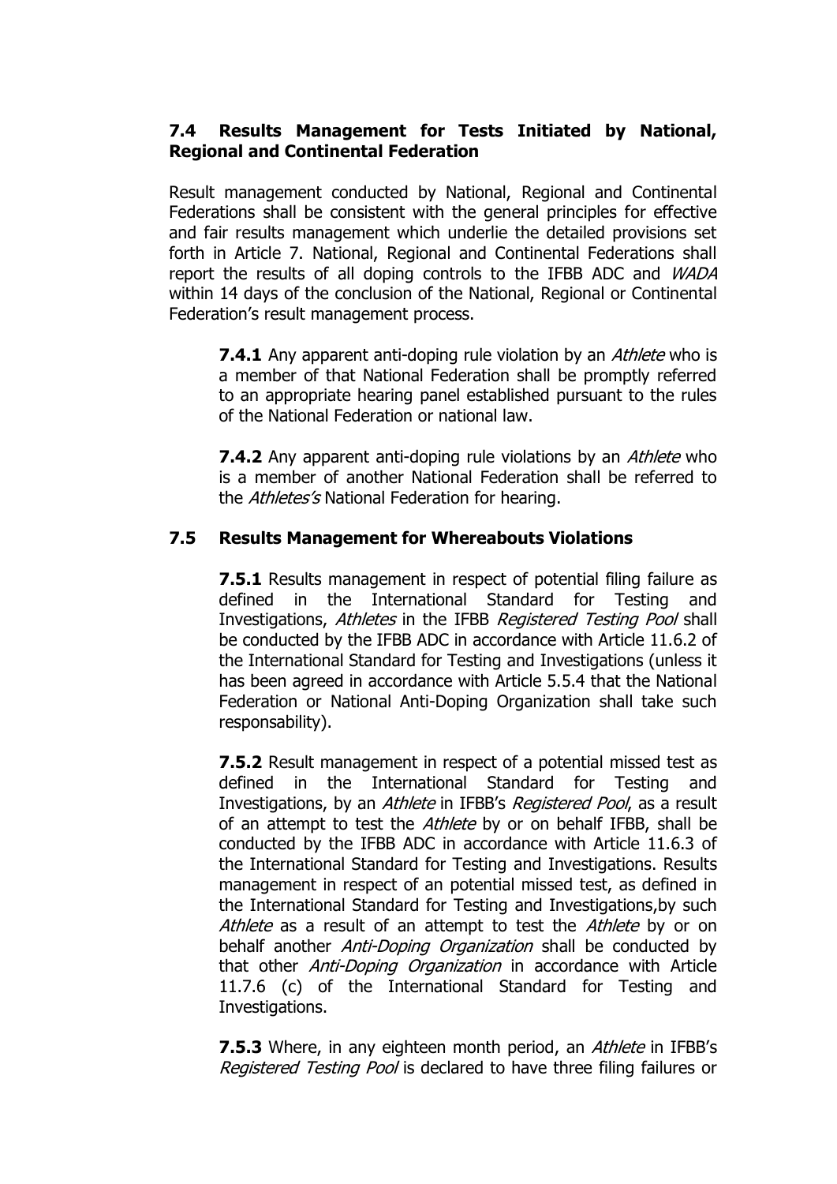### 7.4 Results Management for Tests Initiated by National, Regional and Continental Federation

Result management conducted by National, Regional and Continental Federations shall be consistent with the general principles for effective and fair results management which underlie the detailed provisions set forth in Article 7. National, Regional and Continental Federations shall report the results of all doping controls to the IFBB ADC and *WADA* within 14 days of the conclusion of the National, Regional or Continental Federation's result management process.

**7.4.1** Any apparent anti-doping rule violation by an *Athlete* who is a member of that National Federation shall be promptly referred to an appropriate hearing panel established pursuant to the rules of the National Federation or national law.

**7.4.2** Any apparent anti-doping rule violations by an *Athlete* who is a member of another National Federation shall be referred to the *Athletes's* National Federation for hearing.

### 7.5 Results Management for Whereabouts Violations

**7.5.1** Results management in respect of potential filing failure as defined in the International Standard for Testing and Investigations, *Athletes* in the IFBB *Registered Testing Pool* shall be conducted by the IFBB ADC in accordance with Article 11.6.2 of the International Standard for Testing and Investigations (unless it has been agreed in accordance with Article 5.5.4 that the National Federation or National Anti-Doping Organization shall take such responsability).

**7.5.2** Result management in respect of a potential missed test as defined in the International Standard for Testing and Investigations, by an *Athlete* in IFBB's *Registered Pool*, as a result of an attempt to test the *Athlete* by or on behalf IFBB, shall be conducted by the IFBB ADC in accordance with Article 11.6.3 of the International Standard for Testing and Investigations. Results management in respect of an potential missed test, as defined in the International Standard for Testing and Investigations,by such *Athlete* as a result of an attempt to test the *Athlete* by or on behalf another *Anti-Doping Organization* shall be conducted by that other *Anti-Doping Organization* in accordance with Article 11.7.6 (c) of the International Standard for Testing and Investigations.

**7.5.3** Where, in any eighteen month period, an *Athlete* in IFBB's *Registered Testing Pool* is declared to have three filing failures or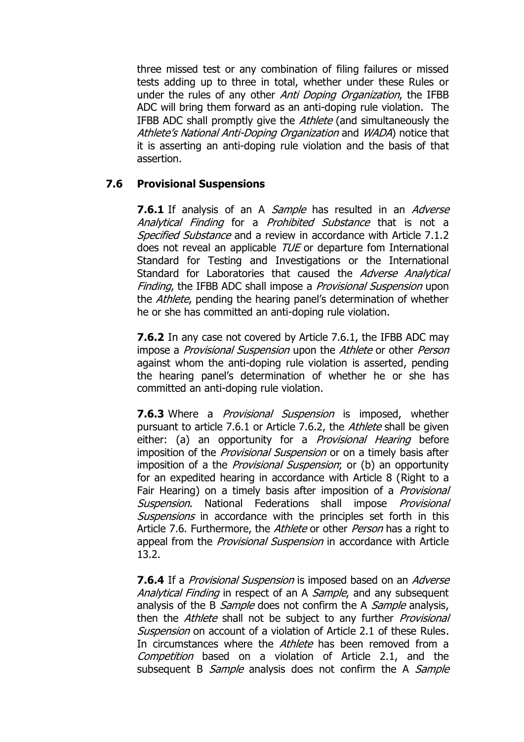three missed test or any combination of filing failures or missed tests adding up to three in total, whether under these Rules or under the rules of any other *Anti Doping Organization*, the IFBB ADC will bring them forward as an anti-doping rule violation. The IFBB ADC shall promptly give the *Athlete* (and simultaneously the *Athlete's National Anti-Doping Organization* and *WADA*) notice that it is asserting an anti-doping rule violation and the basis of that assertion.

### 7.6 Provisional Suspensions

**7.6.1** If analysis of an A *Sample* has resulted in an *Adverse Analytical Finding* for a *Prohibited Substance* that is not a *Specified Substance* and a review in accordance with Article 7.1.2 does not reveal an applicable *TUE* or departure fom International Standard for Testing and Investigations or the International Standard for Laboratories that caused the *Adverse Analytical Finding*, the IFBB ADC shall impose a *Provisional Suspension* upon the *Athlete*, pending the hearing panel's determination of whether he or she has committed an anti-doping rule violation.

**7.6.2** In any case not covered by Article 7.6.1, the IFBB ADC may impose a *Provisional Suspension* upon the *Athlete* or other *Person* against whom the anti-doping rule violation is asserted, pending the hearing panel's determination of whether he or she has committed an anti-doping rule violation.

**7.6.3** Where a *Provisional Suspension* is imposed, whether pursuant to article 7.6.1 or Article 7.6.2, the *Athlete* shall be given either: (a) an opportunity for a *Provisional Hearing* before imposition of the *Provisional Suspension* or on a timely basis after imposition of a the *Provisional Suspension*; or (b) an opportunity for an expedited hearing in accordance with Article 8 (Right to a Fair Hearing) on a timely basis after imposition of a *Provisional Suspension*. National Federations shall impose *Provisional Suspensions* in accordance with the principles set forth in this Article 7.6. Furthermore, the *Athlete* or other *Person* has a right to appeal from the *Provisional Suspension* in accordance with Article 13.2.

**7.6.4** If a *Provisional Suspension* is imposed based on an *Adverse Analytical Finding* in respect of an A *Sample*, and any subsequent analysis of the B *Sample* does not confirm the A *Sample* analysis, then the *Athlete* shall not be subject to any further *Provisional Suspension* on account of a violation of Article 2.1 of these Rules. In circumstances where the *Athlete* has been removed from a *Competition* based on a violation of Article 2.1, and the subsequent B *Sample* analysis does not confirm the A *Sample*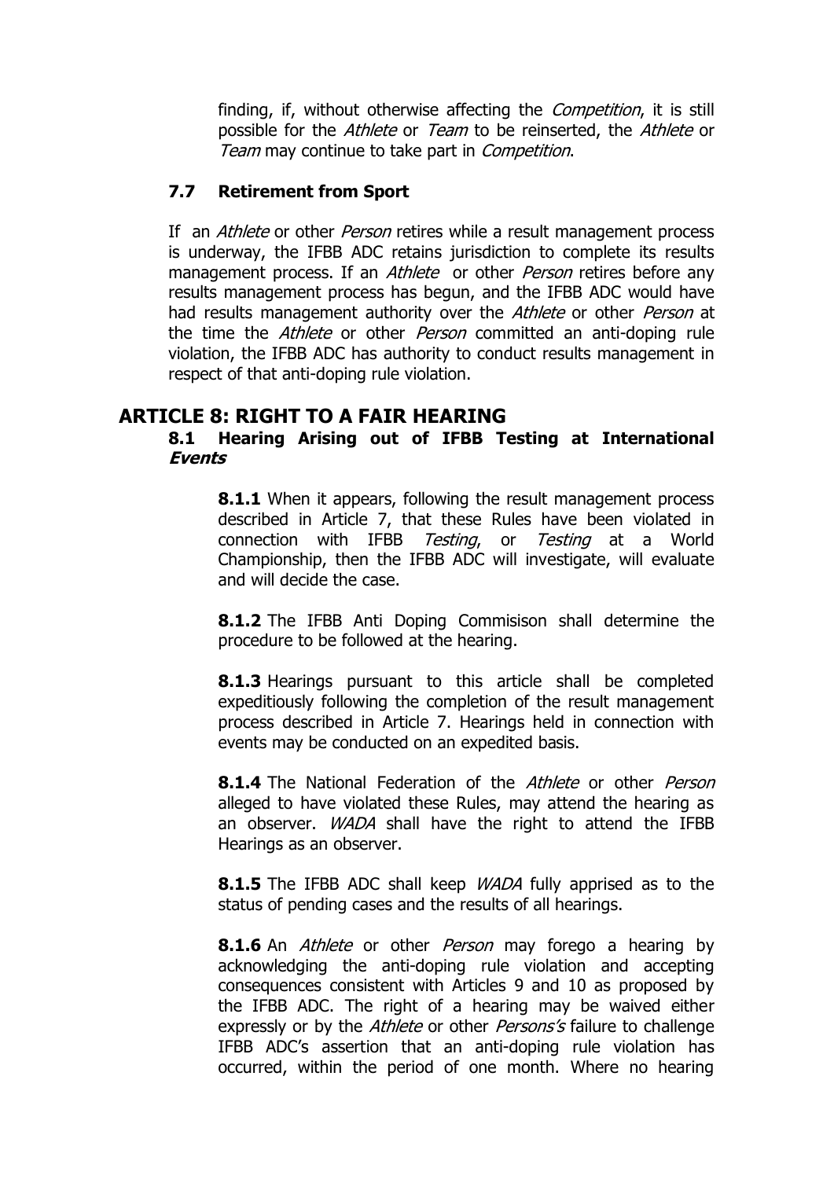finding, if, without otherwise affecting the *Competition*, it is still possible for the *Athlete* or *Team* to be reinserted, the *Athlete* or *Team* may continue to take part in *Competition*.

### 7.7 Retirement from Sport

If an *Athlete* or other *Person* retires while a result management process is underway, the IFBB ADC retains jurisdiction to complete its results management process. If an *Athlete* or other *Person* retires before any results management process has begun, and the IFBB ADC would have had results management authority over the *Athlete* or other *Person* at the time the *Athlete* or other *Person* committed an anti-doping rule violation, the IFBB ADC has authority to conduct results management in respect of that anti-doping rule violation.

## ARTICLE 8: RIGHT TO A FAIR HEARING

### 8.1 Hearing Arising out of IFBB Testing at International *Events*

**8.1.1** When it appears, following the result management process described in Article 7, that these Rules have been violated in connection with IFBB *Testing*, or *Testing* at a World Championship, then the IFBB ADC will investigate, will evaluate and will decide the case.

**8.1.2** The IFBB Anti Doping Commisison shall determine the procedure to be followed at the hearing.

**8.1.3** Hearings pursuant to this article shall be completed expeditiously following the completion of the result management process described in Article 7. Hearings held in connection with events may be conducted on an expedited basis.

**8.1.4** The National Federation of the *Athlete* or other *Person* alleged to have violated these Rules, may attend the hearing as an observer. *WADA* shall have the right to attend the IFBB Hearings as an observer.

**8.1.5** The IFBB ADC shall keep *WADA* fully apprised as to the status of pending cases and the results of all hearings.

**8.1.6** An *Athlete* or other *Person* may forego a hearing by acknowledging the anti-doping rule violation and accepting consequences consistent with Articles 9 and 10 as proposed by the IFBB ADC. The right of a hearing may be waived either expressly or by the *Athlete* or other *Persons's* failure to challenge IFBB ADC's assertion that an anti-doping rule violation has occurred, within the period of one month. Where no hearing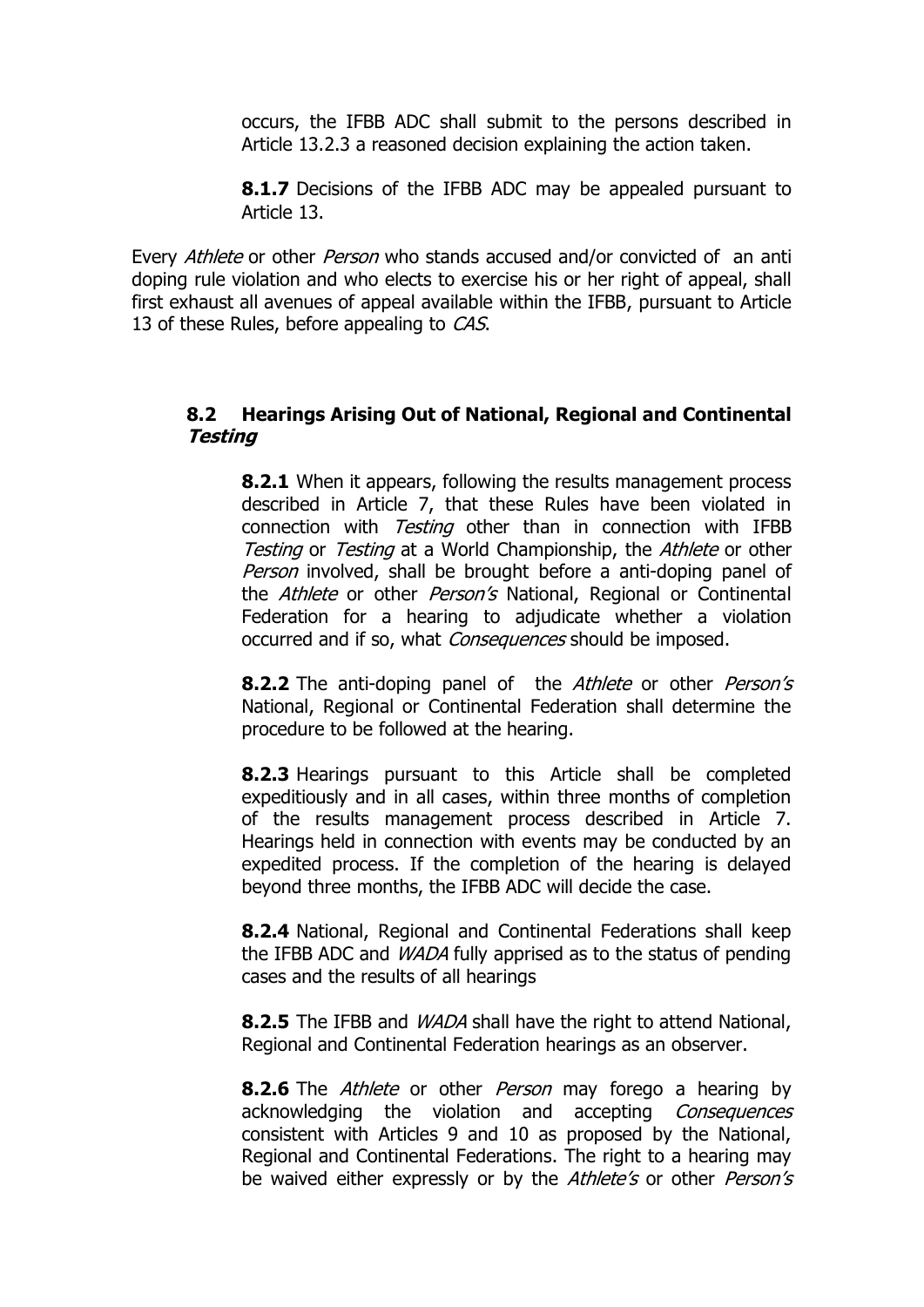occurs, the IFBB ADC shall submit to the persons described in Article 13.2.3 a reasoned decision explaining the action taken.

**8.1.7** Decisions of the IFBB ADC may be appealed pursuant to Article 13.

Every *Athlete* or other *Person* who stands accused and/or convicted of an anti doping rule violation and who elects to exercise his or her right of appeal, shall first exhaust all avenues of appeal available within the IFBB, pursuant to Article 13 of these Rules, before appealing to *CAS*.

### 8.2 Hearings Arising Out of National, Regional and Continental *Testing*

**8.2.1** When it appears, following the results management process described in Article 7, that these Rules have been violated in connection with *Testing* other than in connection with IFBB *Testing* or *Testing* at a World Championship, the *Athlete* or other *Person* involved, shall be brought before a anti-doping panel of the *Athlete* or other *Person's* National, Regional or Continental Federation for a hearing to adjudicate whether a violation occurred and if so, what *Consequences* should be imposed.

**8.2.2** The anti-doping panel of the *Athlete* or other *Person's* National, Regional or Continental Federation shall determine the procedure to be followed at the hearing.

**8.2.3** Hearings pursuant to this Article shall be completed expeditiously and in all cases, within three months of completion of the results management process described in Article 7. Hearings held in connection with events may be conducted by an expedited process. If the completion of the hearing is delayed beyond three months, the IFBB ADC will decide the case.

**8.2.4** National, Regional and Continental Federations shall keep the IFBB ADC and *WADA* fully apprised as to the status of pending cases and the results of all hearings

**8.2.5** The IFBB and *WADA* shall have the right to attend National, Regional and Continental Federation hearings as an observer.

**8.2.6** The *Athlete* or other *Person* may forego a hearing by acknowledging the violation and accepting *Consequences* consistent with Articles 9 and 10 as proposed by the National, Regional and Continental Federations. The right to a hearing may be waived either expressly or by the *Athlete's* or other *Person's*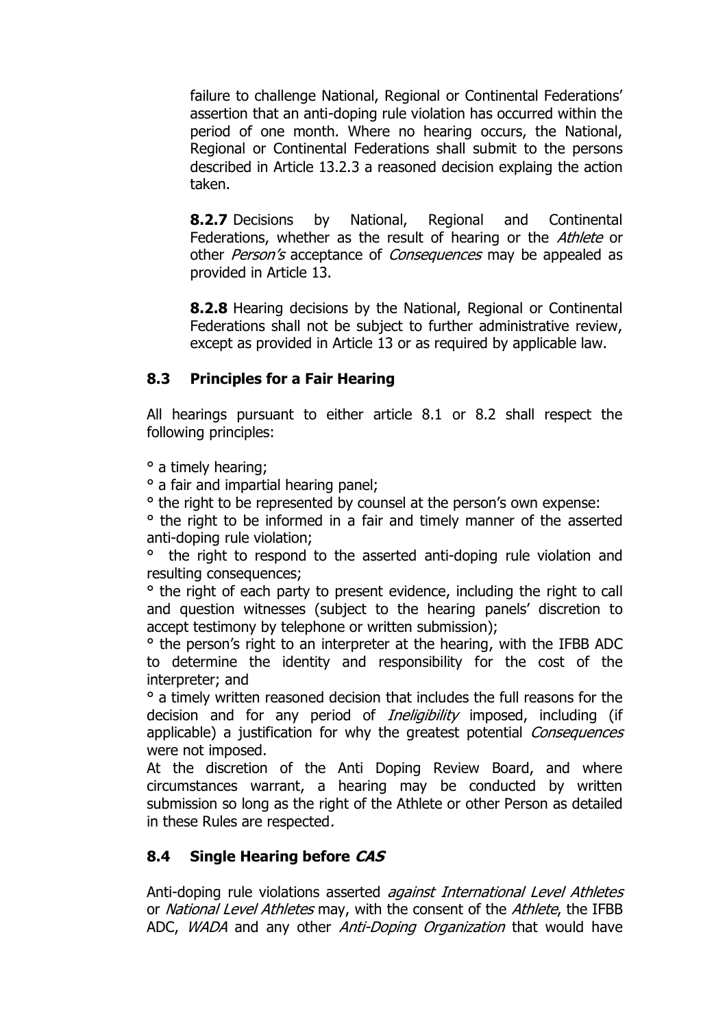failure to challenge National, Regional or Continental Federations' assertion that an anti-doping rule violation has occurred within the period of one month. Where no hearing occurs, the National, Regional or Continental Federations shall submit to the persons described in Article 13.2.3 a reasoned decision explaing the action taken.

**8.2.7** Decisions by National, Regional and Continental Federations, whether as the result of hearing or the *Athlete* or other *Person's* acceptance of *Consequences* may be appealed as provided in Article 13.

**8.2.8** Hearing decisions by the National, Regional or Continental Federations shall not be subject to further administrative review, except as provided in Article 13 or as required by applicable law.

## 8.3 Principles for a Fair Hearing

All hearings pursuant to either article 8.1 or 8.2 shall respect the following principles:

° a timely hearing;

° a fair and impartial hearing panel;

° the right to be represented by counsel at the person's own expense:

° the right to be informed in a fair and timely manner of the asserted anti-doping rule violation;

° the right to respond to the asserted anti-doping rule violation and resulting consequences;

° the right of each party to present evidence, including the right to call and question witnesses (subject to the hearing panels' discretion to accept testimony by telephone or written submission);

° the person's right to an interpreter at the hearing, with the IFBB ADC to determine the identity and responsibility for the cost of the interpreter; and

° a timely written reasoned decision that includes the full reasons for the decision and for any period of *Ineligibility* imposed, including (if applicable) a justification for why the greatest potential *Consequences* were not imposed.

At the discretion of the Anti Doping Review Board, and where circumstances warrant, a hearing may be conducted by written submission so long as the right of the Athlete or other Person as detailed in these Rules are respected.

## 8.4 Single Hearing before *CAS*

Anti-doping rule violations asserted *against International Level Athletes* or *National Level Athletes* may, with the consent of the *Athlete*, the IFBB ADC, *WADA* and any other *Anti-Doping Organization* that would have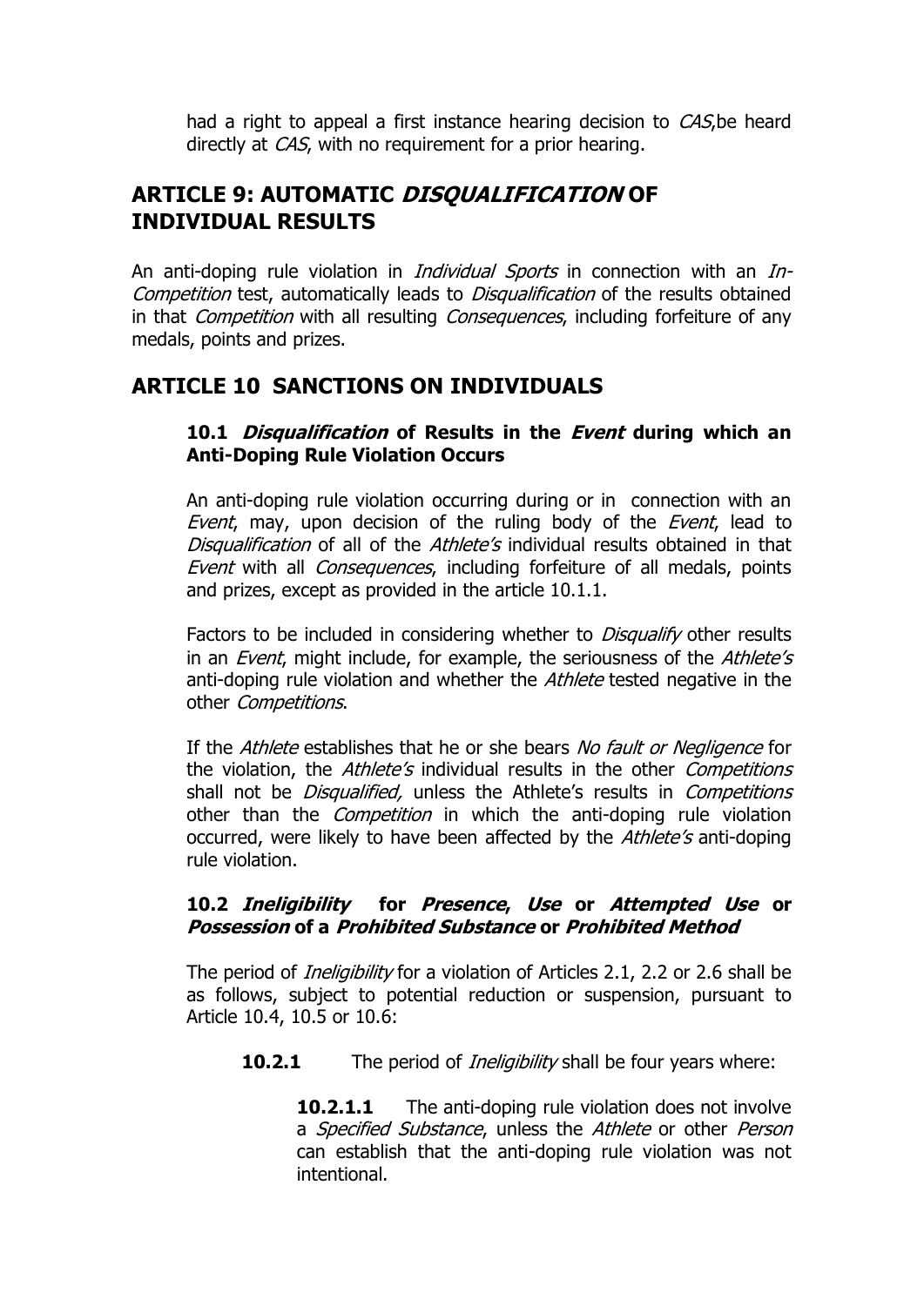had a right to appeal a first instance hearing decision to *CAS*,be heard directly at *CAS*, with no requirement for a prior hearing.

## ARTICLE 9: AUTOMATIC *DISQUALIFICATION* OF INDIVIDUAL RESULTS

An anti-doping rule violation in *Individual Sports* in connection with an *In-Competition* test, automatically leads to *Disqualification* of the results obtained in that *Competition* with all resulting *Consequences*, including forfeiture of any medals, points and prizes.

## ARTICLE 10 SANCTIONS ON INDIVIDUALS

### 10.1 *Disqualification* of Results in the *Event* during which an Anti-Doping Rule Violation Occurs

An anti-doping rule violation occurring during or in connection with an *Event*, may, upon decision of the ruling body of the *Event*, lead to *Disqualification* of all of the *Athlete's* individual results obtained in that *Event* with all *Consequences*, including forfeiture of all medals, points and prizes, except as provided in the article 10.1.1.

Factors to be included in considering whether to *Disqualify* other results in an *Event*, might include, for example, the seriousness of the *Athlete's* anti-doping rule violation and whether the *Athlete* tested negative in the other *Competitions*.

If the *Athlete* establishes that he or she bears *No fault or Negligence* for the violation, the *Athlete's* individual results in the other *Competitions* shall not be *Disqualified,* unless the Athlete's results in *Competitions* other than the *Competition* in which the anti-doping rule violation occurred, were likely to have been affected by the *Athlete's* anti-doping rule violation.

### 10.2 *Ineligibility* for *Presence*, *Use* or *Attempted Use* or *Possession* of a *Prohibited Substance* or *Prohibited Method*

The period of *Ineligibility* for a violation of Articles 2.1, 2.2 or 2.6 shall be as follows, subject to potential reduction or suspension, pursuant to Article 10.4, 10.5 or 10.6:

**10.2.1** The period of *Ineligibility* shall be four years where:

**10.2.1.1** The anti-doping rule violation does not involve a *Specified Substance*, unless the *Athlete* or other *Person* can establish that the anti-doping rule violation was not intentional.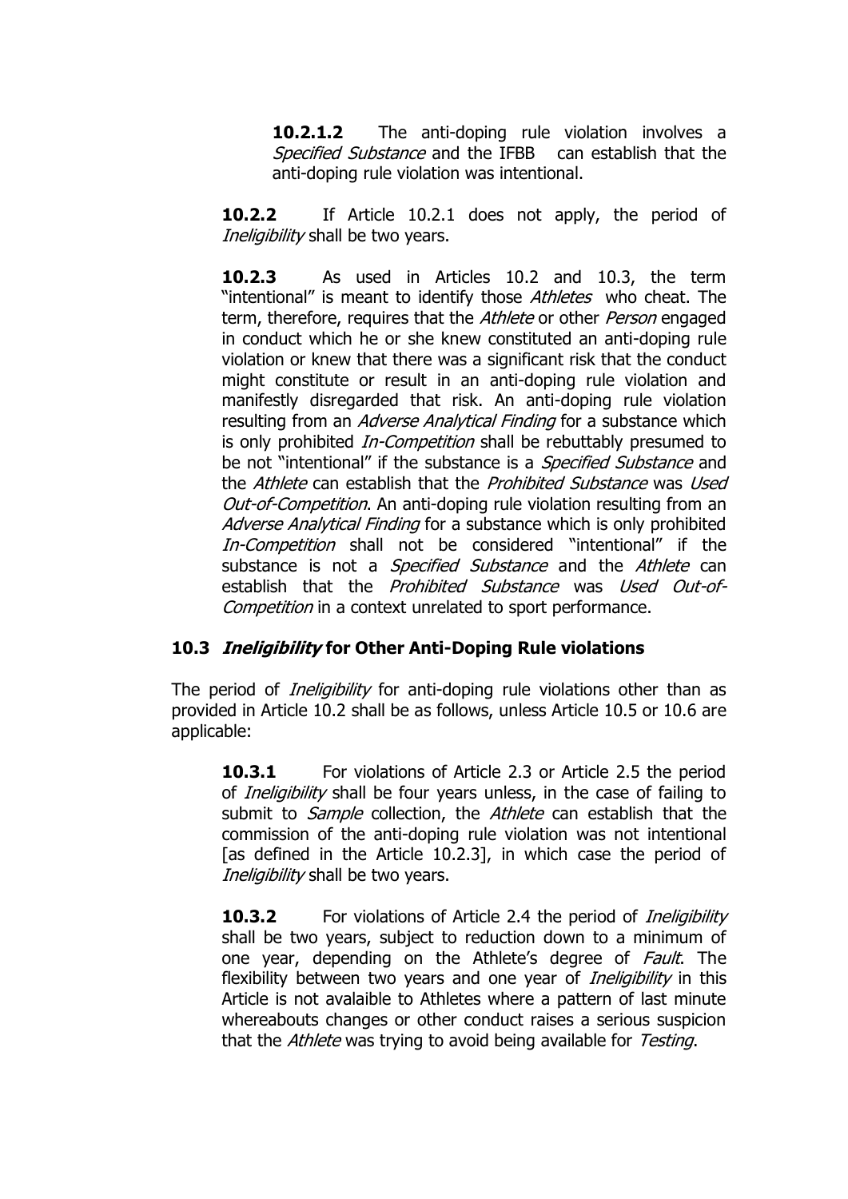**10.2.1.2** The anti-doping rule violation involves a *Specified Substance* and the IFBB can establish that the anti-doping rule violation was intentional.

**10.2.2** If Article 10.2.1 does not apply, the period of *Ineligibility* shall be two years.

**10.2.3** As used in Articles 10.2 and 10.3, the term "intentional" is meant to identify those *Athletes* who cheat. The term, therefore, requires that the *Athlete* or other *Person* engaged in conduct which he or she knew constituted an anti-doping rule violation or knew that there was a significant risk that the conduct might constitute or result in an anti-doping rule violation and manifestly disregarded that risk. An anti-doping rule violation resulting from an *Adverse Analytical Finding* for a substance which is only prohibited *In-Competition* shall be rebuttably presumed to be not "intentional" if the substance is a *Specified Substance* and the *Athlete* can establish that the *Prohibited Substance* was *Used Out-of-Competition*. An anti-doping rule violation resulting from an *Adverse Analytical Finding* for a substance which is only prohibited *In-Competition* shall not be considered "intentional" if the substance is not a *Specified Substance* and the *Athlete* can establish that the *Prohibited Substance* was *Used Out-of-Competition* in a context unrelated to sport performance.

### 10.3 *Ineligibility* for Other Anti-Doping Rule violations

The period of *Ineligibility* for anti-doping rule violations other than as provided in Article 10.2 shall be as follows, unless Article 10.5 or 10.6 are applicable:

**10.3.1** For violations of Article 2.3 or Article 2.5 the period of *Ineligibility* shall be four years unless, in the case of failing to submit to *Sample* collection, the *Athlete* can establish that the commission of the anti-doping rule violation was not intentional [as defined in the Article 10.2.3], in which case the period of *Ineligibility* shall be two years.

**10.3.2** For violations of Article 2.4 the period of *Ineligibility* shall be two years, subject to reduction down to a minimum of one year, depending on the Athlete's degree of *Fault*. The flexibility between two years and one year of *Ineligibility* in this Article is not avalaible to Athletes where a pattern of last minute whereabouts changes or other conduct raises a serious suspicion that the *Athlete* was trying to avoid being available for *Testing*.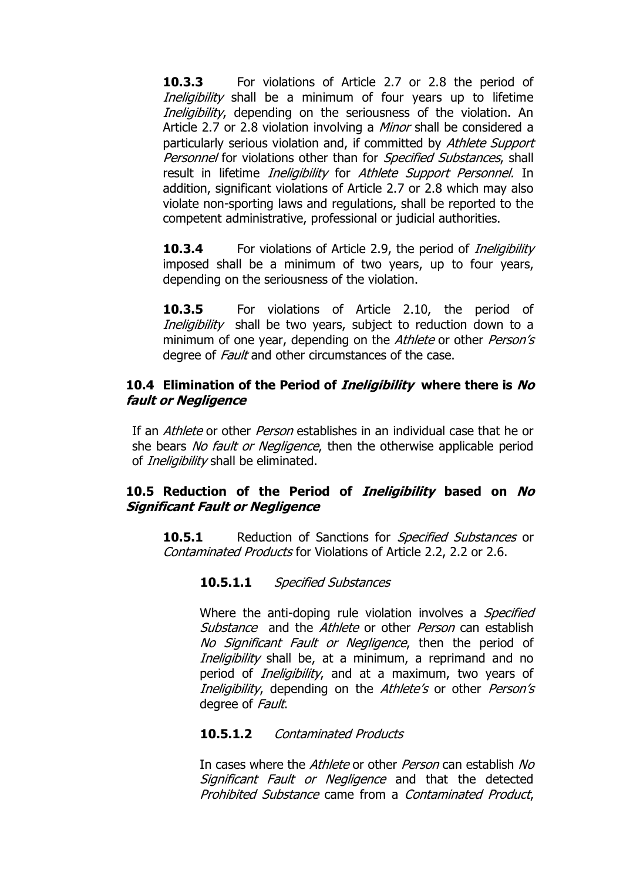**10.3.3** For violations of Article 2.7 or 2.8 the period of *Ineligibility* shall be a minimum of four years up to lifetime *Ineligibility*, depending on the seriousness of the violation. An Article 2.7 or 2.8 violation involving a *Minor* shall be considered a particularly serious violation and, if committed by *Athlete Support Personnel* for violations other than for *Specified Substances*, shall result in lifetime *Ineligibility* for *Athlete Support Personnel.* In addition, significant violations of Article 2.7 or 2.8 which may also violate non-sporting laws and regulations, shall be reported to the competent administrative, professional or judicial authorities.

**10.3.4** For violations of Article 2.9, the period of *Ineligibility* imposed shall be a minimum of two years, up to four years, depending on the seriousness of the violation.

**10.3.5** For violations of Article 2.10, the period of *Ineligibility* shall be two years, subject to reduction down to a minimum of one year, depending on the *Athlete* or other *Person's* degree of *Fault* and other circumstances of the case.

### 10.4 Elimination of the Period of *Ineligibility* where there is *No fault or Negligence*

If an *Athlete* or other *Person* establishes in an individual case that he or she bears *No fault or Negligence*, then the otherwise applicable period of *Ineligibility* shall be eliminated.

### 10.5 Reduction of the Period of *Ineligibility* based on *No Significant Fault or Negligence*

**10.5.1** Reduction of Sanctions for *Specified Substances* or *Contaminated Products* for Violations of Article 2.2, 2.2 or 2.6.

**10.5.1.1** *Specified Substances*

Where the anti-doping rule violation involves a *Specified Substance* and the *Athlete* or other *Person* can establish *No Significant Fault or Negligence*, then the period of *Ineligibility* shall be, at a minimum, a reprimand and no period of *Ineligibility*, and at a maximum, two years of *Ineligibility*, depending on the *Athlete's* or other *Person's* degree of *Fault*.

**10.5.1.2** *Contaminated Products*

In cases where the *Athlete* or other *Person* can establish *No Significant Fault or Negligence* and that the detected *Prohibited Substance* came from a *Contaminated Product*,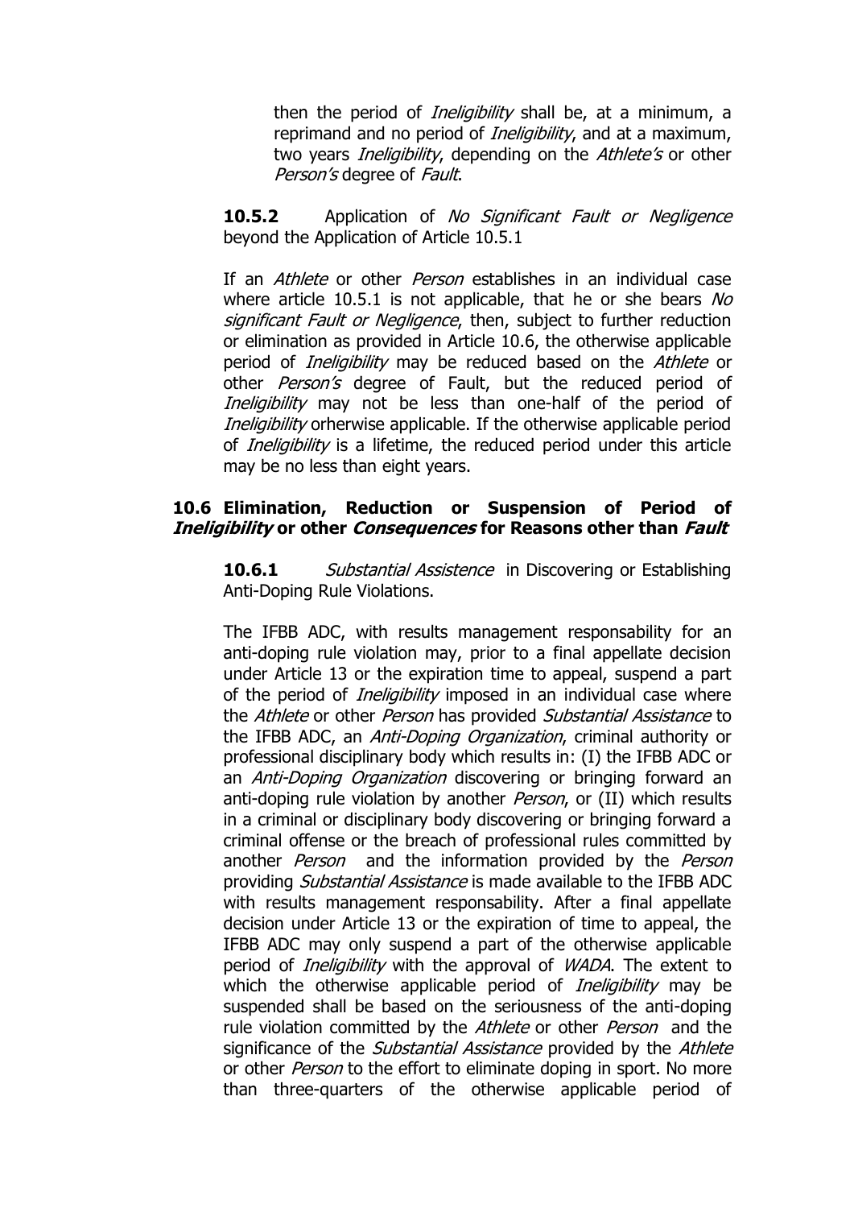then the period of *Ineligibility* shall be, at a minimum, a reprimand and no period of *Ineligibility*, and at a maximum, two years *Ineligibility*, depending on the *Athlete's* or other *Person's* degree of *Fault*.

**10.5.2** Application of *No Significant Fault or Negligence* beyond the Application of Article 10.5.1

If an *Athlete* or other *Person* establishes in an individual case where article 10.5.1 is not applicable, that he or she bears *No significant Fault or Negligence*, then, subject to further reduction or elimination as provided in Article 10.6, the otherwise applicable period of *Ineligibility* may be reduced based on the *Athlete* or other *Person's* degree of Fault, but the reduced period of *Ineligibility* may not be less than one-half of the period of *Ineligibility* orherwise applicable. If the otherwise applicable period of *Ineligibility* is a lifetime, the reduced period under this article may be no less than eight years.

### 10.6 Elimination, Reduction or Suspension of Period of *Ineligibility* or other *Consequences* for Reasons other than *Fault*

**10.6.1** *Substantial Assistence* in Discovering or Establishing Anti-Doping Rule Violations.

The IFBB ADC, with results management responsability for an anti-doping rule violation may, prior to a final appellate decision under Article 13 or the expiration time to appeal, suspend a part of the period of *Ineligibility* imposed in an individual case where the *Athlete* or other *Person* has provided *Substantial Assistance* to the IFBB ADC, an *Anti-Doping Organization*, criminal authority or professional disciplinary body which results in: (I) the IFBB ADC or an *Anti-Doping Organization* discovering or bringing forward an anti-doping rule violation by another *Person*, or (II) which results in a criminal or disciplinary body discovering or bringing forward a criminal offense or the breach of professional rules committed by another *Person* and the information provided by the *Person* providing *Substantial Assistance* is made available to the IFBB ADC with results management responsability. After a final appellate decision under Article 13 or the expiration of time to appeal, the IFBB ADC may only suspend a part of the otherwise applicable period of *Ineligibility* with the approval of *WADA*. The extent to which the otherwise applicable period of *Ineligibility* may be suspended shall be based on the seriousness of the anti-doping rule violation committed by the *Athlete* or other *Person* and the significance of the *Substantial Assistance* provided by the *Athlete* or other *Person* to the effort to eliminate doping in sport. No more than three-quarters of the otherwise applicable period of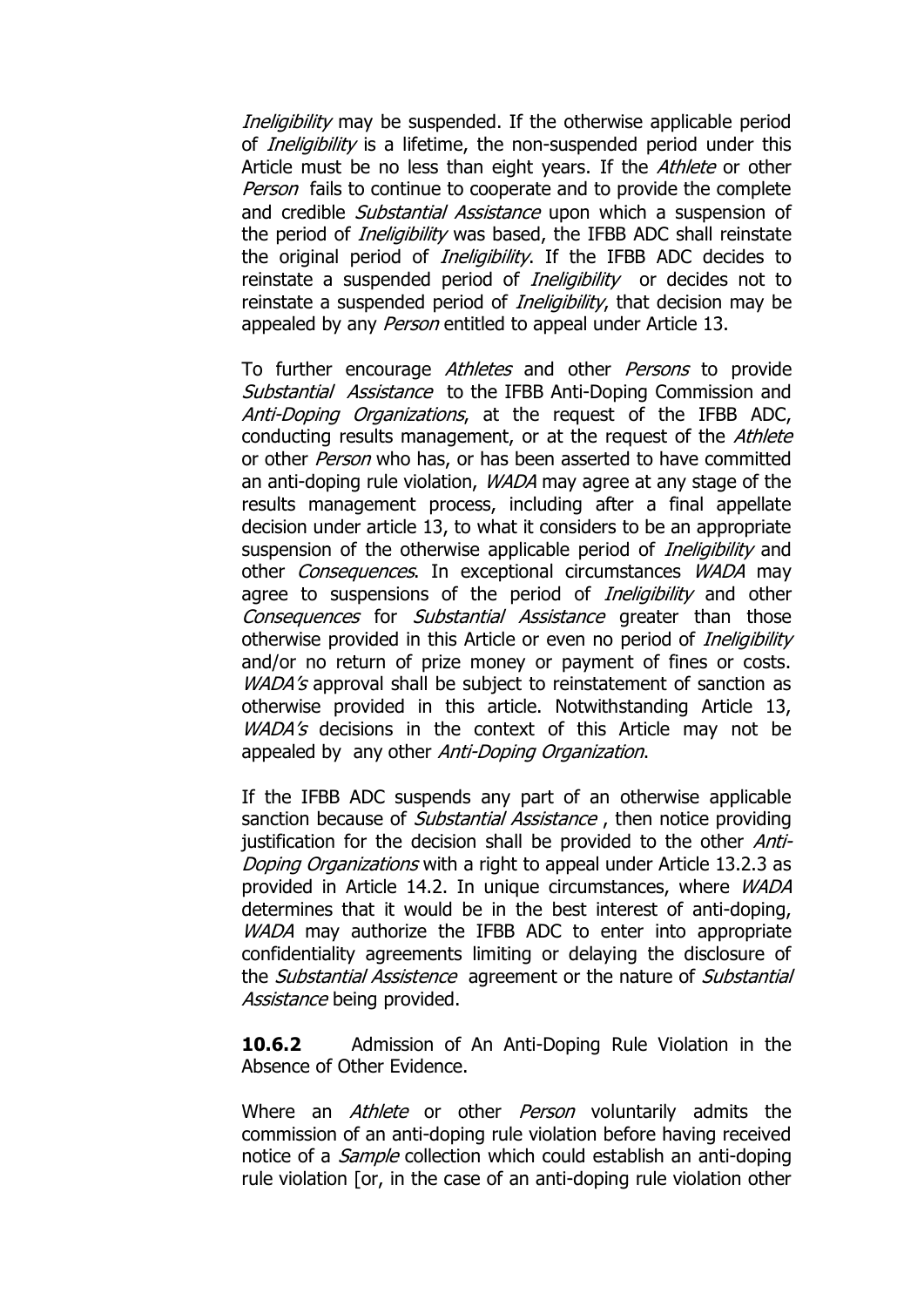*Ineligibility* may be suspended. If the otherwise applicable period of *Ineligibility* is a lifetime, the non-suspended period under this Article must be no less than eight years. If the *Athlete* or other *Person* fails to continue to cooperate and to provide the complete and credible *Substantial Assistance* upon which a suspension of the period of *Ineligibility* was based, the IFBB ADC shall reinstate the original period of *Ineligibility*. If the IFBB ADC decides to reinstate a suspended period of *Ineligibility* or decides not to reinstate a suspended period of *Ineligibility*, that decision may be appealed by any *Person* entitled to appeal under Article 13.

To further encourage *Athletes* and other *Persons* to provide *Substantial Assistance* to the IFBB Anti-Doping Commission and *Anti-Doping Organizations*, at the request of the IFBB ADC, conducting results management, or at the request of the *Athlete* or other *Person* who has, or has been asserted to have committed an anti-doping rule violation, *WADA* may agree at any stage of the results management process, including after a final appellate decision under article 13, to what it considers to be an appropriate suspension of the otherwise applicable period of *Ineligibility* and other *Consequences*. In exceptional circumstances *WADA* may agree to suspensions of the period of *Ineligibility* and other *Consequences* for *Substantial Assistance* greater than those otherwise provided in this Article or even no period of *Ineligibility* and/or no return of prize money or payment of fines or costs. *WADA's* approval shall be subject to reinstatement of sanction as otherwise provided in this article. Notwithstanding Article 13, *WADA's* decisions in the context of this Article may not be appealed by any other *Anti-Doping Organization*.

If the IFBB ADC suspends any part of an otherwise applicable sanction because of *Substantial Assistance* , then notice providing justification for the decision shall be provided to the other *Anti-Doping Organizations* with a right to appeal under Article 13.2.3 as provided in Article 14.2. In unique circumstances, where *WADA* determines that it would be in the best interest of anti-doping, *WADA* may authorize the IFBB ADC to enter into appropriate confidentiality agreements limiting or delaying the disclosure of the *Substantial Assistence* agreement or the nature of *Substantial Assistance* being provided.

**10.6.2** Admission of An Anti-Doping Rule Violation in the Absence of Other Evidence.

Where an *Athlete* or other *Person* voluntarily admits the commission of an anti-doping rule violation before having received notice of a *Sample* collection which could establish an anti-doping rule violation [or, in the case of an anti-doping rule violation other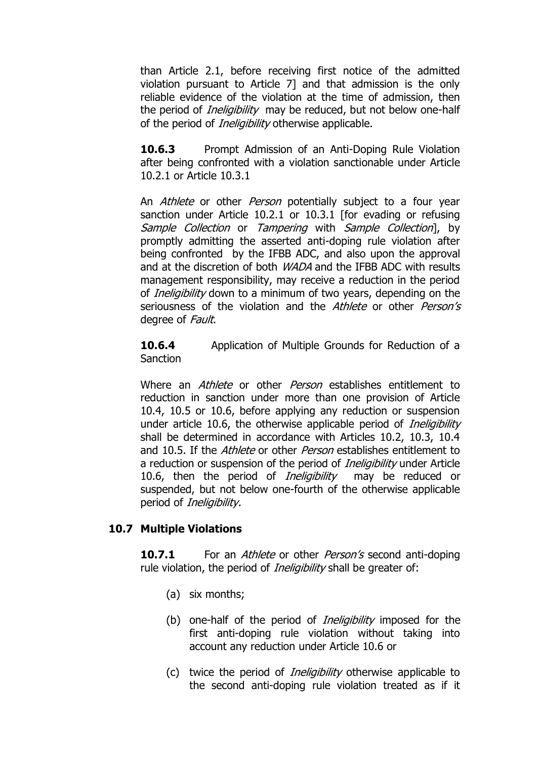than Article 2.1, before receiving first notice of the admitted violation pursuant to Article 7] and that admission is the only reliable evidence of the violation at the time of admission, then the period of *Ineligibility* may be reduced, but not below one-half of the period of *Ineligibility* otherwise applicable.

**10.6.3** Prompt Admission of an Anti-Doping Rule Violation after being confronted with a violation sanctionable under Article 10.2.1 or Article 10.3.1

An *Athlete* or other *Person* potentially subject to a four year sanction under Article 10.2.1 or 10.3.1 [for evading or refusing *Sample Collection* or *Tampering* with *Sample Collection*], by promptly admitting the asserted anti-doping rule violation after being confronted by the IFBB ADC, and also upon the approval and at the discretion of both *WADA* and the IFBB ADC with results management responsibility, may receive a reduction in the period of *Ineligibility* down to a minimum of two years, depending on the seriousness of the violation and the *Athlete* or other *Person's* degree of *Fault*.

**10.6.4** Application of Multiple Grounds for Reduction of a Sanction

Where an *Athlete* or other *Person* establishes entitlement to reduction in sanction under more than one provision of Article 10.4, 10.5 or 10.6, before applying any reduction or suspension under article 10.6, the otherwise applicable period of *Ineligibility* shall be determined in accordance with Articles 10.2, 10.3, 10.4 and 10.5. If the *Athlete* or other *Person* establishes entitlement to a reduction or suspension of the period of *Ineligibility* under Article 10.6, then the period of *Ineligibility* may be reduced or suspended, but not below one-fourth of the otherwise applicable period of *Ineligibility.*

### 10.7 Multiple Violations

**10.7.1** For an *Athlete* or other *Person's* second anti-doping rule violation, the period of *Ineligibility* shall be greater of:

(a) six months;

(b) one-half of the period of *Ineligibility* imposed for the first anti-doping rule violation without taking into account any reduction under Article 10.6 or

(c) twice the period of *Ineligibility* otherwise applicable to the second anti-doping rule violation treated as if it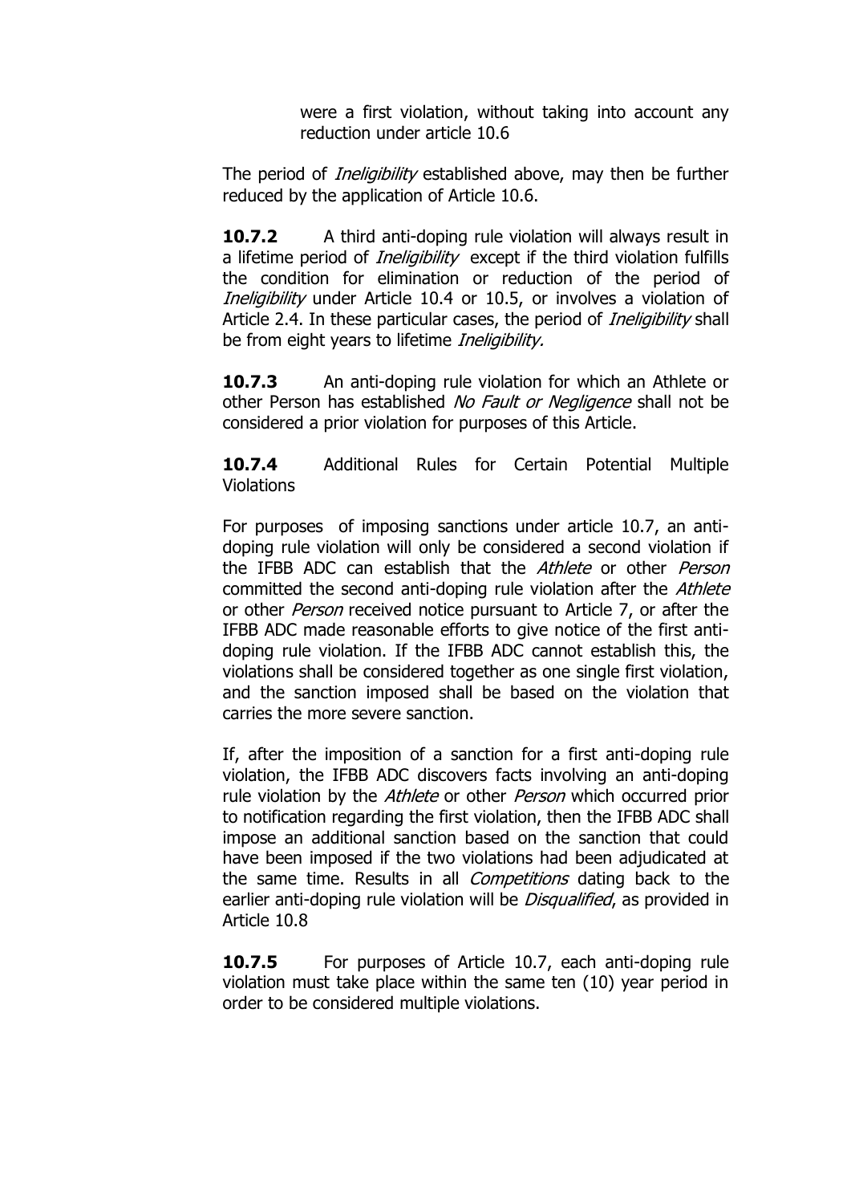were a first violation, without taking into account any reduction under article 10.6

The period of *Ineligibility* established above, may then be further reduced by the application of Article 10.6.

**10.7.2** A third anti-doping rule violation will always result in a lifetime period of *Ineligibility* except if the third violation fulfills the condition for elimination or reduction of the period of *Ineligibility* under Article 10.4 or 10.5, or involves a violation of Article 2.4. In these particular cases, the period of *Ineligibility* shall be from eight years to lifetime *Ineligibility.*

**10.7.3** An anti-doping rule violation for which an Athlete or other Person has established *No Fault or Negligence* shall not be considered a prior violation for purposes of this Article.

**10.7.4** Additional Rules for Certain Potential Multiple Violations

For purposes of imposing sanctions under article 10.7, an anti-doping rule violation will only be considered a second violation if the IFBB ADC can establish that the *Athlete* or other *Person* committed the second anti-doping rule violation after the *Athlete* or other *Person* received notice pursuant to Article 7, or after the IFBB ADC made reasonable efforts to give notice of the first anti-doping rule violation. If the IFBB ADC cannot establish this, the violations shall be considered together as one single first violation, and the sanction imposed shall be based on the violation that carries the more severe sanction.

If, after the imposition of a sanction for a first anti-doping rule violation, the IFBB ADC discovers facts involving an anti-doping rule violation by the *Athlete* or other *Person* which occurred prior to notification regarding the first violation, then the IFBB ADC shall impose an additional sanction based on the sanction that could have been imposed if the two violations had been adjudicated at the same time. Results in all *Competitions* dating back to the earlier anti-doping rule violation will be *Disqualified*, as provided in Article 10.8

**10.7.5** For purposes of Article 10.7, each anti-doping rule violation must take place within the same ten (10) year period in order to be considered multiple violations.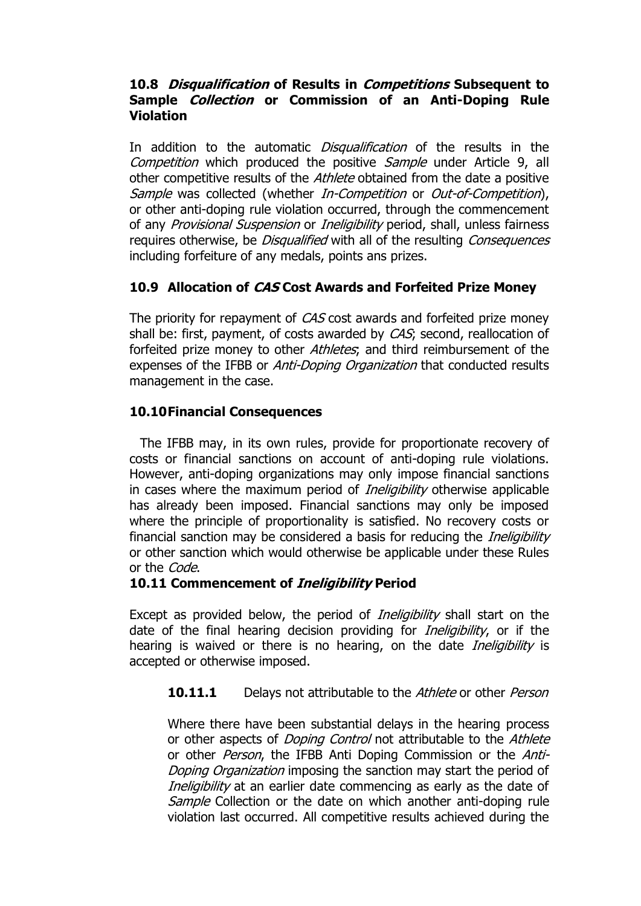### 10.8 *Disqualification* of Results in *Competitions* Subsequent to Sample *Collection* or Commission of an Anti-Doping Rule Violation

In addition to the automatic *Disqualification* of the results in the *Competition* which produced the positive *Sample* under Article 9, all other competitive results of the *Athlete* obtained from the date a positive *Sample* was collected (whether *In-Competition* or *Out-of-Competition*), or other anti-doping rule violation occurred, through the commencement of any *Provisional Suspension* or *Ineligibility* period, shall, unless fairness requires otherwise, be *Disqualified* with all of the resulting *Consequences* including forfeiture of any medals, points ans prizes.

### 10.9 Allocation of *CAS* Cost Awards and Forfeited Prize Money

The priority for repayment of *CAS* cost awards and forfeited prize money shall be: first, payment, of costs awarded by *CAS*; second, reallocation of forfeited prize money to other *Athletes*; and third reimbursement of the expenses of the IFBB or *Anti-Doping Organization* that conducted results management in the case.

### 10.10 Financial Consequences

The IFBB may, in its own rules, provide for proportionate recovery of costs or financial sanctions on account of anti-doping rule violations. However, anti-doping organizations may only impose financial sanctions in cases where the maximum period of *Ineligibility* otherwise applicable has already been imposed. Financial sanctions may only be imposed where the principle of proportionality is satisfied. No recovery costs or financial sanction may be considered a basis for reducing the *Ineligibility* or other sanction which would otherwise be applicable under these Rules or the *Code*.

### 10.11 Commencement of *Ineligibility* Period

Except as provided below, the period of *Ineligibility* shall start on the date of the final hearing decision providing for *Ineligibility*, or if the hearing is waived or there is no hearing, on the date *Ineligibility* is accepted or otherwise imposed.

**10.11.1** Delays not attributable to the *Athlete* or other *Person*

Where there have been substantial delays in the hearing process or other aspects of *Doping Control* not attributable to the *Athlete* or other *Person*, the IFBB Anti Doping Commission or the *Anti-Doping Organization* imposing the sanction may start the period of *Ineligibility* at an earlier date commencing as early as the date of *Sample* Collection or the date on which another anti-doping rule violation last occurred. All competitive results achieved during the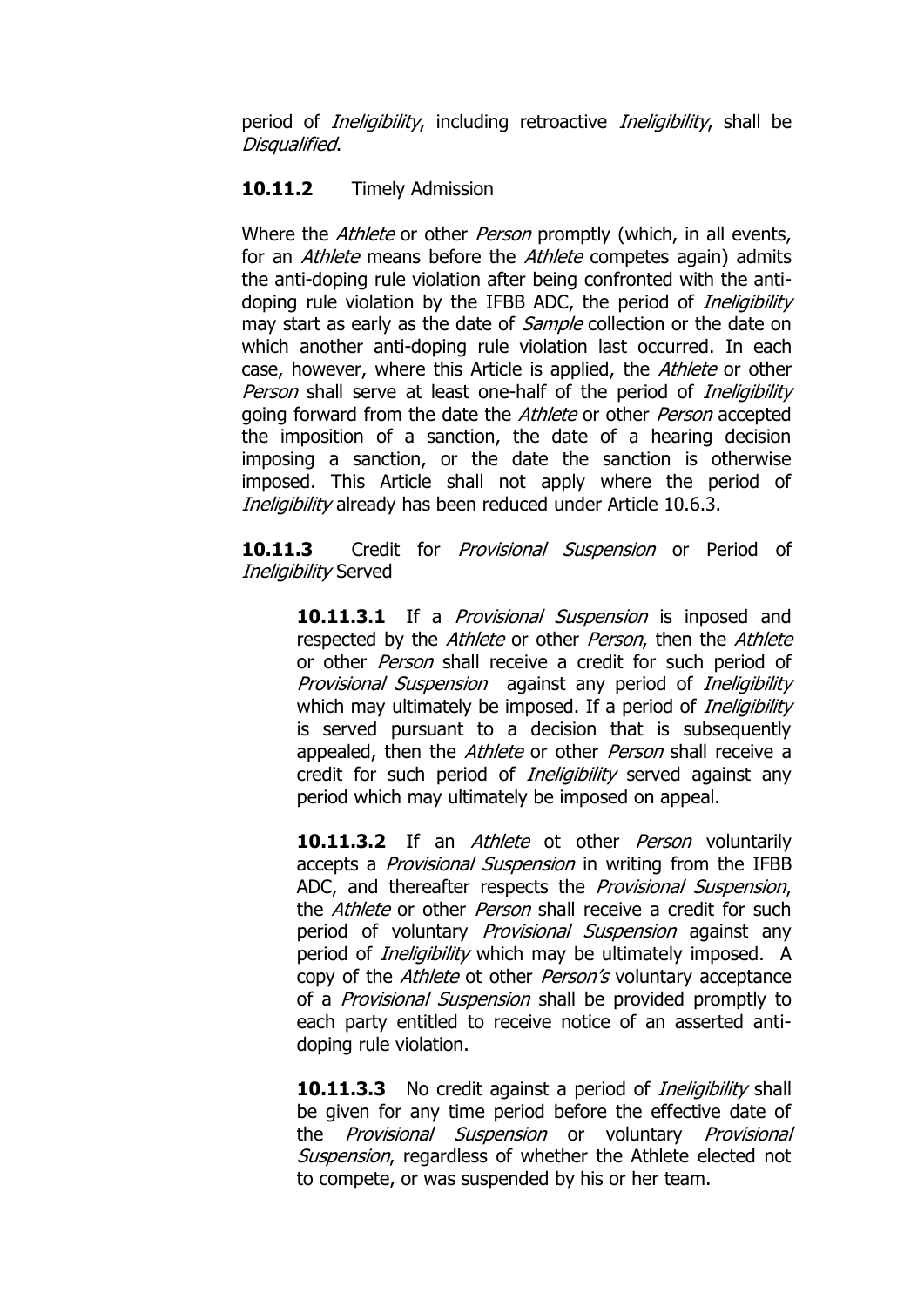period of *Ineligibility*, including retroactive *Ineligibility*, shall be *Disqualified*.

**10.11.2** Timely Admission

Where the *Athlete* or other *Person* promptly (which, in all events, for an *Athlete* means before the *Athlete* competes again) admits the anti-doping rule violation after being confronted with the anti-doping rule violation by the IFBB ADC, the period of *Ineligibility* may start as early as the date of *Sample* collection or the date on which another anti-doping rule violation last occurred. In each case, however, where this Article is applied, the *Athlete* or other *Person* shall serve at least one-half of the period of *Ineligibility* going forward from the date the *Athlete* or other *Person* accepted the imposition of a sanction, the date of a hearing decision imposing a sanction, or the date the sanction is otherwise imposed. This Article shall not apply where the period of *Ineligibility* already has been reduced under Article 10.6.3.

**10.11.3** Credit for *Provisional Suspension* or Period of *Ineligibility* Served

**10.11.3.1** If a *Provisional Suspension* is inposed and respected by the *Athlete* or other *Person*, then the *Athlete* or other *Person* shall receive a credit for such period of *Provisional Suspension* against any period of *Ineligibility* which may ultimately be imposed. If a period of *Ineligibility* is served pursuant to a decision that is subsequently appealed, then the *Athlete* or other *Person* shall receive a credit for such period of *Ineligibility* served against any period which may ultimately be imposed on appeal.

**10.11.3.2** If an *Athlete* ot other *Person* voluntarily accepts a *Provisional Suspension* in writing from the IFBB ADC, and thereafter respects the *Provisional Suspension*, the *Athlete* or other *Person* shall receive a credit for such period of voluntary *Provisional Suspension* against any period of *Ineligibility* which may be ultimately imposed. A copy of the *Athlete* ot other *Person's* voluntary acceptance of a *Provisional Suspension* shall be provided promptly to each party entitled to receive notice of an asserted anti-doping rule violation.

**10.11.3.3** No credit against a period of *Ineligibility* shall be given for any time period before the effective date of the *Provisional Suspension* or voluntary *Provisional Suspension*, regardless of whether the Athlete elected not to compete, or was suspended by his or her team.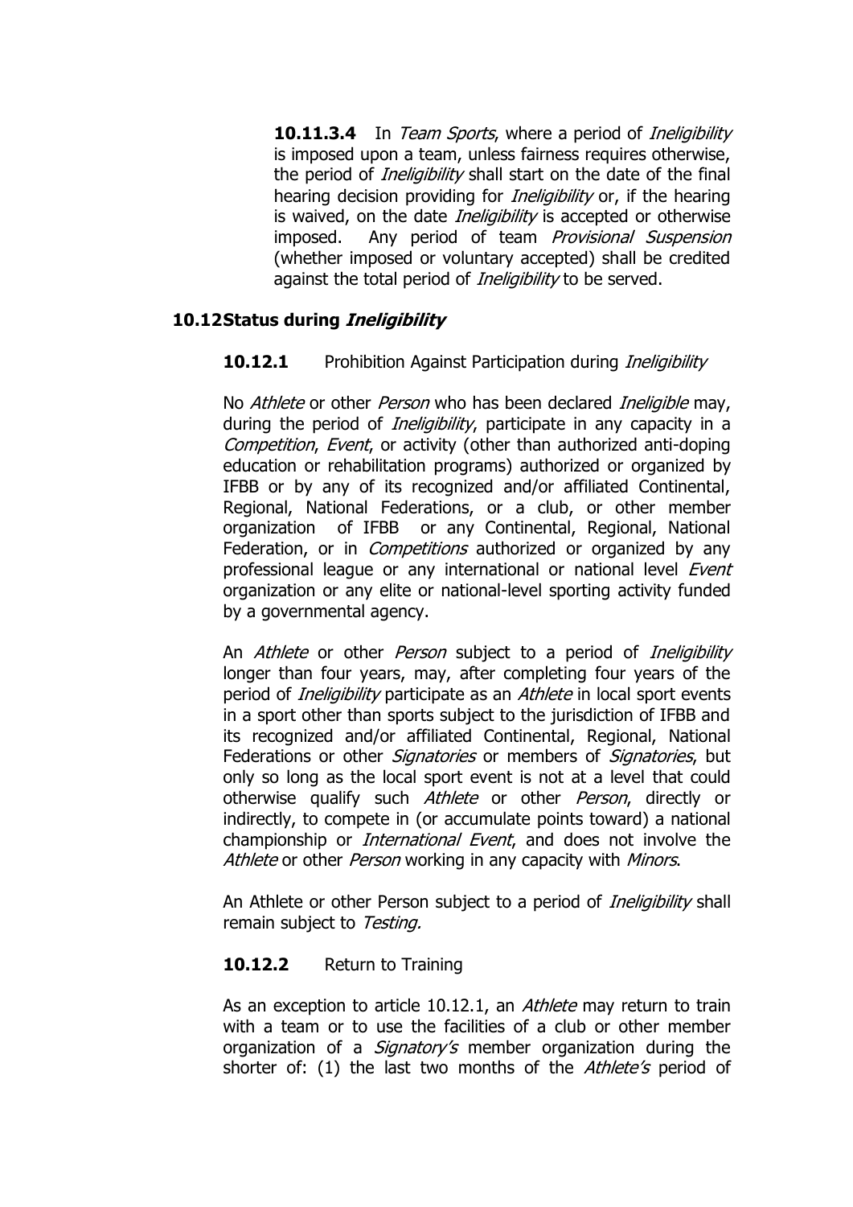**10.11.3.4** In *Team Sports*, where a period of *Ineligibility* is imposed upon a team, unless fairness requires otherwise, the period of *Ineligibility* shall start on the date of the final hearing decision providing for *Ineligibility* or, if the hearing is waived, on the date *Ineligibility* is accepted or otherwise imposed. Any period of team *Provisional Suspension* (whether imposed or voluntary accepted) shall be credited against the total period of *Ineligibility* to be served.

### 10.12 Status during *Ineligibility*

**10.12.1** Prohibition Against Participation during *Ineligibility*

No *Athlete* or other *Person* who has been declared *Ineligible* may, during the period of *Ineligibility*, participate in any capacity in a *Competition*, *Event*, or activity (other than authorized anti-doping education or rehabilitation programs) authorized or organized by IFBB or by any of its recognized and/or affiliated Continental, Regional, National Federations, or a club, or other member organization of IFBB or any Continental, Regional, National Federation, or in *Competitions* authorized or organized by any professional league or any international or national level *Event* organization or any elite or national-level sporting activity funded by a governmental agency.

An *Athlete* or other *Person* subject to a period of *Ineligibility* longer than four years, may, after completing four years of the period of *Ineligibility* participate as an *Athlete* in local sport events in a sport other than sports subject to the jurisdiction of IFBB and its recognized and/or affiliated Continental, Regional, National Federations or other *Signatories* or members of *Signatories*, but only so long as the local sport event is not at a level that could otherwise qualify such *Athlete* or other *Person*, directly or indirectly, to compete in (or accumulate points toward) a national championship or *International Event*, and does not involve the *Athlete* or other *Person* working in any capacity with *Minors*.

An Athlete or other Person subject to a period of *Ineligibility* shall remain subject to *Testing.*

**10.12.2** Return to Training

As an exception to article 10.12.1, an *Athlete* may return to train with a team or to use the facilities of a club or other member organization of a *Signatory's* member organization during the shorter of: (1) the last two months of the *Athlete's* period of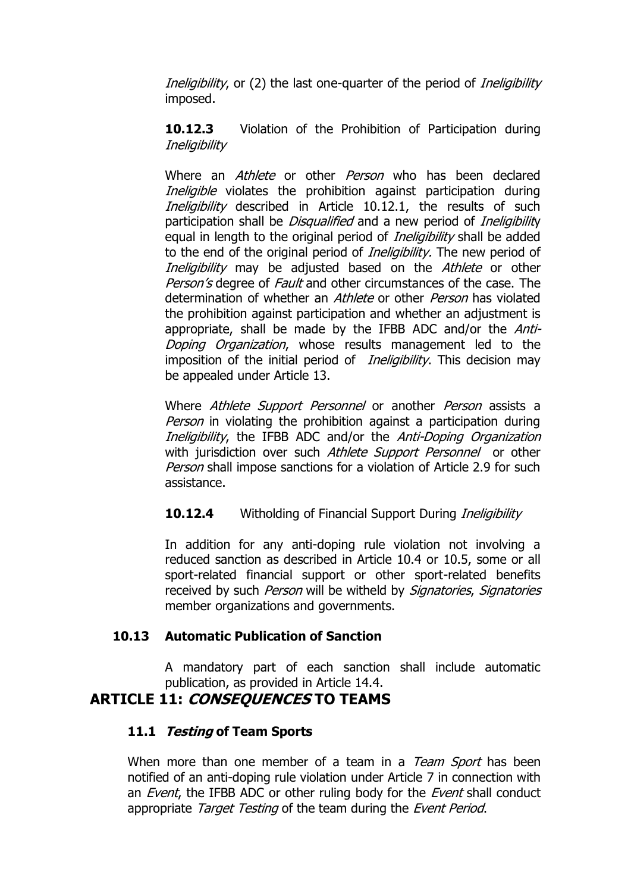*Ineligibility*, or (2) the last one-quarter of the period of *Ineligibility* imposed.

**10.12.3** Violation of the Prohibition of Participation during *Ineligibility*

Where an *Athlete* or other *Person* who has been declared *Ineligible* violates the prohibition against participation during *Ineligibility* described in Article 10.12.1, the results of such participation shall be *Disqualified* and a new period of *Ineligibility* equal in length to the original period of *Ineligibility* shall be added to the end of the original period of *Ineligibility.* The new period of *Ineligibility* may be adjusted based on the *Athlete* or other *Person's* degree of *Fault* and other circumstances of the case. The determination of whether an *Athlete* or other *Person* has violated the prohibition against participation and whether an adjustment is appropriate, shall be made by the IFBB ADC and/or the *Anti-Doping Organization*, whose results management led to the imposition of the initial period of *Ineligibility*. This decision may be appealed under Article 13.

Where *Athlete Support Personnel* or another *Person* assists a *Person* in violating the prohibition against a participation during *Ineligibility*, the IFBB ADC and/or the *Anti-Doping Organization* with jurisdiction over such *Athlete Support Personnel* or other *Person* shall impose sanctions for a violation of Article 2.9 for such assistance.

**10.12.4** Witholding of Financial Support During *Ineligibility*

In addition for any anti-doping rule violation not involving a reduced sanction as described in Article 10.4 or 10.5, some or all sport-related financial support or other sport-related benefits received by such *Person* will be witheld by *Signatories*, *Signatories* member organizations and governments.

### 10.13 Automatic Publication of Sanction

A mandatory part of each sanction shall include automatic publication, as provided in Article 14.4.

## ARTICLE 11: *CONSEQUENCES* TO TEAMS

### 11.1 *Testing* of Team Sports

When more than one member of a team in a *Team Sport* has been notified of an anti-doping rule violation under Article 7 in connection with an *Event*, the IFBB ADC or other ruling body for the *Event* shall conduct appropriate *Target Testing* of the team during the *Event Period*.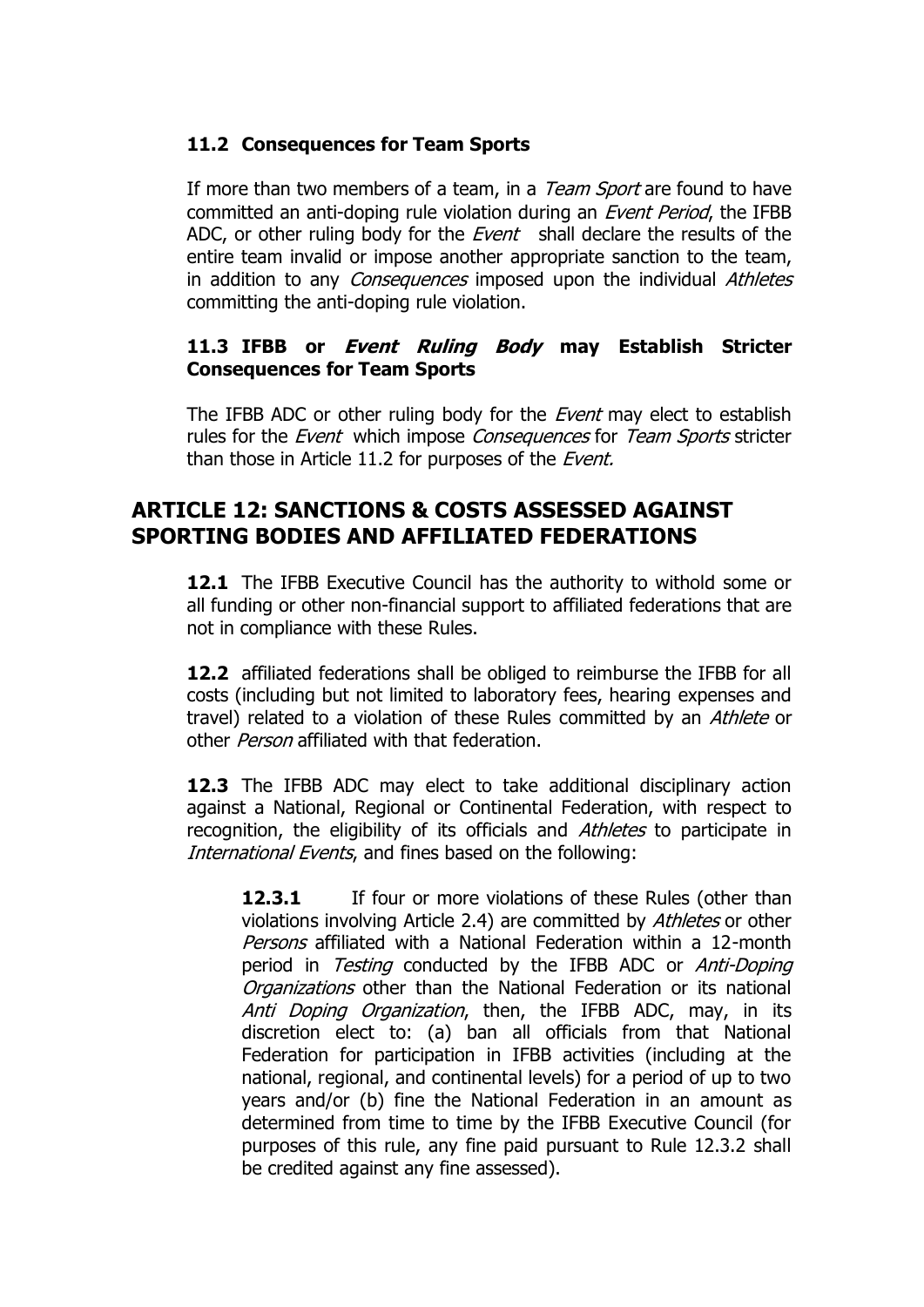### 11.2 Consequences for Team Sports

If more than two members of a team, in a *Team Sport* are found to have committed an anti-doping rule violation during an *Event Period*, the IFBB ADC, or other ruling body for the *Event* shall declare the results of the entire team invalid or impose another appropriate sanction to the team, in addition to any *Consequences* imposed upon the individual *Athletes* committing the anti-doping rule violation.

### 11.3 IFBB or *Event Ruling Body* may Establish Stricter Consequences for Team Sports

The IFBB ADC or other ruling body for the *Event* may elect to establish rules for the *Event* which impose *Consequences* for *Team Sports* stricter than those in Article 11.2 for purposes of the *Event.*

## ARTICLE 12: SANCTIONS & COSTS ASSESSED AGAINST SPORTING BODIES AND AFFILIATED FEDERATIONS

**12.1** The IFBB Executive Council has the authority to withold some or all funding or other non-financial support to affiliated federations that are not in compliance with these Rules.

**12.2** affiliated federations shall be obliged to reimburse the IFBB for all costs (including but not limited to laboratory fees, hearing expenses and travel) related to a violation of these Rules committed by an *Athlete* or other *Person* affiliated with that federation.

**12.3** The IFBB ADC may elect to take additional disciplinary action against a National, Regional or Continental Federation, with respect to recognition, the eligibility of its officials and *Athletes* to participate in *International Events*, and fines based on the following:

**12.3.1** If four or more violations of these Rules (other than violations involving Article 2.4) are committed by *Athletes* or other *Persons* affiliated with a National Federation within a 12-month period in *Testing* conducted by the IFBB ADC or *Anti-Doping Organizations* other than the National Federation or its national *Anti Doping Organization*, then, the IFBB ADC, may, in its discretion elect to: (a) ban all officials from that National Federation for participation in IFBB activities (including at the national, regional, and continental levels) for a period of up to two years and/or (b) fine the National Federation in an amount as determined from time to time by the IFBB Executive Council (for purposes of this rule, any fine paid pursuant to Rule 12.3.2 shall be credited against any fine assessed).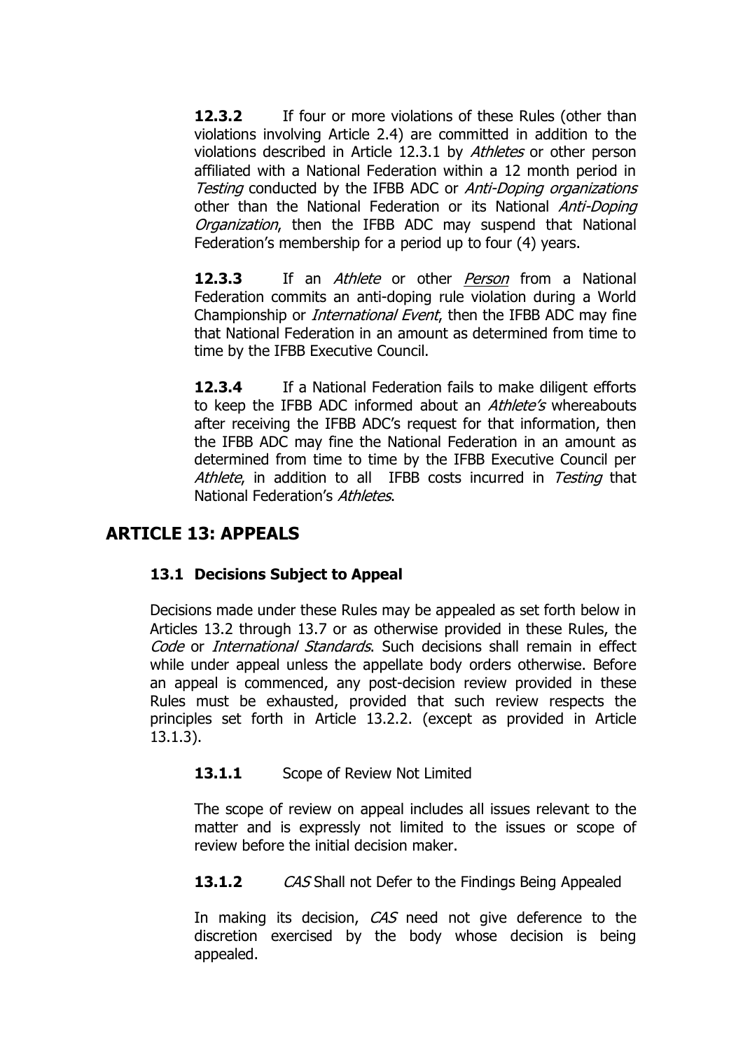**12.3.2** If four or more violations of these Rules (other than violations involving Article 2.4) are committed in addition to the violations described in Article 12.3.1 by *Athletes* or other person affiliated with a National Federation within a 12 month period in *Testing* conducted by the IFBB ADC or *Anti-Doping organizations* other than the National Federation or its National *Anti-Doping Organization*, then the IFBB ADC may suspend that National Federation's membership for a period up to four (4) years.

**12.3.3** If an *Athlete* or other *Person* from a National Federation commits an anti-doping rule violation during a World Championship or *International Event*, then the IFBB ADC may fine that National Federation in an amount as determined from time to time by the IFBB Executive Council.

**12.3.4** If a National Federation fails to make diligent efforts to keep the IFBB ADC informed about an *Athlete's* whereabouts after receiving the IFBB ADC's request for that information, then the IFBB ADC may fine the National Federation in an amount as determined from time to time by the IFBB Executive Council per *Athlete*, in addition to all IFBB costs incurred in *Testing* that National Federation's *Athletes*.

## ARTICLE 13: APPEALS

### 13.1 Decisions Subject to Appeal

Decisions made under these Rules may be appealed as set forth below in Articles 13.2 through 13.7 or as otherwise provided in these Rules, the *Code* or *International Standards*. Such decisions shall remain in effect while under appeal unless the appellate body orders otherwise. Before an appeal is commenced, any post-decision review provided in these Rules must be exhausted, provided that such review respects the principles set forth in Article 13.2.2. (except as provided in Article 13.1.3).

**13.1.1** Scope of Review Not Limited

The scope of review on appeal includes all issues relevant to the matter and is expressly not limited to the issues or scope of review before the initial decision maker.

**13.1.2** *CAS* Shall not Defer to the Findings Being Appealed

In making its decision, *CAS* need not give deference to the discretion exercised by the body whose decision is being appealed.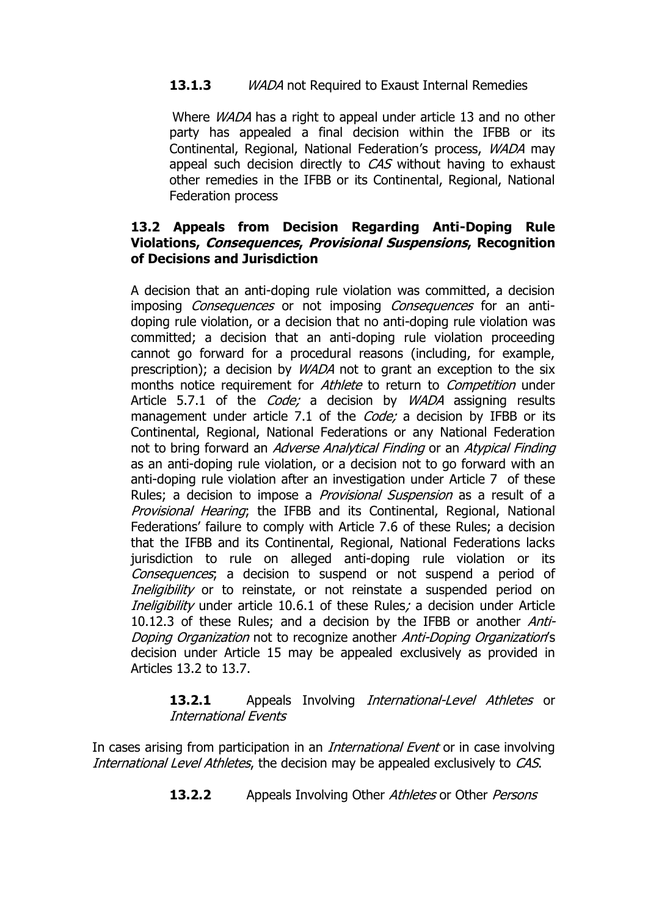**13.1.3** *WADA* not Required to Exaust Internal Remedies

Where *WADA* has a right to appeal under article 13 and no other party has appealed a final decision within the IFBB or its Continental, Regional, National Federation's process, *WADA* may appeal such decision directly to *CAS* without having to exhaust other remedies in the IFBB or its Continental, Regional, National Federation process

### 13.2 Appeals from Decision Regarding Anti-Doping Rule Violations, *Consequences*, *Provisional Suspensions*, Recognition of Decisions and Jurisdiction

A decision that an anti-doping rule violation was committed, a decision imposing *Consequences* or not imposing *Consequences* for an anti-doping rule violation, or a decision that no anti-doping rule violation was committed; a decision that an anti-doping rule violation proceeding cannot go forward for a procedural reasons (including, for example, prescription); a decision by *WADA* not to grant an exception to the six months notice requirement for *Athlete* to return to *Competition* under Article 5.7.1 of the *Code;* a decision by *WADA* assigning results management under article 7.1 of the *Code;* a decision by IFBB or its Continental, Regional, National Federations or any National Federation not to bring forward an *Adverse Analytical Finding* or an *Atypical Finding* as an anti-doping rule violation, or a decision not to go forward with an anti-doping rule violation after an investigation under Article 7 of these Rules; a decision to impose a *Provisional Suspension* as a result of a *Provisional Hearing*; the IFBB and its Continental, Regional, National Federations' failure to comply with Article 7.6 of these Rules; a decision that the IFBB and its Continental, Regional, National Federations lacks jurisdiction to rule on alleged anti-doping rule violation or its *Consequences*; a decision to suspend or not suspend a period of *Ineligibility* or to reinstate, or not reinstate a suspended period on *Ineligibility* under article 10.6.1 of these Rules; a decision under Article 10.12.3 of these Rules; and a decision by the IFBB or another *Anti-Doping Organization* not to recognize another *Anti-Doping Organization*'s decision under Article 15 may be appealed exclusively as provided in Articles 13.2 to 13.7.

**13.2.1** Appeals Involving *International-Level Athletes* or *International Events*

In cases arising from participation in an *International Event* or in case involving *International Level Athletes*, the decision may be appealed exclusively to *CAS*.

**13.2.2** Appeals Involving Other *Athletes* or Other *Persons*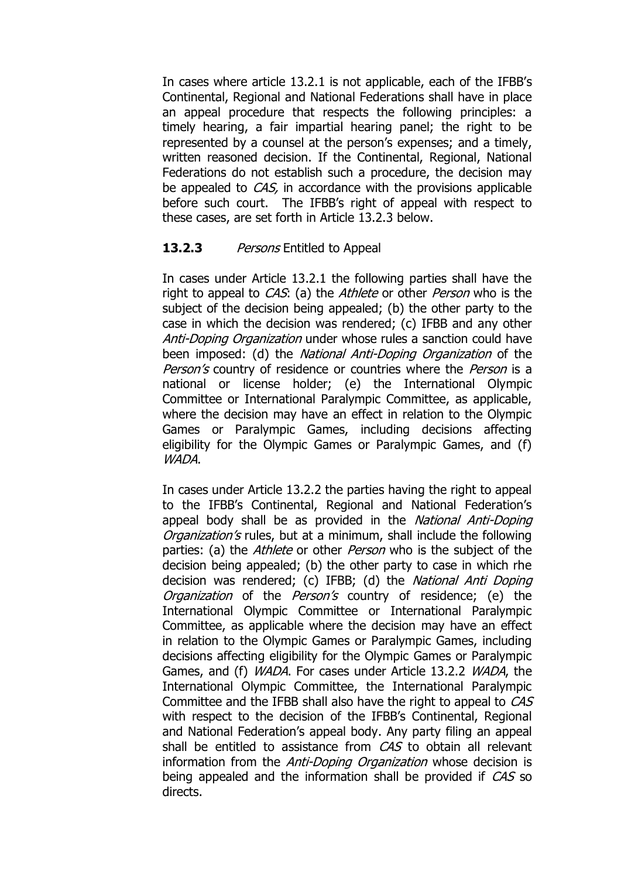In cases where article 13.2.1 is not applicable, each of the IFBB's Continental, Regional and National Federations shall have in place an appeal procedure that respects the following principles: a timely hearing, a fair impartial hearing panel; the right to be represented by a counsel at the person's expenses; and a timely, written reasoned decision. If the Continental, Regional, National Federations do not establish such a procedure, the decision may be appealed to *CAS,* in accordance with the provisions applicable before such court. The IFBB's right of appeal with respect to these cases, are set forth in Article 13.2.3 below.

**13.2.3** *Persons* Entitled to Appeal

In cases under Article 13.2.1 the following parties shall have the right to appeal to *CAS*: (a) the *Athlete* or other *Person* who is the subject of the decision being appealed; (b) the other party to the case in which the decision was rendered; (c) IFBB and any other *Anti-Doping Organization* under whose rules a sanction could have been imposed: (d) the *National Anti-Doping Organization* of the *Person's* country of residence or countries where the *Person* is a national or license holder; (e) the International Olympic Committee or International Paralympic Committee, as applicable, where the decision may have an effect in relation to the Olympic Games or Paralympic Games, including decisions affecting eligibility for the Olympic Games or Paralympic Games, and (f) *WADA*.

In cases under Article 13.2.2 the parties having the right to appeal to the IFBB's Continental, Regional and National Federation's appeal body shall be as provided in the *National Anti-Doping Organization's* rules, but at a minimum, shall include the following parties: (a) the *Athlete* or other *Person* who is the subject of the decision being appealed; (b) the other party to case in which rhe decision was rendered; (c) IFBB; (d) the *National Anti Doping Organization* of the *Person's* country of residence; (e) the International Olympic Committee or International Paralympic Committee, as applicable where the decision may have an effect in relation to the Olympic Games or Paralympic Games, including decisions affecting eligibility for the Olympic Games or Paralympic Games, and (f) *WADA*. For cases under Article 13.2.2 *WADA*, the International Olympic Committee, the International Paralympic Committee and the IFBB shall also have the right to appeal to *CAS* with respect to the decision of the IFBB's Continental, Regional and National Federation's appeal body. Any party filing an appeal shall be entitled to assistance from *CAS* to obtain all relevant information from the *Anti-Doping Organization* whose decision is being appealed and the information shall be provided if *CAS* so directs.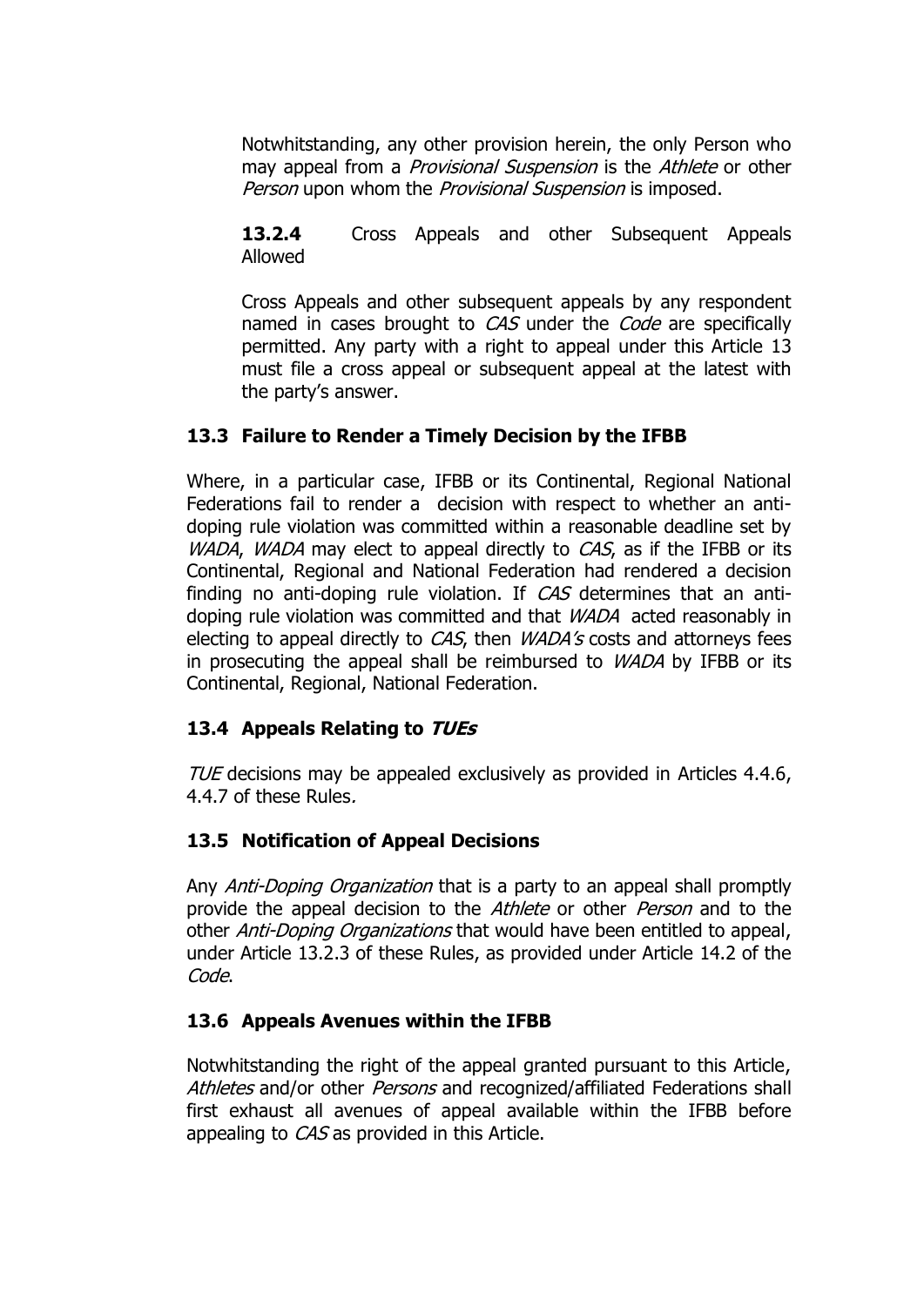Notwhitstanding, any other provision herein, the only Person who may appeal from a *Provisional Suspension* is the *Athlete* or other *Person* upon whom the *Provisional Suspension* is imposed.

**13.2.4** Cross Appeals and other Subsequent Appeals Allowed

Cross Appeals and other subsequent appeals by any respondent named in cases brought to *CAS* under the *Code* are specifically permitted. Any party with a right to appeal under this Article 13 must file a cross appeal or subsequent appeal at the latest with the party's answer.

### 13.3 Failure to Render a Timely Decision by the IFBB

Where, in a particular case, IFBB or its Continental, Regional National Federations fail to render a decision with respect to whether an anti-doping rule violation was committed within a reasonable deadline set by *WADA*, *WADA* may elect to appeal directly to *CAS*, as if the IFBB or its Continental, Regional and National Federation had rendered a decision finding no anti-doping rule violation. If *CAS* determines that an anti-doping rule violation was committed and that *WADA* acted reasonably in electing to appeal directly to *CAS*, then *WADA's* costs and attorneys fees in prosecuting the appeal shall be reimbursed to *WADA* by IFBB or its Continental, Regional, National Federation.

### 13.4 Appeals Relating to *TUEs*

*TUE* decisions may be appealed exclusively as provided in Articles 4.4.6, 4.4.7 of these Rules.

### 13.5 Notification of Appeal Decisions

Any *Anti-Doping Organization* that is a party to an appeal shall promptly provide the appeal decision to the *Athlete* or other *Person* and to the other *Anti-Doping Organizations* that would have been entitled to appeal, under Article 13.2.3 of these Rules, as provided under Article 14.2 of the *Code*.

### 13.6 Appeals Avenues within the IFBB

Notwhitstanding the right of the appeal granted pursuant to this Article, *Athletes* and/or other *Persons* and recognized/affiliated Federations shall first exhaust all avenues of appeal available within the IFBB before appealing to *CAS* as provided in this Article.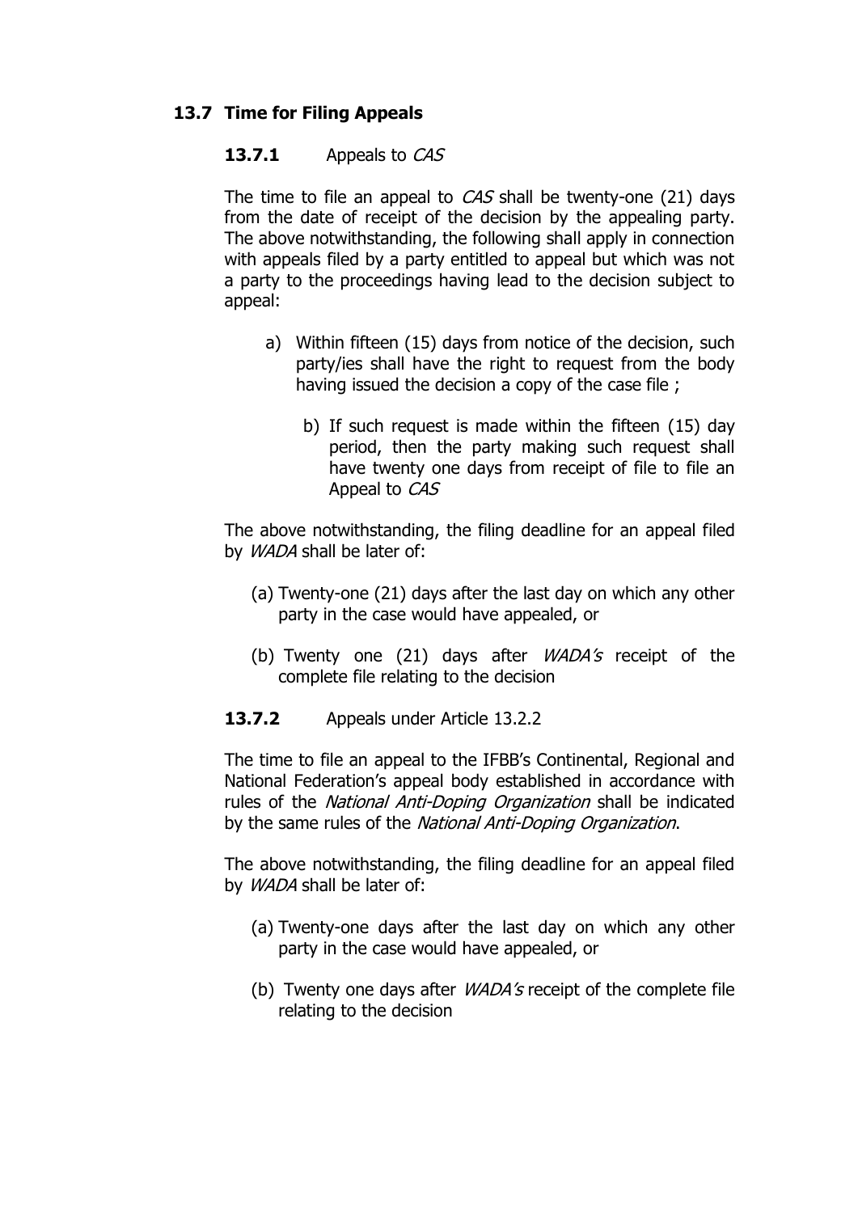## 13.7 Time for Filing Appeals

### 13.7.1 Appeals to *CAS*

The time to file an appeal to *CAS* shall be twenty-one (21) days from the date of receipt of the decision by the appealing party. The above notwithstanding, the following shall apply in connection with appeals filed by a party entitled to appeal but which was not a party to the proceedings having lead to the decision subject to appeal:

a) Within fifteen (15) days from notice of the decision, such party/ies shall have the right to request from the body having issued the decision a copy of the case file ;

b) If such request is made within the fifteen (15) day period, then the party making such request shall have twenty one days from receipt of file to file an Appeal to *CAS*

The above notwithstanding, the filing deadline for an appeal filed by *WADA* shall be later of:

(a) Twenty-one (21) days after the last day on which any other party in the case would have appealed, or

(b) Twenty one (21) days after *WADA's* receipt of the complete file relating to the decision

### 13.7.2 Appeals under Article 13.2.2

The time to file an appeal to the IFBB's Continental, Regional and National Federation's appeal body established in accordance with rules of the *National Anti-Doping Organization* shall be indicated by the same rules of the *National Anti-Doping Organization*.

The above notwithstanding, the filing deadline for an appeal filed by *WADA* shall be later of:

(a) Twenty-one days after the last day on which any other party in the case would have appealed, or

(b) Twenty one days after *WADA's* receipt of the complete file relating to the decision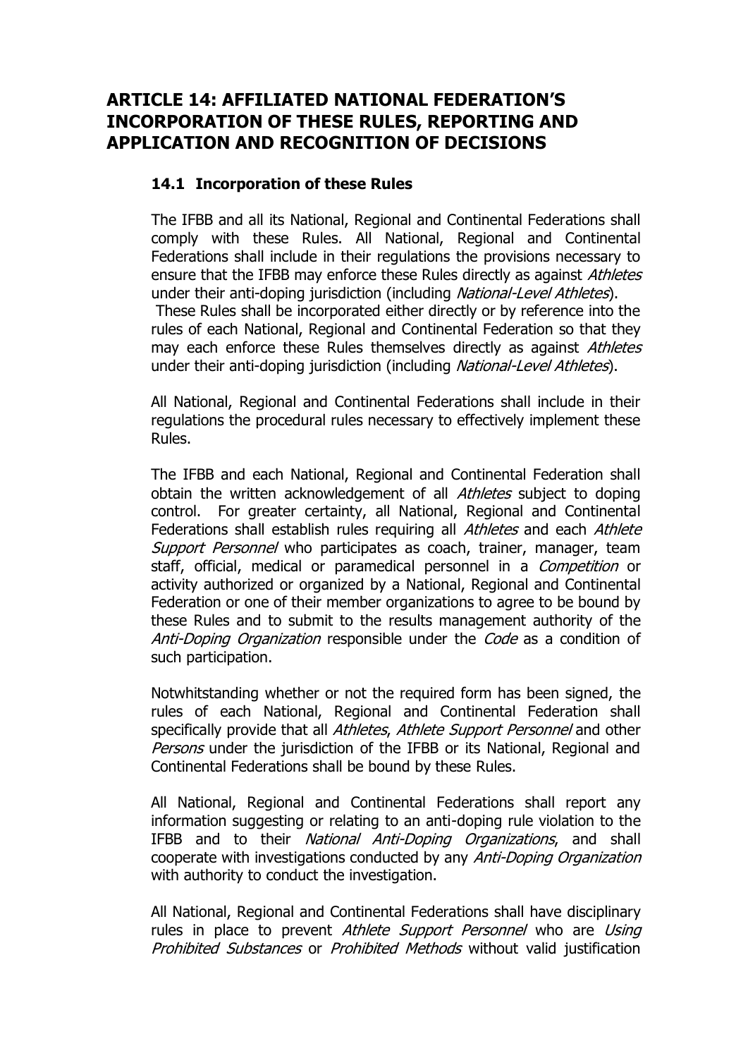## ARTICLE 14: AFFILIATED NATIONAL FEDERATION'S INCORPORATION OF THESE RULES, REPORTING AND APPLICATION AND RECOGNITION OF DECISIONS

### 14.1 Incorporation of these Rules

The IFBB and all its National, Regional and Continental Federations shall comply with these Rules. All National, Regional and Continental Federations shall include in their regulations the provisions necessary to ensure that the IFBB may enforce these Rules directly as against *Athletes* under their anti-doping jurisdiction (including *National-Level Athletes*). These Rules shall be incorporated either directly or by reference into the rules of each National, Regional and Continental Federation so that they may each enforce these Rules themselves directly as against *Athletes* under their anti-doping jurisdiction (including *National-Level Athletes*).

All National, Regional and Continental Federations shall include in their regulations the procedural rules necessary to effectively implement these Rules.

The IFBB and each National, Regional and Continental Federation shall obtain the written acknowledgement of all *Athletes* subject to doping control. For greater certainty, all National, Regional and Continental Federations shall establish rules requiring all *Athletes* and each *Athlete Support Personnel* who participates as coach, trainer, manager, team staff, official, medical or paramedical personnel in a *Competition* or activity authorized or organized by a National, Regional and Continental Federation or one of their member organizations to agree to be bound by these Rules and to submit to the results management authority of the *Anti-Doping Organization* responsible under the *Code* as a condition of such participation.

Notwhitstanding whether or not the required form has been signed, the rules of each National, Regional and Continental Federation shall specifically provide that all *Athletes*, *Athlete Support Personnel* and other *Persons* under the jurisdiction of the IFBB or its National, Regional and Continental Federations shall be bound by these Rules.

All National, Regional and Continental Federations shall report any information suggesting or relating to an anti-doping rule violation to the IFBB and to their *National Anti-Doping Organizations*, and shall cooperate with investigations conducted by any *Anti-Doping Organization* with authority to conduct the investigation.

All National, Regional and Continental Federations shall have disciplinary rules in place to prevent *Athlete Support Personnel* who are *Using Prohibited Substances* or *Prohibited Methods* without valid justification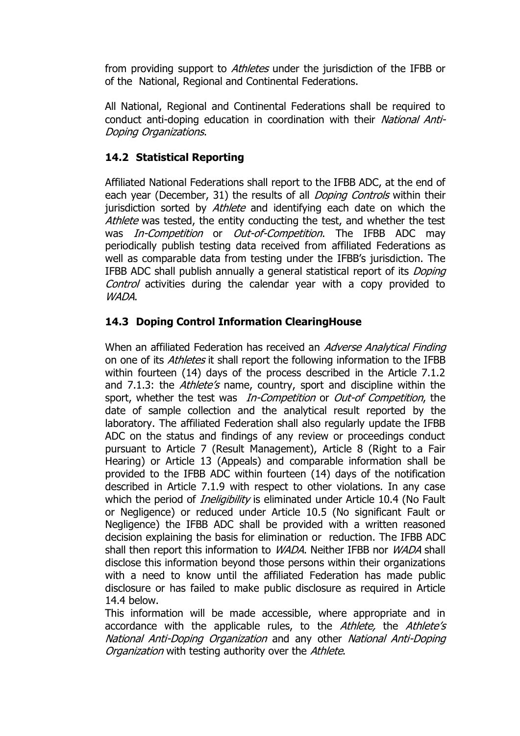from providing support to *Athletes* under the jurisdiction of the IFBB or of the National, Regional and Continental Federations.

All National, Regional and Continental Federations shall be required to conduct anti-doping education in coordination with their *National Anti-Doping Organizations*.

### 14.2 Statistical Reporting

Affiliated National Federations shall report to the IFBB ADC, at the end of each year (December, 31) the results of all *Doping Controls* within their jurisdiction sorted by *Athlete* and identifying each date on which the *Athlete* was tested, the entity conducting the test, and whether the test was *In-Competition* or *Out-of-Competition*. The IFBB ADC may periodically publish testing data received from affiliated Federations as well as comparable data from testing under the IFBB's jurisdiction. The IFBB ADC shall publish annually a general statistical report of its *Doping Control* activities during the calendar year with a copy provided to *WADA*.

### 14.3 Doping Control Information ClearingHouse

When an affiliated Federation has received an *Adverse Analytical Finding* on one of its *Athletes* it shall report the following information to the IFBB within fourteen (14) days of the process described in the Article 7.1.2 and 7.1.3: the *Athlete's* name, country, sport and discipline within the sport, whether the test was *In-Competition* or *Out-of Competition*, the date of sample collection and the analytical result reported by the laboratory. The affiliated Federation shall also regularly update the IFBB ADC on the status and findings of any review or proceedings conduct pursuant to Article 7 (Result Management), Article 8 (Right to a Fair Hearing) or Article 13 (Appeals) and comparable information shall be provided to the IFBB ADC within fourteen (14) days of the notification described in Article 7.1.9 with respect to other violations. In any case which the period of *Ineligibility* is eliminated under Article 10.4 (No Fault or Negligence) or reduced under Article 10.5 (No significant Fault or Negligence) the IFBB ADC shall be provided with a written reasoned decision explaining the basis for elimination or reduction. The IFBB ADC shall then report this information to *WADA*. Neither IFBB nor *WADA* shall disclose this information beyond those persons within their organizations with a need to know until the affiliated Federation has made public disclosure or has failed to make public disclosure as required in Article 14.4 below.

This information will be made accessible, where appropriate and in accordance with the applicable rules, to the *Athlete,* the *Athlete's National Anti-Doping Organization* and any other *National Anti-Doping Organization* with testing authority over the *Athlete*.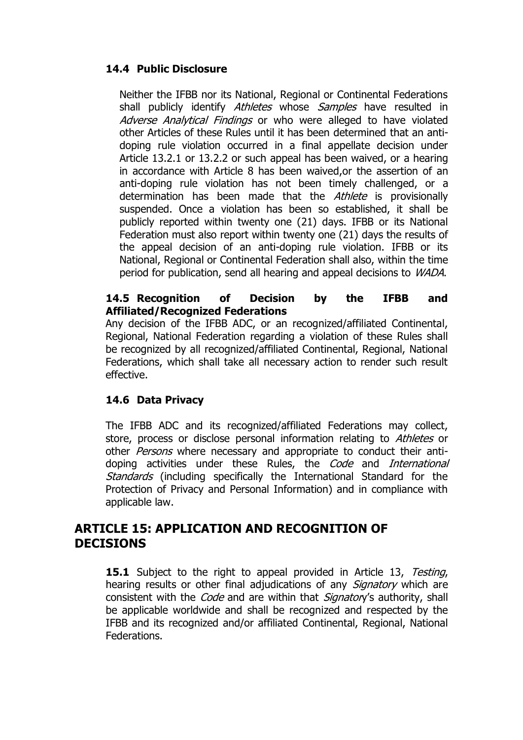### 14.4 Public Disclosure

Neither the IFBB nor its National, Regional or Continental Federations shall publicly identify *Athletes* whose *Samples* have resulted in *Adverse Analytical Findings* or who were alleged to have violated other Articles of these Rules until it has been determined that an anti-doping rule violation occurred in a final appellate decision under Article 13.2.1 or 13.2.2 or such appeal has been waived, or a hearing in accordance with Article 8 has been waived,or the assertion of an anti-doping rule violation has not been timely challenged, or a determination has been made that the *Athlete* is provisionally suspended. Once a violation has been so established, it shall be publicly reported within twenty one (21) days. IFBB or its National Federation must also report within twenty one (21) days the results of the appeal decision of an anti-doping rule violation. IFBB or its National, Regional or Continental Federation shall also, within the time period for publication, send all hearing and appeal decisions to *WADA*.

### 14.5 Recognition of Decision by the IFBB and Affiliated/Recognized Federations

Any decision of the IFBB ADC, or an recognized/affiliated Continental, Regional, National Federation regarding a violation of these Rules shall be recognized by all recognized/affiliated Continental, Regional, National Federations, which shall take all necessary action to render such result effective.

### 14.6 Data Privacy

The IFBB ADC and its recognized/affiliated Federations may collect, store, process or disclose personal information relating to *Athletes* or other *Persons* where necessary and appropriate to conduct their anti-doping activities under these Rules, the *Code* and *International Standards* (including specifically the International Standard for the Protection of Privacy and Personal Information) and in compliance with applicable law.

## ARTICLE 15: APPLICATION AND RECOGNITION OF DECISIONS

**15.1** Subject to the right to appeal provided in Article 13, *Testing*, hearing results or other final adjudications of any *Signatory* which are consistent with the *Code* and are within that *Signatory*'s authority, shall be applicable worldwide and shall be recognized and respected by the IFBB and its recognized and/or affiliated Continental, Regional, National Federations.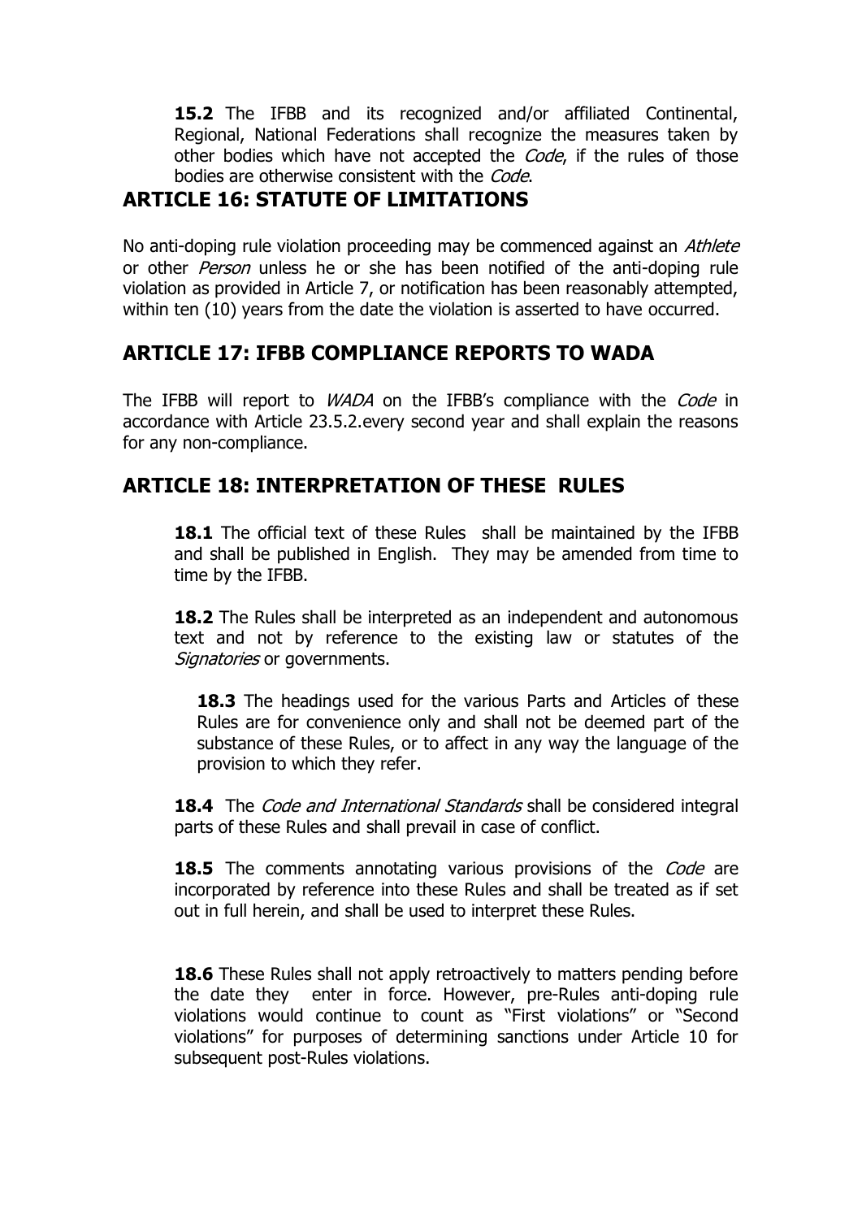**15.2** The IFBB and its recognized and/or affiliated Continental, Regional, National Federations shall recognize the measures taken by other bodies which have not accepted the *Code*, if the rules of those bodies are otherwise consistent with the *Code*.

## ARTICLE 16: STATUTE OF LIMITATIONS

No anti-doping rule violation proceeding may be commenced against an *Athlete* or other *Person* unless he or she has been notified of the anti-doping rule violation as provided in Article 7, or notification has been reasonably attempted, within ten (10) years from the date the violation is asserted to have occurred.

## ARTICLE 17: IFBB COMPLIANCE REPORTS TO WADA

The IFBB will report to *WADA* on the IFBB's compliance with the *Code* in accordance with Article 23.5.2.every second year and shall explain the reasons for any non-compliance.

## ARTICLE 18: INTERPRETATION OF THESE RULES

**18.1** The official text of these Rules shall be maintained by the IFBB and shall be published in English. They may be amended from time to time by the IFBB.

**18.2** The Rules shall be interpreted as an independent and autonomous text and not by reference to the existing law or statutes of the *Signatories* or governments.

**18.3** The headings used for the various Parts and Articles of these Rules are for convenience only and shall not be deemed part of the substance of these Rules, or to affect in any way the language of the provision to which they refer.

**18.4** The *Code and International Standards* shall be considered integral parts of these Rules and shall prevail in case of conflict.

**18.5** The comments annotating various provisions of the *Code* are incorporated by reference into these Rules and shall be treated as if set out in full herein, and shall be used to interpret these Rules.

**18.6** These Rules shall not apply retroactively to matters pending before the date they enter in force. However, pre-Rules anti-doping rule violations would continue to count as "First violations" or "Second violations" for purposes of determining sanctions under Article 10 for subsequent post-Rules violations.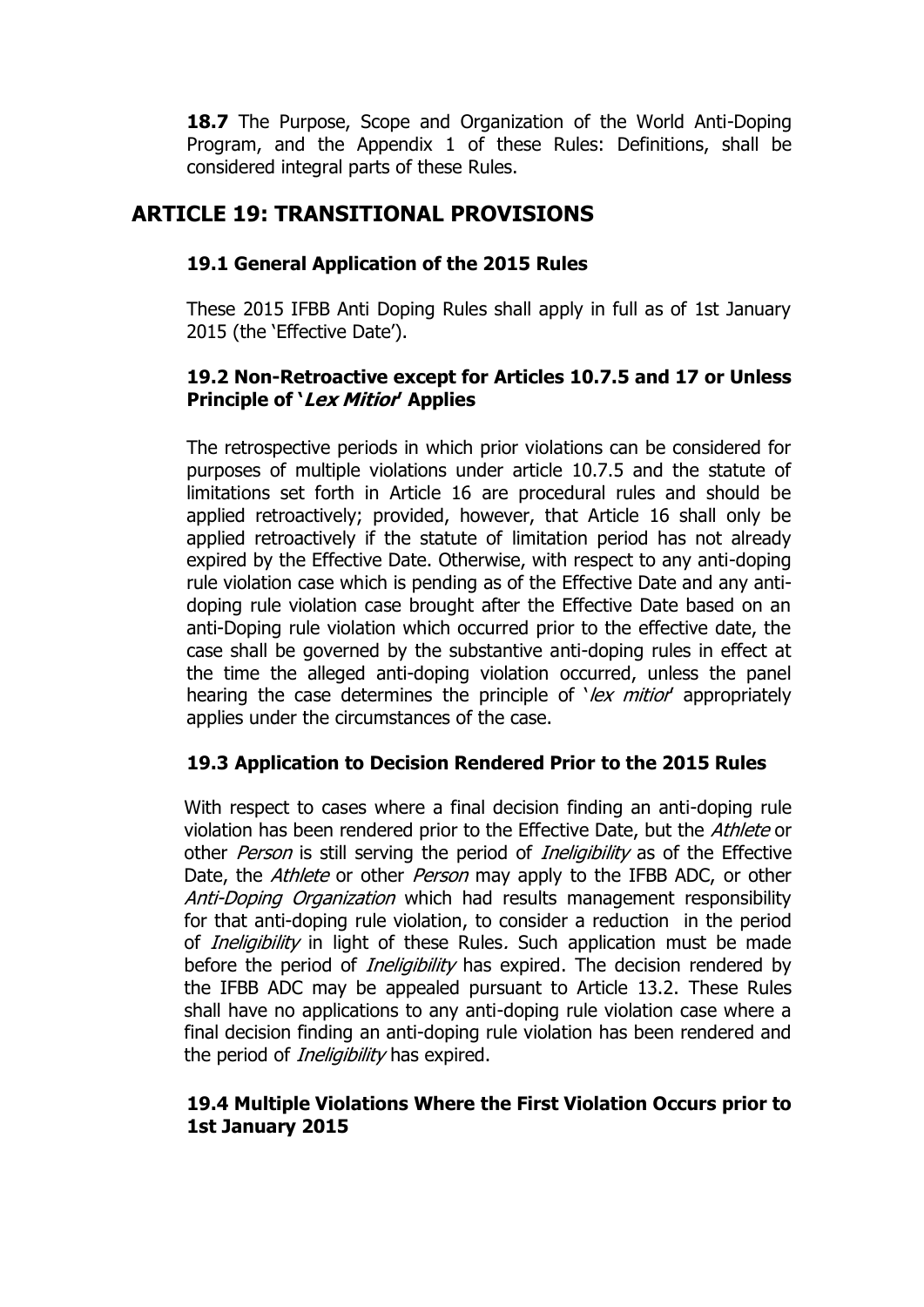**18.7** The Purpose, Scope and Organization of the World Anti-Doping Program, and the Appendix 1 of these Rules: Definitions, shall be considered integral parts of these Rules.

## ARTICLE 19: TRANSITIONAL PROVISIONS

### 19.1 General Application of the 2015 Rules

These 2015 IFBB Anti Doping Rules shall apply in full as of 1st January 2015 (the 'Effective Date').

### 19.2 Non-Retroactive except for Articles 10.7.5 and 17 or Unless Principle of '*Lex Mitior*' Applies

The retrospective periods in which prior violations can be considered for purposes of multiple violations under article 10.7.5 and the statute of limitations set forth in Article 16 are procedural rules and should be applied retroactively; provided, however, that Article 16 shall only be applied retroactively if the statute of limitation period has not already expired by the Effective Date. Otherwise, with respect to any anti-doping rule violation case which is pending as of the Effective Date and any anti-doping rule violation case brought after the Effective Date based on an anti-Doping rule violation which occurred prior to the effective date, the case shall be governed by the substantive anti-doping rules in effect at the time the alleged anti-doping violation occurred, unless the panel hearing the case determines the principle of '*lex mitior*' appropriately applies under the circumstances of the case.

### 19.3 Application to Decision Rendered Prior to the 2015 Rules

With respect to cases where a final decision finding an anti-doping rule violation has been rendered prior to the Effective Date, but the *Athlete* or other *Person* is still serving the period of *Ineligibility* as of the Effective Date, the *Athlete* or other *Person* may apply to the IFBB ADC, or other *Anti-Doping Organization* which had results management responsibility for that anti-doping rule violation, to consider a reduction in the period of *Ineligibility* in light of these Rules. Such application must be made before the period of *Ineligibility* has expired. The decision rendered by the IFBB ADC may be appealed pursuant to Article 13.2. These Rules shall have no applications to any anti-doping rule violation case where a final decision finding an anti-doping rule violation has been rendered and the period of *Ineligibility* has expired.

### 19.4 Multiple Violations Where the First Violation Occurs prior to 1st January 2015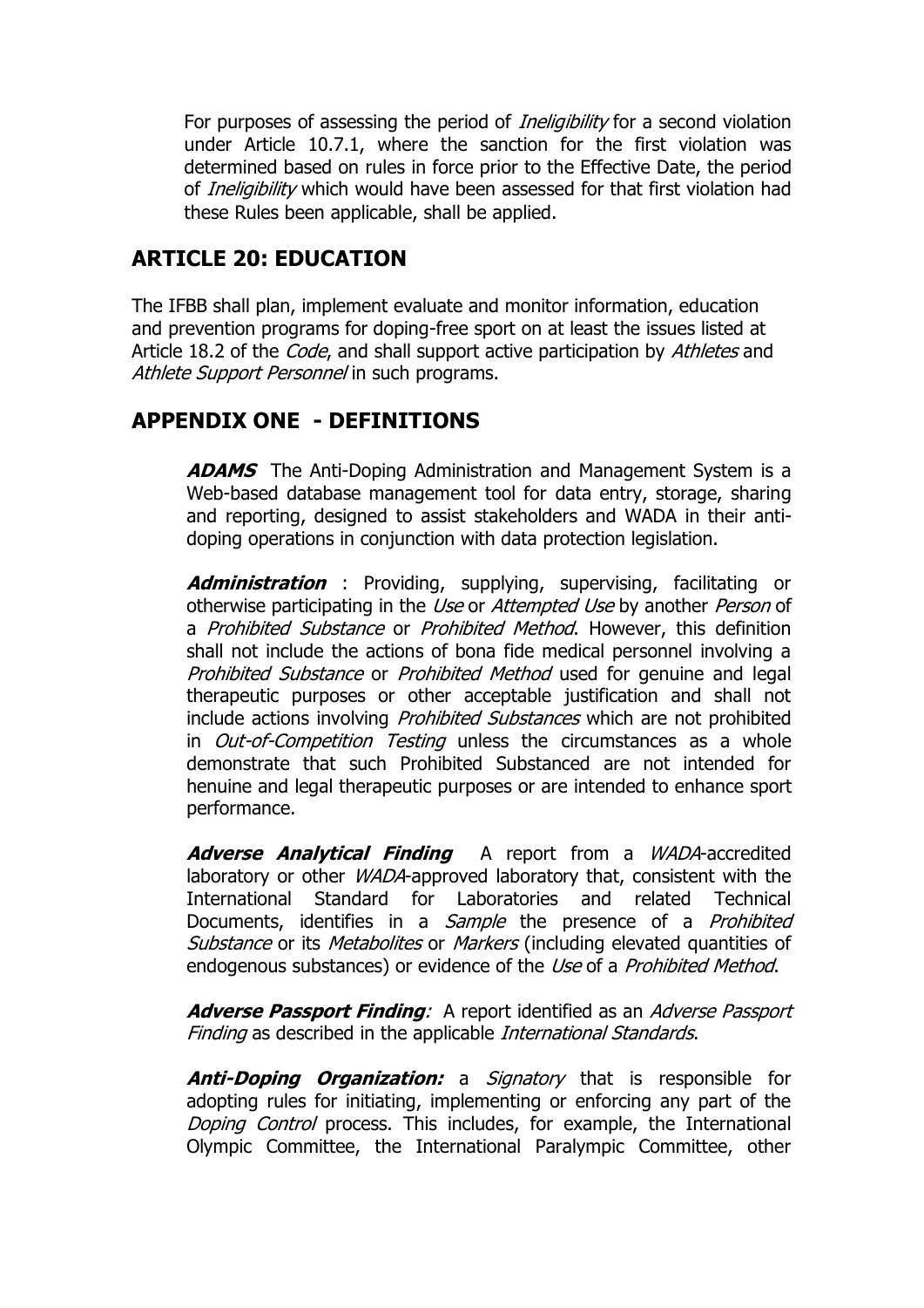For purposes of assessing the period of *Ineligibility* for a second violation under Article 10.7.1, where the sanction for the first violation was determined based on rules in force prior to the Effective Date, the period of *Ineligibility* which would have been assessed for that first violation had these Rules been applicable, shall be applied.

## ARTICLE 20: EDUCATION

The IFBB shall plan, implement evaluate and monitor information, education and prevention programs for doping-free sport on at least the issues listed at Article 18.2 of the *Code*, and shall support active participation by *Athletes* and *Athlete Support Personnel* in such programs.

## APPENDIX ONE - DEFINITIONS

***ADAMS*** The Anti-Doping Administration and Management System is a Web-based database management tool for data entry, storage, sharing and reporting, designed to assist stakeholders and WADA in their anti-doping operations in conjunction with data protection legislation.

***Administration*** : Providing, supplying, supervising, facilitating or otherwise participating in the *Use* or *Attempted Use* by another *Person* of a *Prohibited Substance* or *Prohibited Method*. However, this definition shall not include the actions of bona fide medical personnel involving a *Prohibited Substance* or *Prohibited Method* used for genuine and legal therapeutic purposes or other acceptable justification and shall not include actions involving *Prohibited Substances* which are not prohibited in *Out-of-Competition Testing* unless the circumstances as a whole demonstrate that such Prohibited Substanced are not intended for henuine and legal therapeutic purposes or are intended to enhance sport performance.

***Adverse Analytical Finding*** A report from a *WADA*-accredited laboratory or other *WADA*-approved laboratory that, consistent with the International Standard for Laboratories and related Technical Documents, identifies in a *Sample* the presence of a *Prohibited Substance* or its *Metabolites* or *Markers* (including elevated quantities of endogenous substances) or evidence of the *Use* of a *Prohibited Method*.

***Adverse Passport Finding***: A report identified as an *Adverse Passport Finding* as described in the applicable *International Standards*.

***Anti-Doping Organization:*** a *Signatory* that is responsible for adopting rules for initiating, implementing or enforcing any part of the *Doping Control* process. This includes, for example, the International Olympic Committee, the International Paralympic Committee, other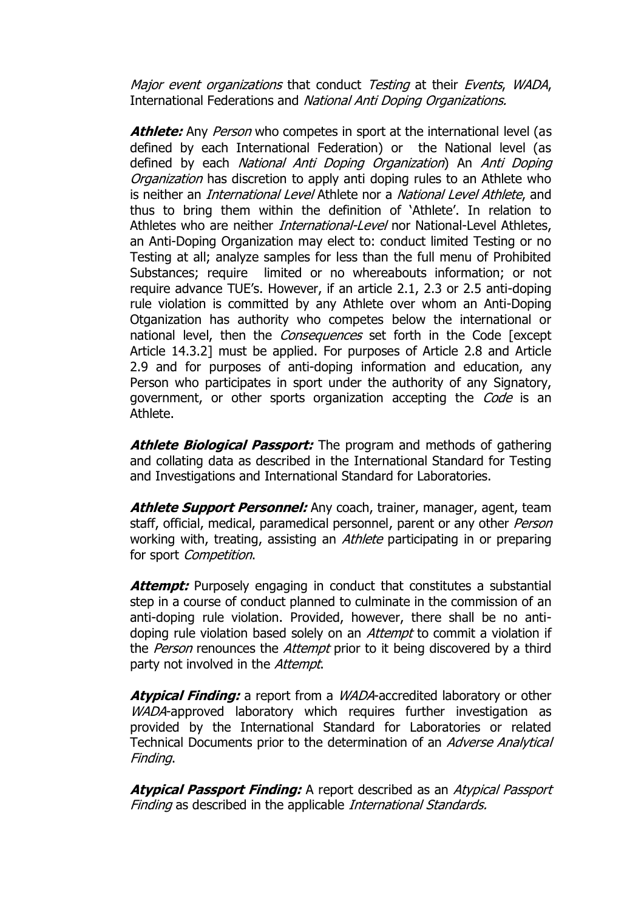*Major event organizations* that conduct *Testing* at their *Events*, *WADA*, International Federations and *National Anti Doping Organizations.*

***Athlete:*** Any *Person* who competes in sport at the international level (as defined by each International Federation) or the National level (as defined by each *National Anti Doping Organization*) An *Anti Doping Organization* has discretion to apply anti doping rules to an Athlete who is neither an *International Level* Athlete nor a *National Level Athlete*, and thus to bring them within the definition of 'Athlete'. In relation to Athletes who are neither *International-Level* nor National-Level Athletes, an Anti-Doping Organization may elect to: conduct limited Testing or no Testing at all; analyze samples for less than the full menu of Prohibited Substances; require limited or no whereabouts information; or not require advance TUE's. However, if an article 2.1, 2.3 or 2.5 anti-doping rule violation is committed by any Athlete over whom an Anti-Doping Otganization has authority who competes below the international or national level, then the *Consequences* set forth in the Code [except Article 14.3.2] must be applied. For purposes of Article 2.8 and Article 2.9 and for purposes of anti-doping information and education, any Person who participates in sport under the authority of any Signatory, government, or other sports organization accepting the *Code* is an Athlete.

***Athlete Biological Passport:*** The program and methods of gathering and collating data as described in the International Standard for Testing and Investigations and International Standard for Laboratories.

***Athlete Support Personnel:*** Any coach, trainer, manager, agent, team staff, official, medical, paramedical personnel, parent or any other *Person* working with, treating, assisting an *Athlete* participating in or preparing for sport *Competition*.

***Attempt:*** Purposely engaging in conduct that constitutes a substantial step in a course of conduct planned to culminate in the commission of an anti-doping rule violation. Provided, however, there shall be no anti-doping rule violation based solely on an *Attempt* to commit a violation if the *Person* renounces the *Attempt* prior to it being discovered by a third party not involved in the *Attempt*.

***Atypical Finding:*** a report from a *WADA*-accredited laboratory or other *WADA*-approved laboratory which requires further investigation as provided by the International Standard for Laboratories or related Technical Documents prior to the determination of an *Adverse Analytical Finding*.

***Atypical Passport Finding:*** A report described as an *Atypical Passport Finding* as described in the applicable *International Standards.*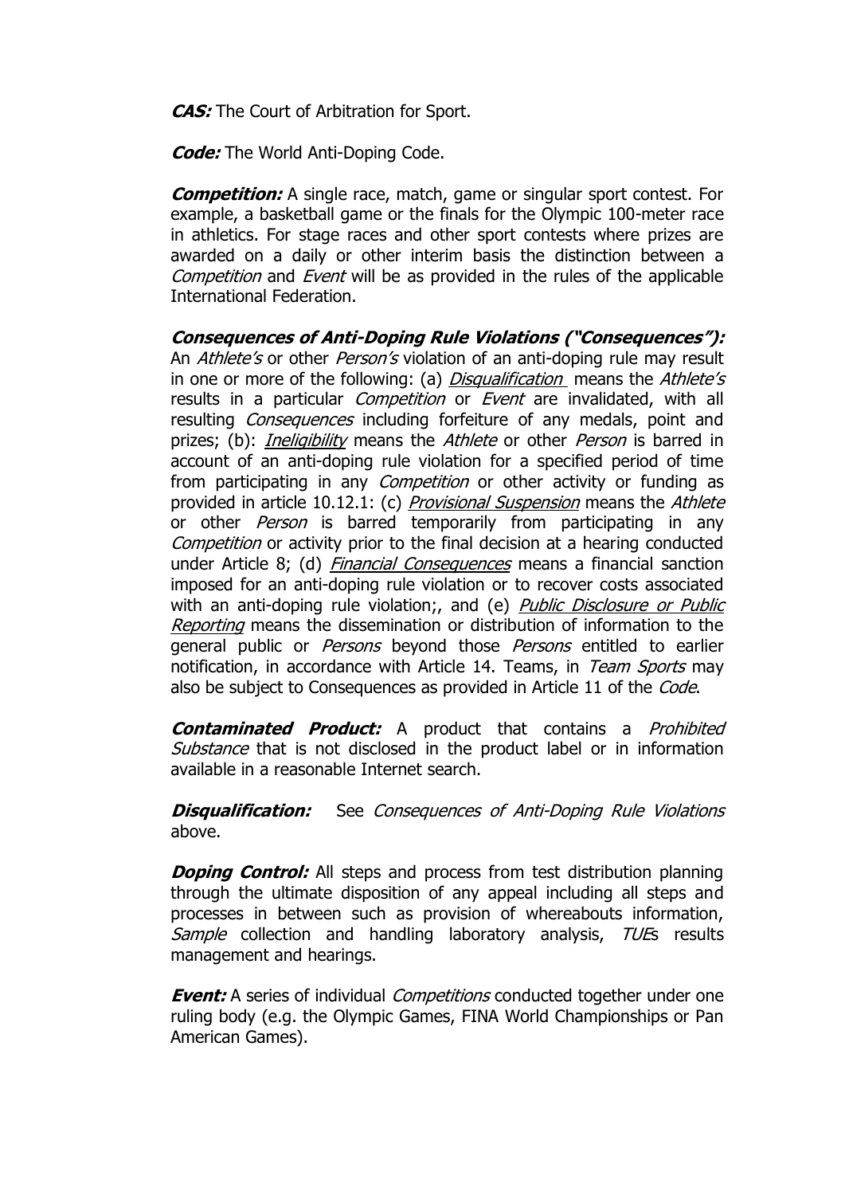***CAS:*** The Court of Arbitration for Sport.

***Code:*** The World Anti-Doping Code.

***Competition:*** A single race, match, game or singular sport contest. For example, a basketball game or the finals for the Olympic 100-meter race in athletics. For stage races and other sport contests where prizes are awarded on a daily or other interim basis the distinction between a *Competition* and *Event* will be as provided in the rules of the applicable International Federation.

***Consequences of Anti-Doping Rule Violations ("Consequences"):*** An *Athlete's* or other *Person's* violation of an anti-doping rule may result in one or more of the following: (a) *Disqualification* means the *Athlete's* results in a particular *Competition* or *Event* are invalidated, with all resulting *Consequences* including forfeiture of any medals, point and prizes; (b): *Ineligibility* means the *Athlete* or other *Person* is barred in account of an anti-doping rule violation for a specified period of time from participating in any *Competition* or other activity or funding as provided in article 10.12.1: (c) *Provisional Suspension* means the *Athlete* or other *Person* is barred temporarily from participating in any *Competition* or activity prior to the final decision at a hearing conducted under Article 8; (d) *Financial Consequences* means a financial sanction imposed for an anti-doping rule violation or to recover costs associated with an anti-doping rule violation;, and (e) *Public Disclosure or Public Reporting* means the dissemination or distribution of information to the general public or *Persons* beyond those *Persons* entitled to earlier notification, in accordance with Article 14. Teams, in *Team Sports* may also be subject to Consequences as provided in Article 11 of the *Code*.

***Contaminated Product:*** A product that contains a *Prohibited Substance* that is not disclosed in the product label or in information available in a reasonable Internet search.

***Disqualification:*** See *Consequences of Anti-Doping Rule Violations* above.

***Doping Control:*** All steps and process from test distribution planning through the ultimate disposition of any appeal including all steps and processes in between such as provision of whereabouts information, *Sample* collection and handling laboratory analysis, *TUE*s results management and hearings.

***Event:*** A series of individual *Competitions* conducted together under one ruling body (e.g. the Olympic Games, FINA World Championships or Pan American Games).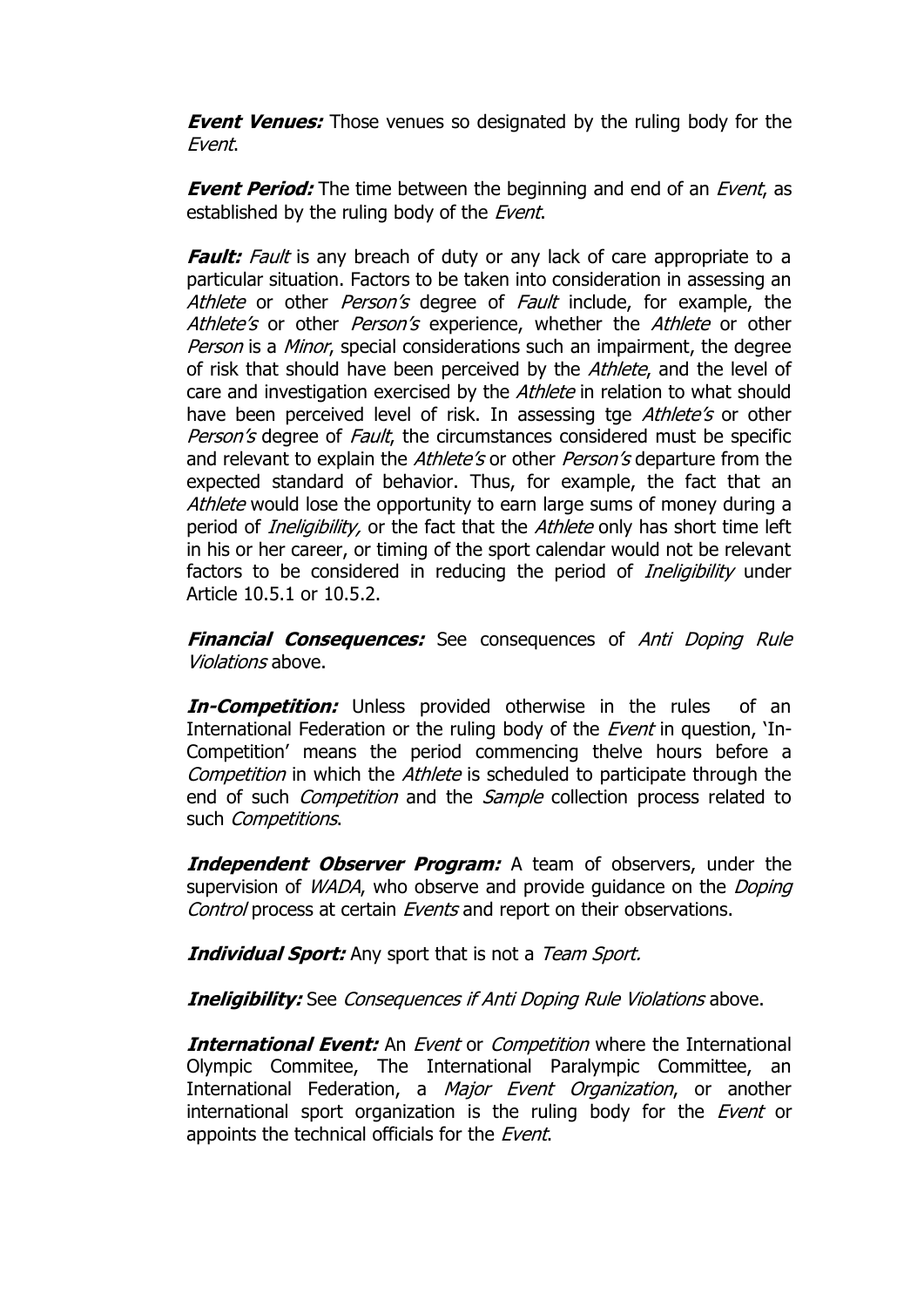***Event Venues:*** Those venues so designated by the ruling body for the *Event*.

***Event Period:*** The time between the beginning and end of an *Event*, as established by the ruling body of the *Event*.

***Fault:*** *Fault* is any breach of duty or any lack of care appropriate to a particular situation. Factors to be taken into consideration in assessing an *Athlete* or other *Person's* degree of *Fault* include, for example, the *Athlete's* or other *Person's* experience, whether the *Athlete* or other *Person* is a *Minor*, special considerations such an impairment, the degree of risk that should have been perceived by the *Athlete*, and the level of care and investigation exercised by the *Athlete* in relation to what should have been perceived level of risk. In assessing tge *Athlete's* or other *Person's* degree of *Fault*, the circumstances considered must be specific and relevant to explain the *Athlete's* or other *Person's* departure from the expected standard of behavior. Thus, for example, the fact that an *Athlete* would lose the opportunity to earn large sums of money during a period of *Ineligibility,* or the fact that the *Athlete* only has short time left in his or her career, or timing of the sport calendar would not be relevant factors to be considered in reducing the period of *Ineligibility* under Article 10.5.1 or 10.5.2.

***Financial Consequences:*** See consequences of *Anti Doping Rule Violations* above.

***In-Competition:*** Unless provided otherwise in the rules of an International Federation or the ruling body of the *Event* in question, 'In-Competition' means the period commencing thelve hours before a *Competition* in which the *Athlete* is scheduled to participate through the end of such *Competition* and the *Sample* collection process related to such *Competitions*.

***Independent Observer Program:*** A team of observers, under the supervision of *WADA*, who observe and provide guidance on the *Doping Control* process at certain *Events* and report on their observations.

***Individual Sport:*** Any sport that is not a *Team Sport.*

***Ineligibility:*** See *Consequences if Anti Doping Rule Violations* above.

***International Event:*** An *Event* or *Competition* where the International Olympic Commitee, The International Paralympic Committee, an International Federation, a *Major Event Organization*, or another international sport organization is the ruling body for the *Event* or appoints the technical officials for the *Event*.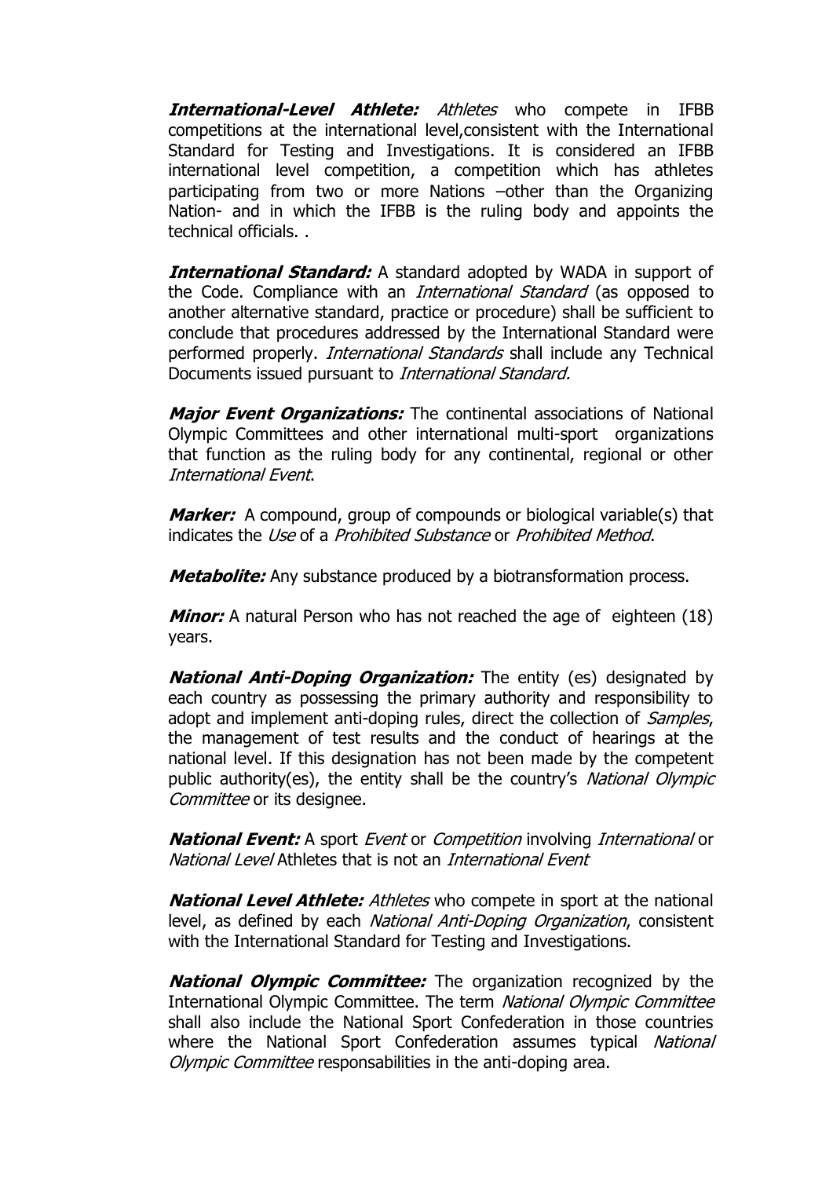***International-Level Athlete:*** *Athletes* who compete in IFBB competitions at the international level,consistent with the International Standard for Testing and Investigations. It is considered an IFBB international level competition, a competition which has athletes participating from two or more Nations –other than the Organizing Nation- and in which the IFBB is the ruling body and appoints the technical officials. .

***International Standard:*** A standard adopted by WADA in support of the Code. Compliance with an *International Standard* (as opposed to another alternative standard, practice or procedure) shall be sufficient to conclude that procedures addressed by the International Standard were performed properly. *International Standards* shall include any Technical Documents issued pursuant to *International Standard.*

***Major Event Organizations:*** The continental associations of National Olympic Committees and other international multi-sport organizations that function as the ruling body for any continental, regional or other *International Event*.

***Marker:*** A compound, group of compounds or biological variable(s) that indicates the *Use* of a *Prohibited Substance* or *Prohibited Method*.

***Metabolite:*** Any substance produced by a biotransformation process.

***Minor:*** A natural Person who has not reached the age of eighteen (18) years.

***National Anti-Doping Organization:*** The entity (es) designated by each country as possessing the primary authority and responsibility to adopt and implement anti-doping rules, direct the collection of *Samples*, the management of test results and the conduct of hearings at the national level. If this designation has not been made by the competent public authority(es), the entity shall be the country's *National Olympic Committee* or its designee.

***National Event:*** A sport *Event* or *Competition* involving *International* or *National Level* Athletes that is not an *International Event*

***National Level Athlete:*** *Athletes* who compete in sport at the national level, as defined by each *National Anti-Doping Organization*, consistent with the International Standard for Testing and Investigations.

***National Olympic Committee:*** The organization recognized by the International Olympic Committee. The term *National Olympic Committee* shall also include the National Sport Confederation in those countries where the National Sport Confederation assumes typical *National Olympic Committee* responsabilities in the anti-doping area.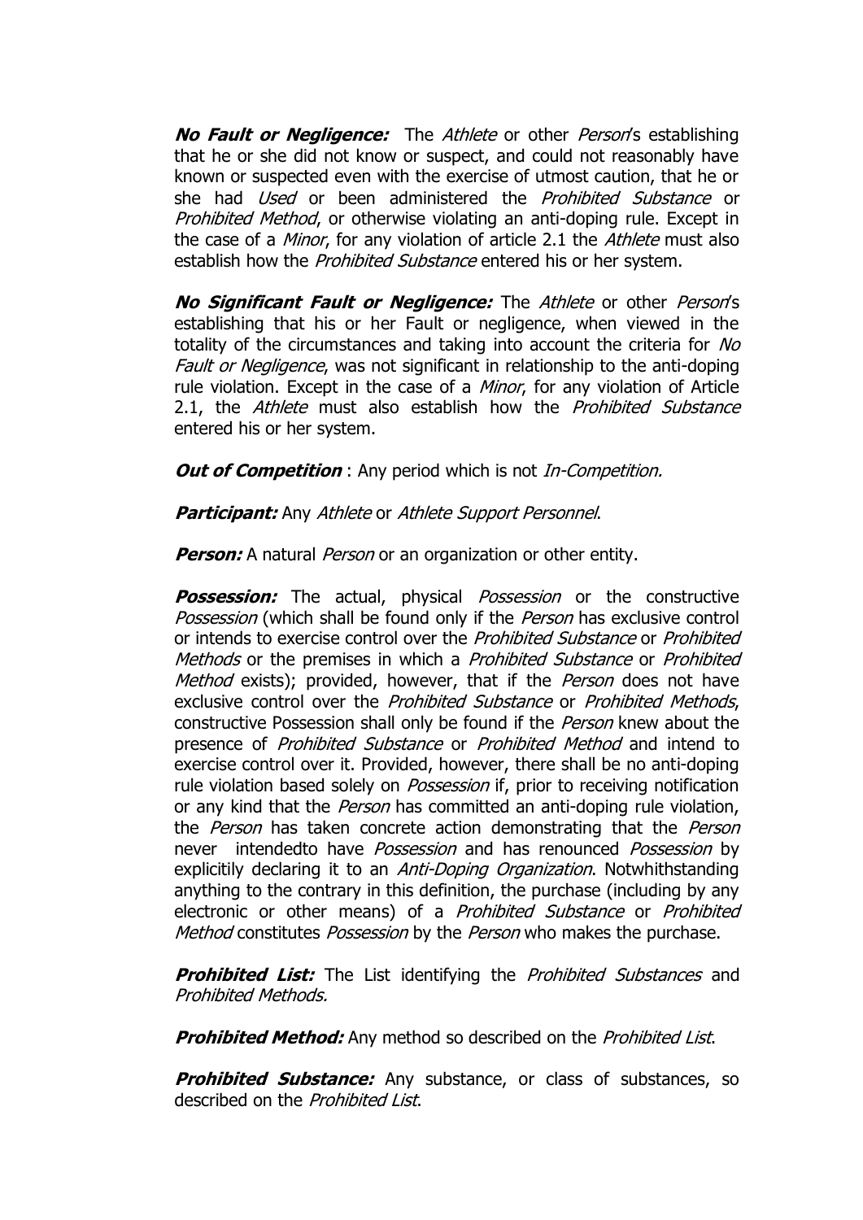***No Fault or Negligence:*** The *Athlete* or other *Person*'s establishing that he or she did not know or suspect, and could not reasonably have known or suspected even with the exercise of utmost caution, that he or she had *Used* or been administered the *Prohibited Substance* or *Prohibited Method*, or otherwise violating an anti-doping rule. Except in the case of a *Minor*, for any violation of article 2.1 the *Athlete* must also establish how the *Prohibited Substance* entered his or her system.

***No Significant Fault or Negligence:*** The *Athlete* or other *Person*'s establishing that his or her Fault or negligence, when viewed in the totality of the circumstances and taking into account the criteria for *No Fault or Negligence*, was not significant in relationship to the anti-doping rule violation. Except in the case of a *Minor*, for any violation of Article 2.1, the *Athlete* must also establish how the *Prohibited Substance* entered his or her system.

***Out of Competition*** : Any period which is not *In-Competition.*

***Participant:*** Any *Athlete* or *Athlete Support Personnel*.

***Person:*** A natural *Person* or an organization or other entity.

***Possession:*** The actual, physical *Possession* or the constructive *Possession* (which shall be found only if the *Person* has exclusive control or intends to exercise control over the *Prohibited Substance* or *Prohibited Methods* or the premises in which a *Prohibited Substance* or *Prohibited Method* exists); provided, however, that if the *Person* does not have exclusive control over the *Prohibited Substance* or *Prohibited Methods*, constructive Possession shall only be found if the *Person* knew about the presence of *Prohibited Substance* or *Prohibited Method* and intend to exercise control over it. Provided, however, there shall be no anti-doping rule violation based solely on *Possession* if, prior to receiving notification or any kind that the *Person* has committed an anti-doping rule violation, the *Person* has taken concrete action demonstrating that the *Person* never intendedto have *Possession* and has renounced *Possession* by explicitily declaring it to an *Anti-Doping Organization*. Notwhithstanding anything to the contrary in this definition, the purchase (including by any electronic or other means) of a *Prohibited Substance* or *Prohibited Method* constitutes *Possession* by the *Person* who makes the purchase.

***Prohibited List:*** The List identifying the *Prohibited Substances* and *Prohibited Methods.*

***Prohibited Method:*** Any method so described on the *Prohibited List*.

***Prohibited Substance:*** Any substance, or class of substances, so described on the *Prohibited List*.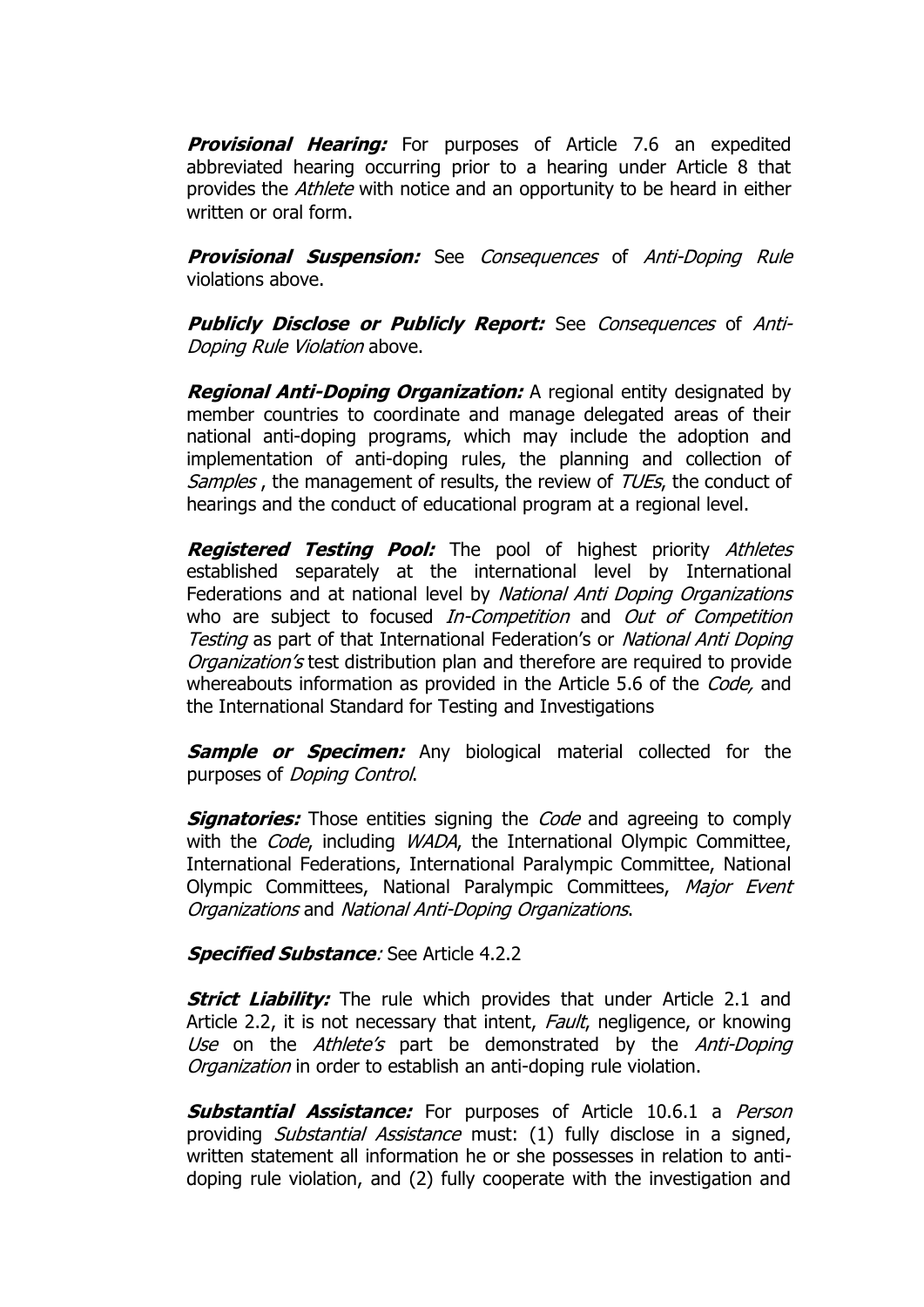***Provisional Hearing:*** For purposes of Article 7.6 an expedited abbreviated hearing occurring prior to a hearing under Article 8 that provides the *Athlete* with notice and an opportunity to be heard in either written or oral form.

***Provisional Suspension:*** See *Consequences* of *Anti-Doping Rule* violations above.

***Publicly Disclose or Publicly Report:*** See *Consequences* of *Anti-Doping Rule Violation* above.

***Regional Anti-Doping Organization:*** A regional entity designated by member countries to coordinate and manage delegated areas of their national anti-doping programs, which may include the adoption and implementation of anti-doping rules, the planning and collection of *Samples* , the management of results, the review of *TUEs*, the conduct of hearings and the conduct of educational program at a regional level.

***Registered Testing Pool:*** The pool of highest priority *Athletes* established separately at the international level by International Federations and at national level by *National Anti Doping Organizations* who are subject to focused *In-Competition* and *Out of Competition Testing* as part of that International Federation's or *National Anti Doping Organization's* test distribution plan and therefore are required to provide whereabouts information as provided in the Article 5.6 of the *Code,* and the International Standard for Testing and Investigations

***Sample or Specimen:*** Any biological material collected for the purposes of *Doping Control*.

***Signatories:*** Those entities signing the *Code* and agreeing to comply with the *Code*, including *WADA*, the International Olympic Committee, International Federations, International Paralympic Committee, National Olympic Committees, National Paralympic Committees, *Major Event Organizations* and *National Anti-Doping Organizations*.

***Specified Substance**:* See Article 4.2.2

***Strict Liability:*** The rule which provides that under Article 2.1 and Article 2.2, it is not necessary that intent, *Fault*, negligence, or knowing *Use* on the *Athlete's* part be demonstrated by the *Anti-Doping Organization* in order to establish an anti-doping rule violation.

***Substantial Assistance:*** For purposes of Article 10.6.1 a *Person* providing *Substantial Assistance* must: (1) fully disclose in a signed, written statement all information he or she possesses in relation to anti-doping rule violation, and (2) fully cooperate with the investigation and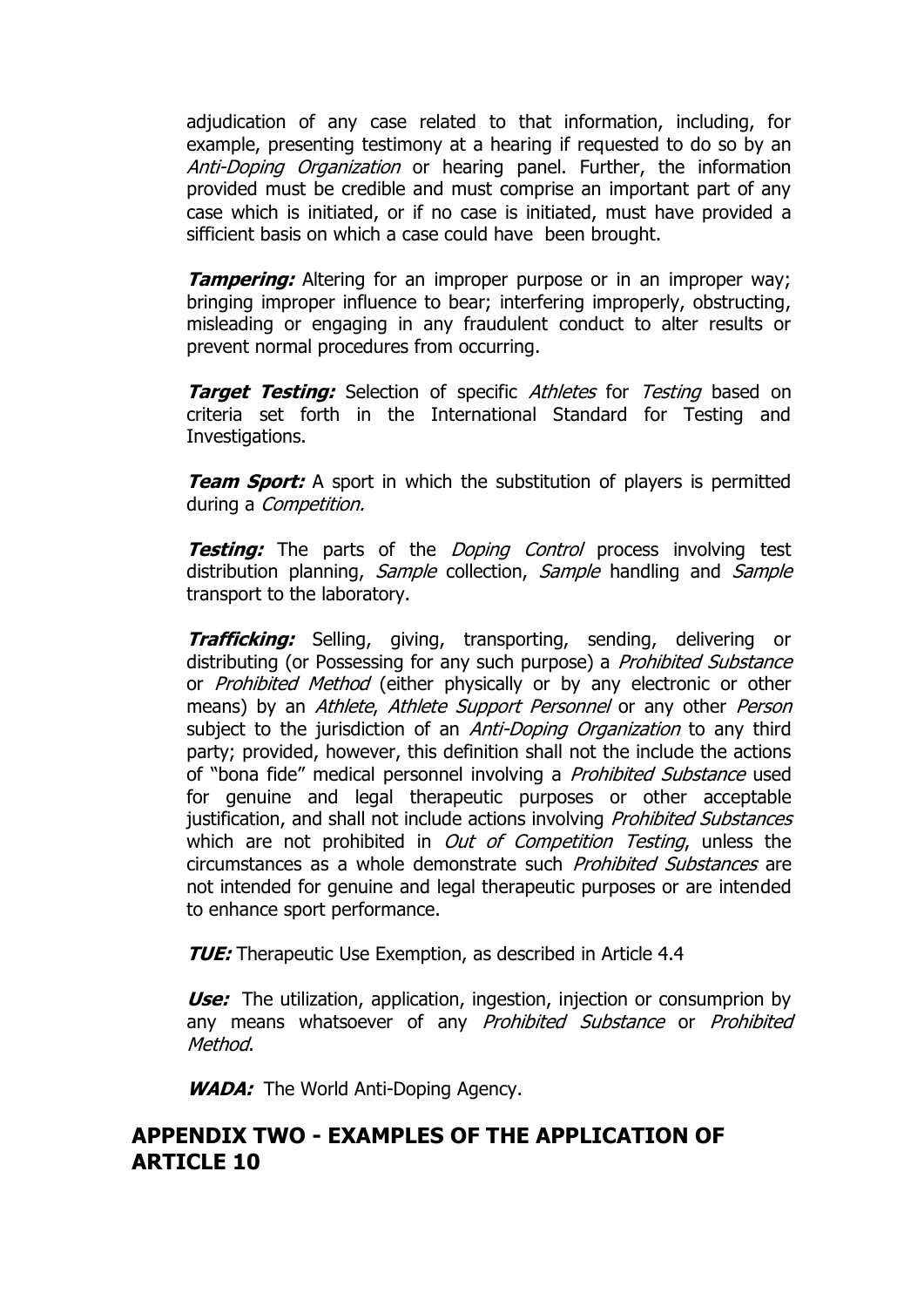adjudication of any case related to that information, including, for example, presenting testimony at a hearing if requested to do so by an *Anti-Doping Organization* or hearing panel. Further, the information provided must be credible and must comprise an important part of any case which is initiated, or if no case is initiated, must have provided a sifficient basis on which a case could have been brought.

***Tampering:*** Altering for an improper purpose or in an improper way; bringing improper influence to bear; interfering improperly, obstructing, misleading or engaging in any fraudulent conduct to alter results or prevent normal procedures from occurring.

***Target Testing:*** Selection of specific *Athletes* for *Testing* based on criteria set forth in the International Standard for Testing and Investigations.

***Team Sport:*** A sport in which the substitution of players is permitted during a *Competition.*

***Testing:*** The parts of the *Doping Control* process involving test distribution planning, *Sample* collection, *Sample* handling and *Sample* transport to the laboratory.

***Trafficking:*** Selling, giving, transporting, sending, delivering or distributing (or Possessing for any such purpose) a *Prohibited Substance* or *Prohibited Method* (either physically or by any electronic or other means) by an *Athlete*, *Athlete Support Personnel* or any other *Person* subject to the jurisdiction of an *Anti-Doping Organization* to any third party; provided, however, this definition shall not the include the actions of "bona fide" medical personnel involving a *Prohibited Substance* used for genuine and legal therapeutic purposes or other acceptable justification, and shall not include actions involving *Prohibited Substances* which are not prohibited in *Out of Competition Testing*, unless the circumstances as a whole demonstrate such *Prohibited Substances* are not intended for genuine and legal therapeutic purposes or are intended to enhance sport performance.

***TUE:*** Therapeutic Use Exemption, as described in Article 4.4

***Use:*** The utilization, application, ingestion, injection or consumprion by any means whatsoever of any *Prohibited Substance* or *Prohibited Method*.

***WADA:*** The World Anti-Doping Agency.

## APPENDIX TWO - EXAMPLES OF THE APPLICATION OF ARTICLE 10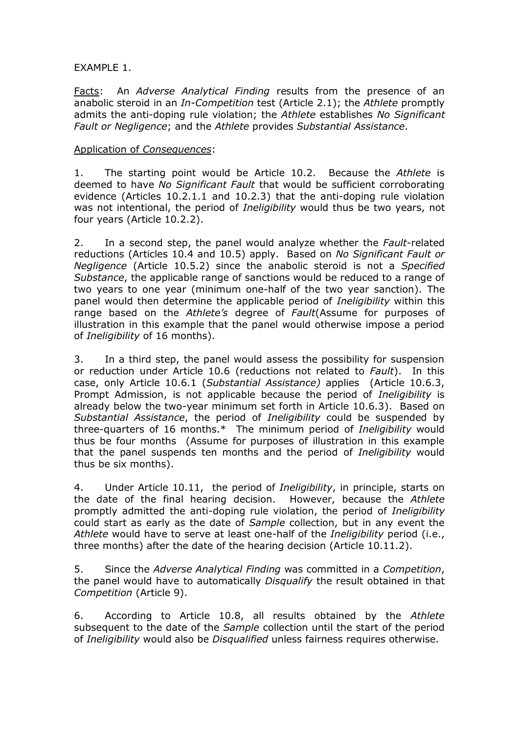EXAMPLE 1.

<u>Facts</u>: An *Adverse Analytical Finding* results from the presence of an anabolic steroid in an *In-Competition* test (Article 2.1); the *Athlete* promptly admits the anti-doping rule violation; the *Athlete* establishes *No Significant Fault or Negligence*; and the *Athlete* provides *Substantial Assistance*.

<u>Application of *Consequences*</u>:

1. The starting point would be Article 10.2. Because the *Athlete* is deemed to have *No Significant Fault* that would be sufficient corroborating evidence (Articles 10.2.1.1 and 10.2.3) that the anti-doping rule violation was not intentional, the period of *Ineligibility* would thus be two years, not four years (Article 10.2.2).

2. In a second step, the panel would analyze whether the *Fault*-related reductions (Articles 10.4 and 10.5) apply. Based on *No Significant Fault or Negligence* (Article 10.5.2) since the anabolic steroid is not a *Specified Substance*, the applicable range of sanctions would be reduced to a range of two years to one year (minimum one-half of the two year sanction). The panel would then determine the applicable period of *Ineligibility* within this range based on the *Athlete's* degree of *Fault*(Assume for purposes of illustration in this example that the panel would otherwise impose a period of *Ineligibility* of 16 months).

3. In a third step, the panel would assess the possibility for suspension or reduction under Article 10.6 (reductions not related to *Fault*). In this case, only Article 10.6.1 (*Substantial Assistance)* applies (Article 10.6.3, Prompt Admission, is not applicable because the period of *Ineligibility* is already below the two-year minimum set forth in Article 10.6.3). Based on *Substantial Assistance*, the period of *Ineligibility* could be suspended by three-quarters of 16 months.* The minimum period of *Ineligibility* would thus be four months (Assume for purposes of illustration in this example that the panel suspends ten months and the period of *Ineligibility* would thus be six months).

4. Under Article 10.11, the period of *Ineligibility*, in principle, starts on the date of the final hearing decision. However, because the *Athlete* promptly admitted the anti-doping rule violation, the period of *Ineligibility* could start as early as the date of *Sample* collection, but in any event the *Athlete* would have to serve at least one-half of the *Ineligibility* period (i.e., three months) after the date of the hearing decision (Article 10.11.2).

5. Since the *Adverse Analytical Finding* was committed in a *Competition*, the panel would have to automatically *Disqualify* the result obtained in that *Competition* (Article 9).

6. According to Article 10.8, all results obtained by the *Athlete* subsequent to the date of the *Sample* collection until the start of the period of *Ineligibility* would also be *Disqualified* unless fairness requires otherwise.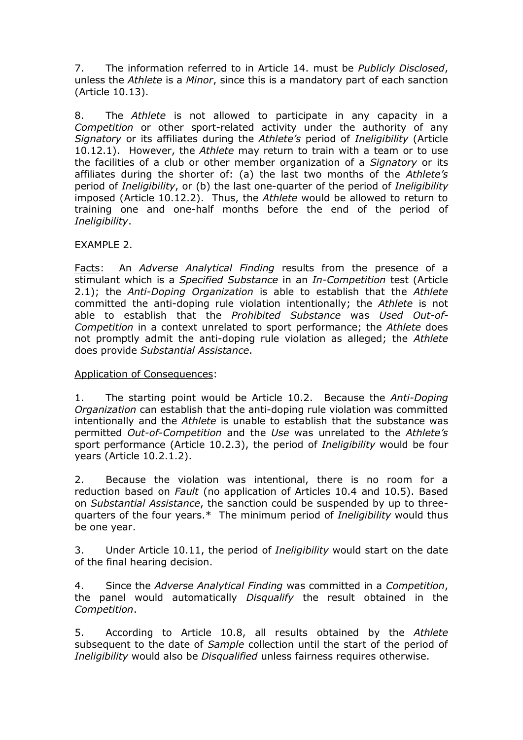7. The information referred to in Article 14. must be *Publicly Disclosed*, unless the *Athlete* is a *Minor*, since this is a mandatory part of each sanction (Article 10.13).

8. The *Athlete* is not allowed to participate in any capacity in a *Competition* or other sport-related activity under the authority of any *Signatory* or its affiliates during the *Athlete's* period of *Ineligibility* (Article 10.12.1). However, the *Athlete* may return to train with a team or to use the facilities of a club or other member organization of a *Signatory* or its affiliates during the shorter of: (a) the last two months of the *Athlete's* period of *Ineligibility*, or (b) the last one-quarter of the period of *Ineligibility* imposed (Article 10.12.2). Thus, the *Athlete* would be allowed to return to training one and one-half months before the end of the period of *Ineligibility*.

EXAMPLE 2.

<u>Facts</u>: An *Adverse Analytical Finding* results from the presence of a stimulant which is a *Specified Substance* in an *In-Competition* test (Article 2.1); the *Anti-Doping Organization* is able to establish that the *Athlete* committed the anti-doping rule violation intentionally; the *Athlete* is not able to establish that the *Prohibited Substance* was *Used Out-of-Competition* in a context unrelated to sport performance; the *Athlete* does not promptly admit the anti-doping rule violation as alleged; the *Athlete* does provide *Substantial Assistance*.

<u>Application of Consequences</u>:

1. The starting point would be Article 10.2. Because the *Anti-Doping Organization* can establish that the anti-doping rule violation was committed intentionally and the *Athlete* is unable to establish that the substance was permitted *Out-of-Competition* and the *Use* was unrelated to the *Athlete's* sport performance (Article 10.2.3), the period of *Ineligibility* would be four years (Article 10.2.1.2).

2. Because the violation was intentional, there is no room for a reduction based on *Fault* (no application of Articles 10.4 and 10.5). Based on *Substantial Assistance*, the sanction could be suspended by up to three-quarters of the four years.* The minimum period of *Ineligibility* would thus be one year.

3. Under Article 10.11, the period of *Ineligibility* would start on the date of the final hearing decision.

4. Since the *Adverse Analytical Finding* was committed in a *Competition*, the panel would automatically *Disqualify* the result obtained in the *Competition*.

5. According to Article 10.8, all results obtained by the *Athlete* subsequent to the date of *Sample* collection until the start of the period of *Ineligibility* would also be *Disqualified* unless fairness requires otherwise.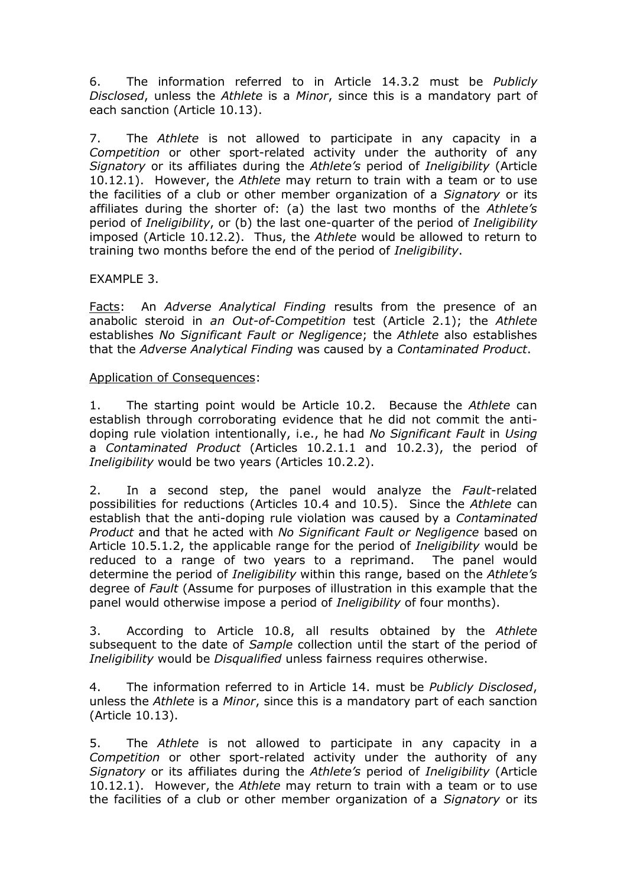6. The information referred to in Article 14.3.2 must be *Publicly Disclosed*, unless the *Athlete* is a *Minor*, since this is a mandatory part of each sanction (Article 10.13).

7. The *Athlete* is not allowed to participate in any capacity in a *Competition* or other sport-related activity under the authority of any *Signatory* or its affiliates during the *Athlete's* period of *Ineligibility* (Article 10.12.1). However, the *Athlete* may return to train with a team or to use the facilities of a club or other member organization of a *Signatory* or its affiliates during the shorter of: (a) the last two months of the *Athlete's* period of *Ineligibility*, or (b) the last one-quarter of the period of *Ineligibility* imposed (Article 10.12.2). Thus, the *Athlete* would be allowed to return to training two months before the end of the period of *Ineligibility*.

EXAMPLE 3.

Facts: An *Adverse Analytical Finding* results from the presence of an anabolic steroid in *an Out-of-Competition* test (Article 2.1); the *Athlete* establishes *No Significant Fault or Negligence*; the *Athlete* also establishes that the *Adverse Analytical Finding* was caused by a *Contaminated Product*.

Application of Consequences:

1. The starting point would be Article 10.2. Because the *Athlete* can establish through corroborating evidence that he did not commit the anti-doping rule violation intentionally, i.e., he had *No Significant Fault* in *Using* a *Contaminated Product* (Articles 10.2.1.1 and 10.2.3), the period of *Ineligibility* would be two years (Articles 10.2.2).

2. In a second step, the panel would analyze the *Fault*-related possibilities for reductions (Articles 10.4 and 10.5). Since the *Athlete* can establish that the anti-doping rule violation was caused by a *Contaminated Product* and that he acted with *No Significant Fault or Negligence* based on Article 10.5.1.2, the applicable range for the period of *Ineligibility* would be reduced to a range of two years to a reprimand. The panel would determine the period of *Ineligibility* within this range, based on the *Athlete's* degree of *Fault* (Assume for purposes of illustration in this example that the panel would otherwise impose a period of *Ineligibility* of four months).

3. According to Article 10.8, all results obtained by the *Athlete* subsequent to the date of *Sample* collection until the start of the period of *Ineligibility* would be *Disqualified* unless fairness requires otherwise.

4. The information referred to in Article 14. must be *Publicly Disclosed*, unless the *Athlete* is a *Minor*, since this is a mandatory part of each sanction (Article 10.13).

5. The *Athlete* is not allowed to participate in any capacity in a *Competition* or other sport-related activity under the authority of any *Signatory* or its affiliates during the *Athlete's* period of *Ineligibility* (Article 10.12.1). However, the *Athlete* may return to train with a team or to use the facilities of a club or other member organization of a *Signatory* or its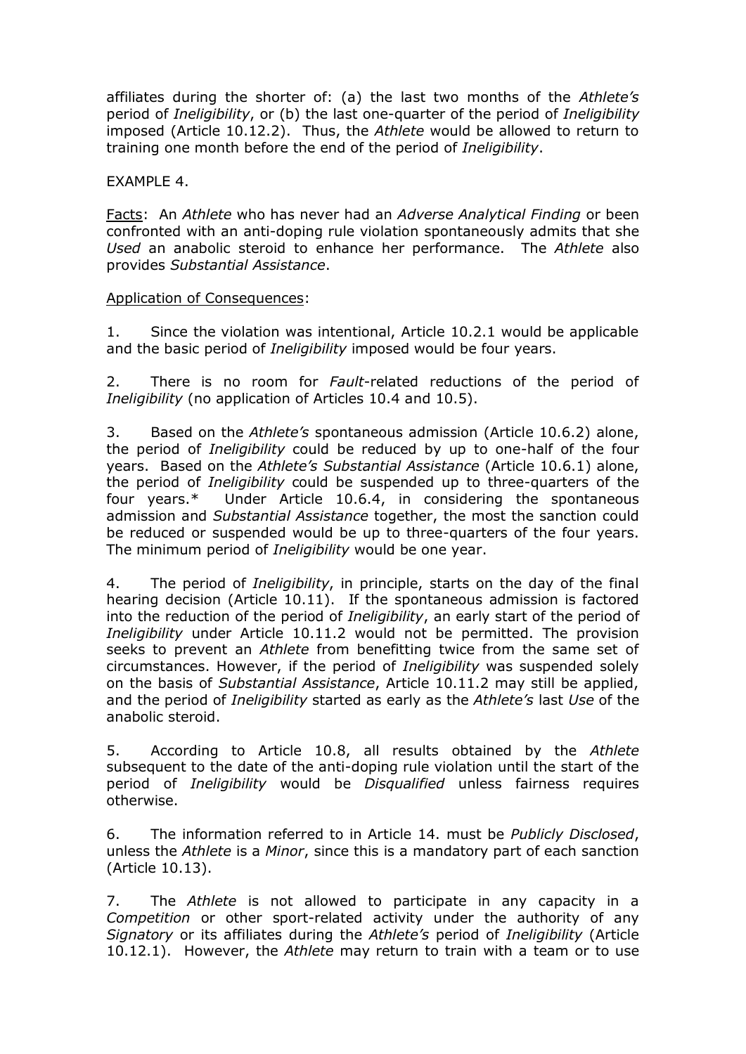affiliates during the shorter of: (a) the last two months of the *Athlete's* period of *Ineligibility*, or (b) the last one-quarter of the period of *Ineligibility* imposed (Article 10.12.2). Thus, the *Athlete* would be allowed to return to training one month before the end of the period of *Ineligibility*.

EXAMPLE 4.

Facts: An *Athlete* who has never had an *Adverse Analytical Finding* or been confronted with an anti-doping rule violation spontaneously admits that she *Used* an anabolic steroid to enhance her performance. The *Athlete* also provides *Substantial Assistance*.

Application of Consequences:

1. Since the violation was intentional, Article 10.2.1 would be applicable and the basic period of *Ineligibility* imposed would be four years.

2. There is no room for *Fault*-related reductions of the period of *Ineligibility* (no application of Articles 10.4 and 10.5).

3. Based on the *Athlete's* spontaneous admission (Article 10.6.2) alone, the period of *Ineligibility* could be reduced by up to one-half of the four years. Based on the *Athlete's Substantial Assistance* (Article 10.6.1) alone, the period of *Ineligibility* could be suspended up to three-quarters of the four years.* Under Article 10.6.4, in considering the spontaneous admission and *Substantial Assistance* together, the most the sanction could be reduced or suspended would be up to three-quarters of the four years. The minimum period of *Ineligibility* would be one year.

4. The period of *Ineligibility*, in principle, starts on the day of the final hearing decision (Article 10.11). If the spontaneous admission is factored into the reduction of the period of *Ineligibility*, an early start of the period of *Ineligibility* under Article 10.11.2 would not be permitted. The provision seeks to prevent an *Athlete* from benefitting twice from the same set of circumstances. However, if the period of *Ineligibility* was suspended solely on the basis of *Substantial Assistance*, Article 10.11.2 may still be applied, and the period of *Ineligibility* started as early as the *Athlete's* last *Use* of the anabolic steroid.

5. According to Article 10.8, all results obtained by the *Athlete* subsequent to the date of the anti-doping rule violation until the start of the period of *Ineligibility* would be *Disqualified* unless fairness requires otherwise.

6. The information referred to in Article 14. must be *Publicly Disclosed*, unless the *Athlete* is a *Minor*, since this is a mandatory part of each sanction (Article 10.13).

7. The *Athlete* is not allowed to participate in any capacity in a *Competition* or other sport-related activity under the authority of any *Signatory* or its affiliates during the *Athlete's* period of *Ineligibility* (Article 10.12.1). However, the *Athlete* may return to train with a team or to use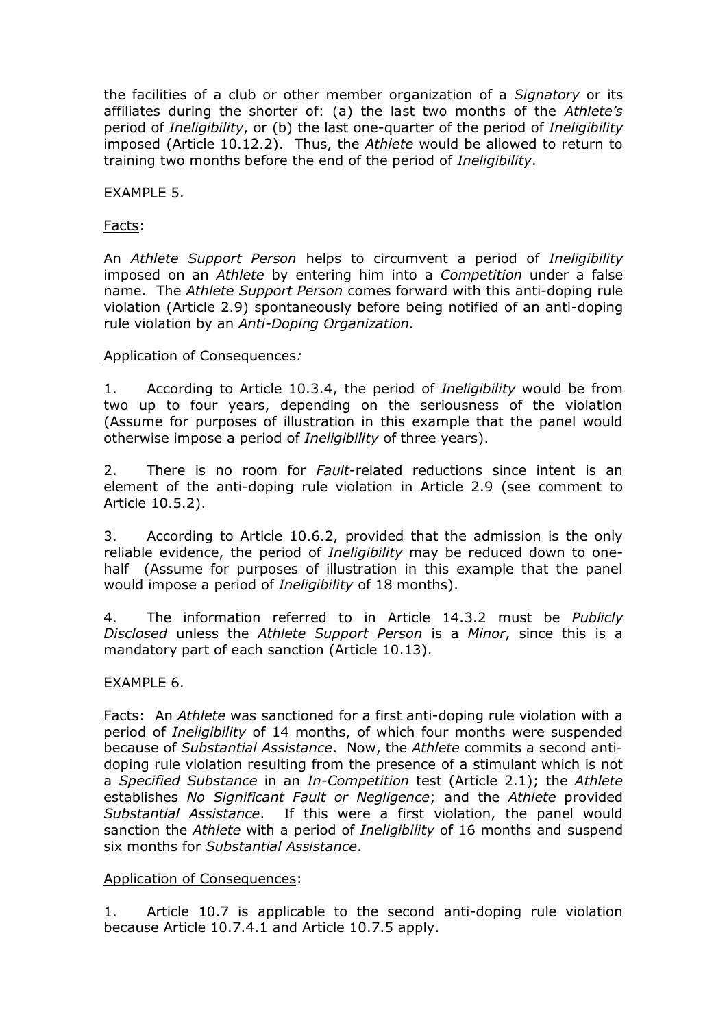the facilities of a club or other member organization of a *Signatory* or its affiliates during the shorter of: (a) the last two months of the *Athlete's* period of *Ineligibility*, or (b) the last one-quarter of the period of *Ineligibility* imposed (Article 10.12.2). Thus, the *Athlete* would be allowed to return to training two months before the end of the period of *Ineligibility*.

EXAMPLE 5.

Facts:

An *Athlete Support Person* helps to circumvent a period of *Ineligibility* imposed on an *Athlete* by entering him into a *Competition* under a false name. The *Athlete Support Person* comes forward with this anti-doping rule violation (Article 2.9) spontaneously before being notified of an anti-doping rule violation by an *Anti-Doping Organization.*

Application of Consequences*:*

1. According to Article 10.3.4, the period of *Ineligibility* would be from two up to four years, depending on the seriousness of the violation (Assume for purposes of illustration in this example that the panel would otherwise impose a period of *Ineligibility* of three years).

2. There is no room for *Fault*-related reductions since intent is an element of the anti-doping rule violation in Article 2.9 (see comment to Article 10.5.2).

3. According to Article 10.6.2, provided that the admission is the only reliable evidence, the period of *Ineligibility* may be reduced down to one-half (Assume for purposes of illustration in this example that the panel would impose a period of *Ineligibility* of 18 months).

4. The information referred to in Article 14.3.2 must be *Publicly Disclosed* unless the *Athlete Support Person* is a *Minor*, since this is a mandatory part of each sanction (Article 10.13).

EXAMPLE 6.

Facts: An *Athlete* was sanctioned for a first anti-doping rule violation with a period of *Ineligibility* of 14 months, of which four months were suspended because of *Substantial Assistance*. Now, the *Athlete* commits a second anti-doping rule violation resulting from the presence of a stimulant which is not a *Specified Substance* in an *In-Competition* test (Article 2.1); the *Athlete* establishes *No Significant Fault or Negligence*; and the *Athlete* provided *Substantial Assistance*. If this were a first violation, the panel would sanction the *Athlete* with a period of *Ineligibility* of 16 months and suspend six months for *Substantial Assistance*.

Application of Consequences:

1. Article 10.7 is applicable to the second anti-doping rule violation because Article 10.7.4.1 and Article 10.7.5 apply.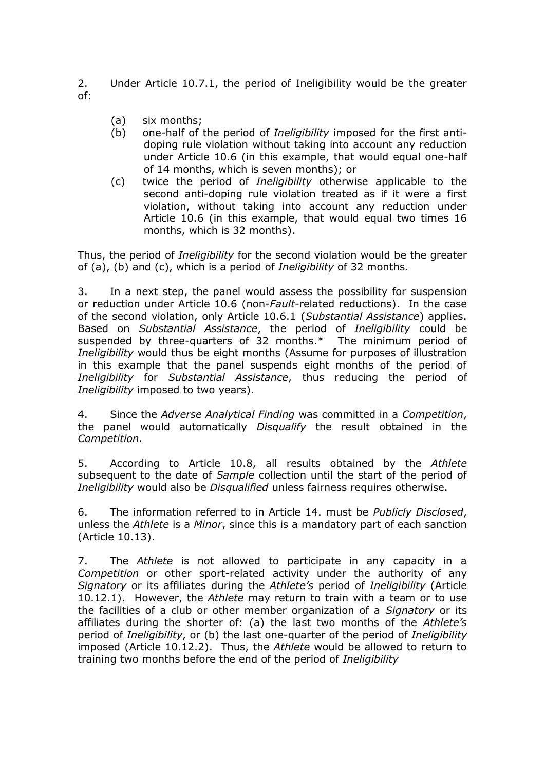2. Under Article 10.7.1, the period of Ineligibility would be the greater of:

(a) six months;

(b) one-half of the period of *Ineligibility* imposed for the first anti-doping rule violation without taking into account any reduction under Article 10.6 (in this example, that would equal one-half of 14 months, which is seven months); or

(c) twice the period of *Ineligibility* otherwise applicable to the second anti-doping rule violation treated as if it were a first violation, without taking into account any reduction under Article 10.6 (in this example, that would equal two times 16 months, which is 32 months).

Thus, the period of *Ineligibility* for the second violation would be the greater of (a), (b) and (c), which is a period of *Ineligibility* of 32 months.

3. In a next step, the panel would assess the possibility for suspension or reduction under Article 10.6 (non-*Fault*-related reductions). In the case of the second violation, only Article 10.6.1 (*Substantial Assistance*) applies. Based on *Substantial Assistance*, the period of *Ineligibility* could be suspended by three-quarters of 32 months.* The minimum period of *Ineligibility* would thus be eight months (Assume for purposes of illustration in this example that the panel suspends eight months of the period of *Ineligibility* for *Substantial Assistance*, thus reducing the period of *Ineligibility* imposed to two years).

4. Since the *Adverse Analytical Finding* was committed in a *Competition*, the panel would automatically *Disqualify* the result obtained in the *Competition.*

5. According to Article 10.8, all results obtained by the *Athlete* subsequent to the date of *Sample* collection until the start of the period of *Ineligibility* would also be *Disqualified* unless fairness requires otherwise.

6. The information referred to in Article 14. must be *Publicly Disclosed*, unless the *Athlete* is a *Minor*, since this is a mandatory part of each sanction (Article 10.13).

7. The *Athlete* is not allowed to participate in any capacity in a *Competition* or other sport-related activity under the authority of any *Signatory* or its affiliates during the *Athlete's* period of *Ineligibility* (Article 10.12.1). However, the *Athlete* may return to train with a team or to use the facilities of a club or other member organization of a *Signatory* or its affiliates during the shorter of: (a) the last two months of the *Athlete's* period of *Ineligibility*, or (b) the last one-quarter of the period of *Ineligibility* imposed (Article 10.12.2). Thus, the *Athlete* would be allowed to return to training two months before the end of the period of *Ineligibility*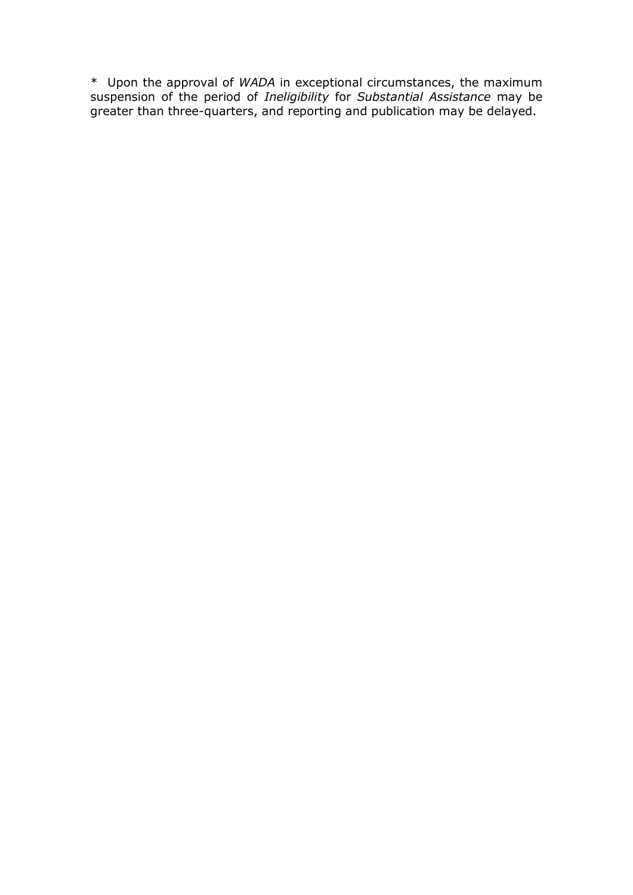\* Upon the approval of *WADA* in exceptional circumstances, the maximum suspension of the period of *Ineligibility* for *Substantial Assistance* may be greater than three-quarters, and reporting and publication may be delayed.